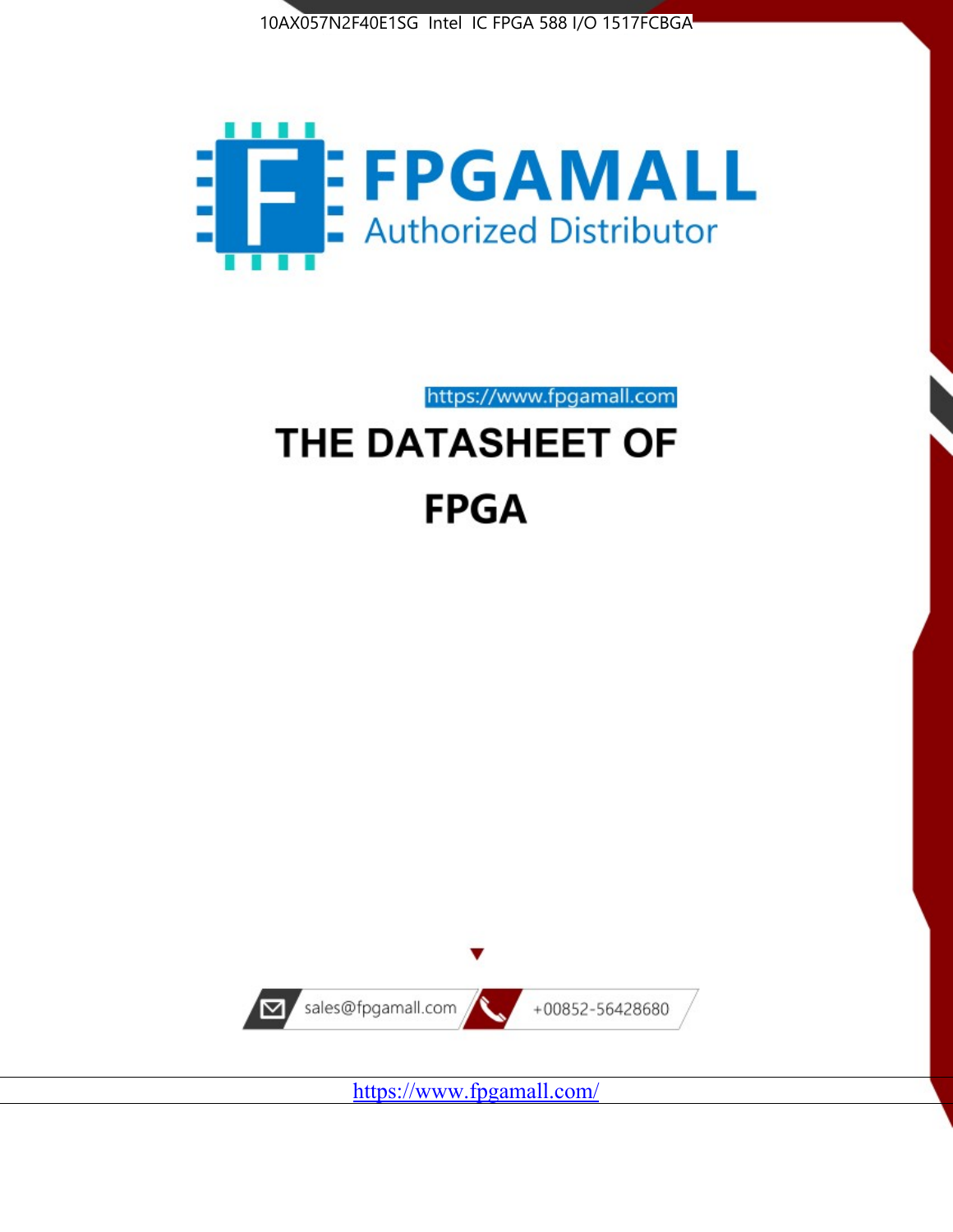10AX057N2F40E1SG Intel IC FPGA 588 I/O 1517FCBGA

# FPGAMALL

Authorized Distributor

https://www.fpgamall.com

# THE DATASHEET OF

# FPGA

sales@fpgamall.com

+00852-56428680

https://www.fpgamall.com/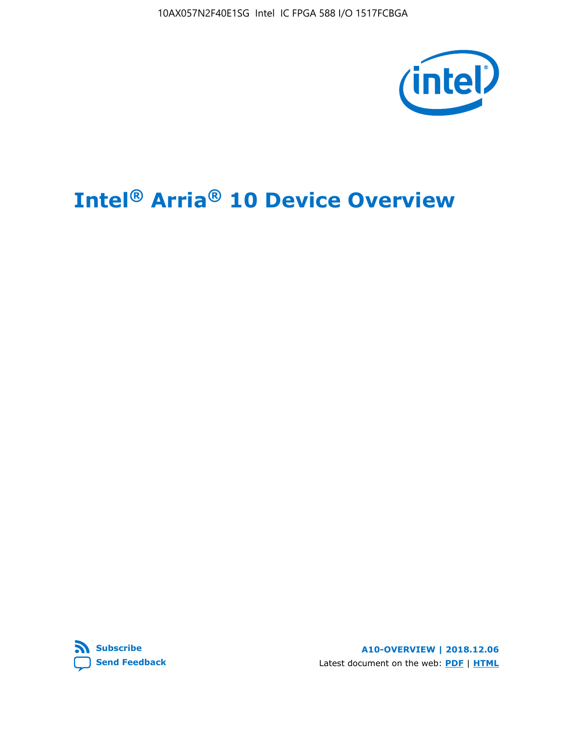10AX057N2F40E1SG Intel IC FPGA 588 I/O 1517FCBGA

# Intel® Arria® 10 Device Overview

Subscribe

Send Feedback

A10-OVERVIEW | 2018.12.06

Latest document on the web: PDF | HTML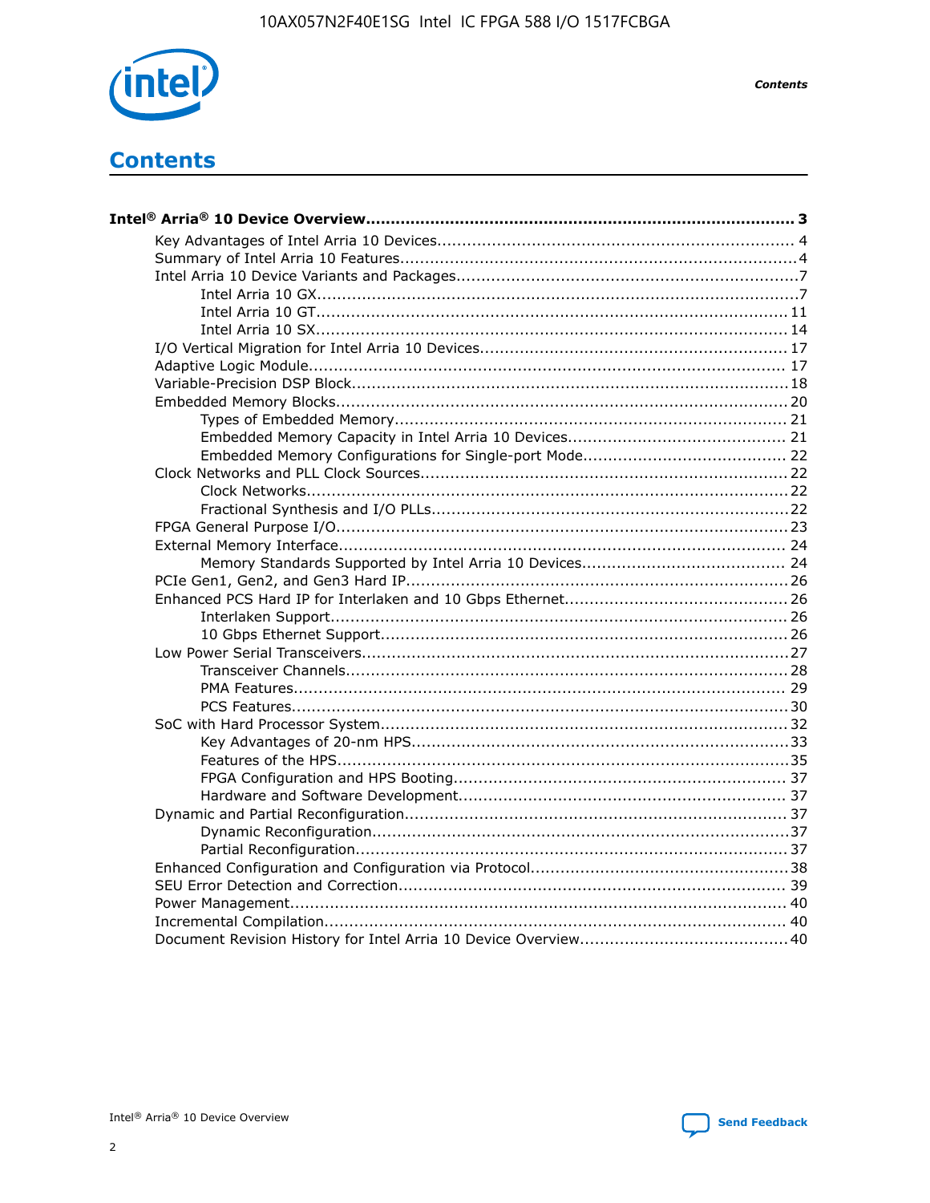# Contents

**Intel® Arria® 10 Device Overview....................................................................................... 3**

- Key Advantages of Intel Arria 10 Devices........................................................................ 4
- Summary of Intel Arria 10 Features................................................................................4
- Intel Arria 10 Device Variants and Packages.....................................................................7
  - Intel Arria 10 GX.................................................................................................7
  - Intel Arria 10 GT............................................................................................... 11
  - Intel Arria 10 SX............................................................................................... 14
- I/O Vertical Migration for Intel Arria 10 Devices.............................................................. 17
- Adaptive Logic Module................................................................................................ 17
- Variable-Precision DSP Block.......................................................................................18
- Embedded Memory Blocks........................................................................................... 20
  - Types of Embedded Memory............................................................................... 21
  - Embedded Memory Capacity in Intel Arria 10 Devices............................................ 21
  - Embedded Memory Configurations for Single-port Mode......................................... 22
- Clock Networks and PLL Clock Sources.........................................................................22
  - Clock Networks.................................................................................................22
  - Fractional Synthesis and I/O PLLs........................................................................22
- FPGA General Purpose I/O.......................................................................................... 23
- External Memory Interface.......................................................................................... 24
  - Memory Standards Supported by Intel Arria 10 Devices......................................... 24
- PCIe Gen1, Gen2, and Gen3 Hard IP............................................................................26
- Enhanced PCS Hard IP for Interlaken and 10 Gbps Ethernet.............................................26
  - Interlaken Support............................................................................................ 26
  - 10 Gbps Ethernet Support.................................................................................. 26
- Low Power Serial Transceivers.....................................................................................27
  - Transceiver Channels.........................................................................................28
  - PMA Features................................................................................................... 29
  - PCS Features....................................................................................................30
- SoC with Hard Processor System..................................................................................32
  - Key Advantages of 20-nm HPS............................................................................33
  - Features of the HPS...........................................................................................35
  - FPGA Configuration and HPS Booting................................................................... 37
  - Hardware and Software Development.................................................................. 37
- Dynamic and Partial Reconfiguration............................................................................37
  - Dynamic Reconfiguration...................................................................................37
  - Partial Reconfiguration.......................................................................................37
- Enhanced Configuration and Configuration via Protocol....................................................38
- SEU Error Detection and Correction............................................................................. 39
- Power Management................................................................................................... 40
- Incremental Compilation............................................................................................ 40
- Document Revision History for Intel Arria 10 Device Overview..........................................40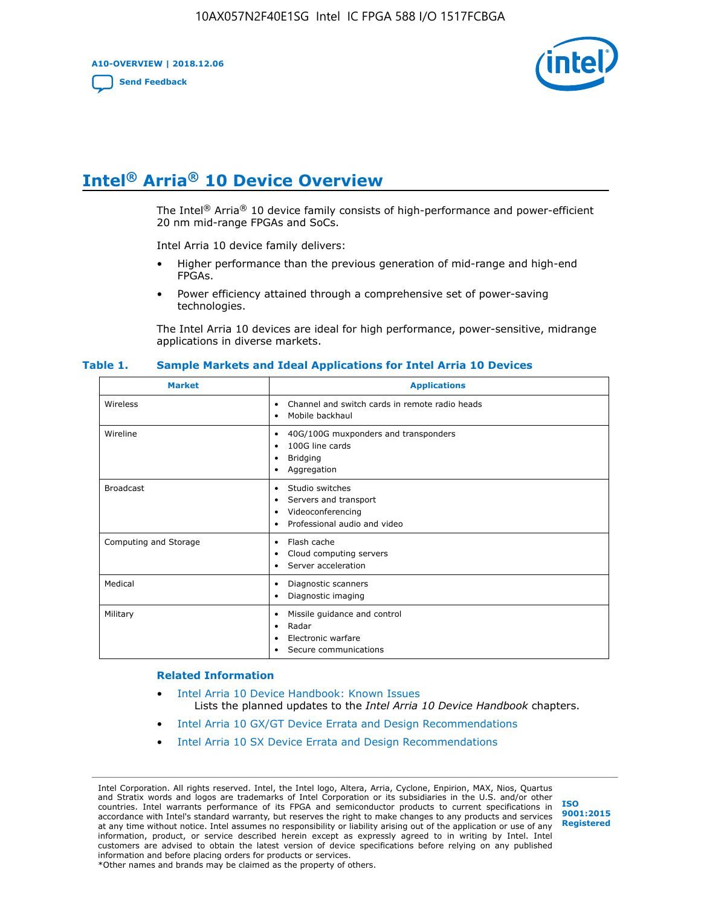# Intel® Arria® 10 Device Overview

The Intel® Arria® 10 device family consists of high-performance and power-efficient 20 nm mid-range FPGAs and SoCs.

Intel Arria 10 device family delivers:

- Higher performance than the previous generation of mid-range and high-end FPGAs.
- Power efficiency attained through a comprehensive set of power-saving technologies.

The Intel Arria 10 devices are ideal for high performance, power-sensitive, midrange applications in diverse markets.

**Table 1. Sample Markets and Ideal Applications for Intel Arria 10 Devices**

| Market | Applications |
|---|---|
| Wireless | • Channel and switch cards in remote radio heads<br>• Mobile backhaul |
| Wireline | • 40G/100G muxponders and transponders<br>• 100G line cards<br>• Bridging<br>• Aggregation |
| Broadcast | • Studio switches<br>• Servers and transport<br>• Videoconferencing<br>• Professional audio and video |
| Computing and Storage | • Flash cache<br>• Cloud computing servers<br>• Server acceleration |
| Medical | • Diagnostic scanners<br>• Diagnostic imaging |
| Military | • Missile guidance and control<br>• Radar<br>• Electronic warfare<br>• Secure communications |

## Related Information

- Intel Arria 10 Device Handbook: Known Issues
  Lists the planned updates to the *Intel Arria 10 Device Handbook* chapters.
- Intel Arria 10 GX/GT Device Errata and Design Recommendations
- Intel Arria 10 SX Device Errata and Design Recommendations

Intel Corporation. All rights reserved. Intel, the Intel logo, Altera, Arria, Cyclone, Enpirion, MAX, Nios, Quartus and Stratix words and logos are trademarks of Intel Corporation or its subsidiaries in the U.S. and/or other countries. Intel warrants performance of its FPGA and semiconductor products to current specifications in accordance with Intel's standard warranty, but reserves the right to make changes to any products and services at any time without notice. Intel assumes no responsibility or liability arising out of the application or use of any information, product, or service described herein except as expressly agreed to in writing by Intel. Intel customers are advised to obtain the latest version of device specifications before relying on any published information and before placing orders for products or services.
*Other names and brands may be claimed as the property of others.

ISO 9001:2015 Registered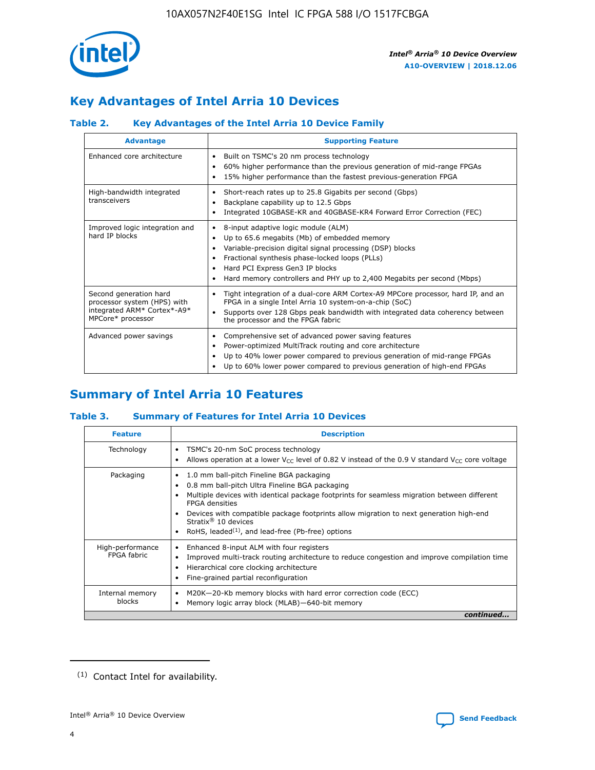## Key Advantages of Intel Arria 10 Devices

### Table 2. Key Advantages of the Intel Arria 10 Device Family

| Advantage | Supporting Feature |
|---|---|
| Enhanced core architecture | • Built on TSMC's 20 nm process technology<br>• 60% higher performance than the previous generation of mid-range FPGAs<br>• 15% higher performance than the fastest previous-generation FPGA |
| High-bandwidth integrated transceivers | • Short-reach rates up to 25.8 Gigabits per second (Gbps)<br>• Backplane capability up to 12.5 Gbps<br>• Integrated 10GBASE-KR and 40GBASE-KR4 Forward Error Correction (FEC) |
| Improved logic integration and hard IP blocks | • 8-input adaptive logic module (ALM)<br>• Up to 65.6 megabits (Mb) of embedded memory<br>• Variable-precision digital signal processing (DSP) blocks<br>• Fractional synthesis phase-locked loops (PLLs)<br>• Hard PCI Express Gen3 IP blocks<br>• Hard memory controllers and PHY up to 2,400 Megabits per second (Mbps) |
| Second generation hard processor system (HPS) with integrated ARM* Cortex*-A9* MPCore* processor | • Tight integration of a dual-core ARM Cortex-A9 MPCore processor, hard IP, and an FPGA in a single Intel Arria 10 system-on-a-chip (SoC)<br>• Supports over 128 Gbps peak bandwidth with integrated data coherency between the processor and the FPGA fabric |
| Advanced power savings | • Comprehensive set of advanced power saving features<br>• Power-optimized MultiTrack routing and core architecture<br>• Up to 40% lower power compared to previous generation of mid-range FPGAs<br>• Up to 60% lower power compared to previous generation of high-end FPGAs |

## Summary of Intel Arria 10 Features

### Table 3. Summary of Features for Intel Arria 10 Devices

| Feature | Description |
|---|---|
| Technology | • TSMC's 20-nm SoC process technology<br>• Allows operation at a lower $V_{CC}$ level of 0.82 V instead of the 0.9 V standard $V_{CC}$ core voltage |
| Packaging | • 1.0 mm ball-pitch Fineline BGA packaging<br>• 0.8 mm ball-pitch Ultra Fineline BGA packaging<br>• Multiple devices with identical package footprints for seamless migration between different FPGA densities<br>• Devices with compatible package footprints allow migration to next generation high-end Stratix® 10 devices<br>• RoHS, leaded[(1)], and lead-free (Pb-free) options |
| High-performance FPGA fabric | • Enhanced 8-input ALM with four registers<br>• Improved multi-track routing architecture to reduce congestion and improve compilation time<br>• Hierarchical core clocking architecture<br>• Fine-grained partial reconfiguration |
| Internal memory blocks | • M20K—20-Kb memory blocks with hard error correction code (ECC)<br>• Memory logic array block (MLAB)—640-bit memory |

*continued...*

(1) Contact Intel for availability.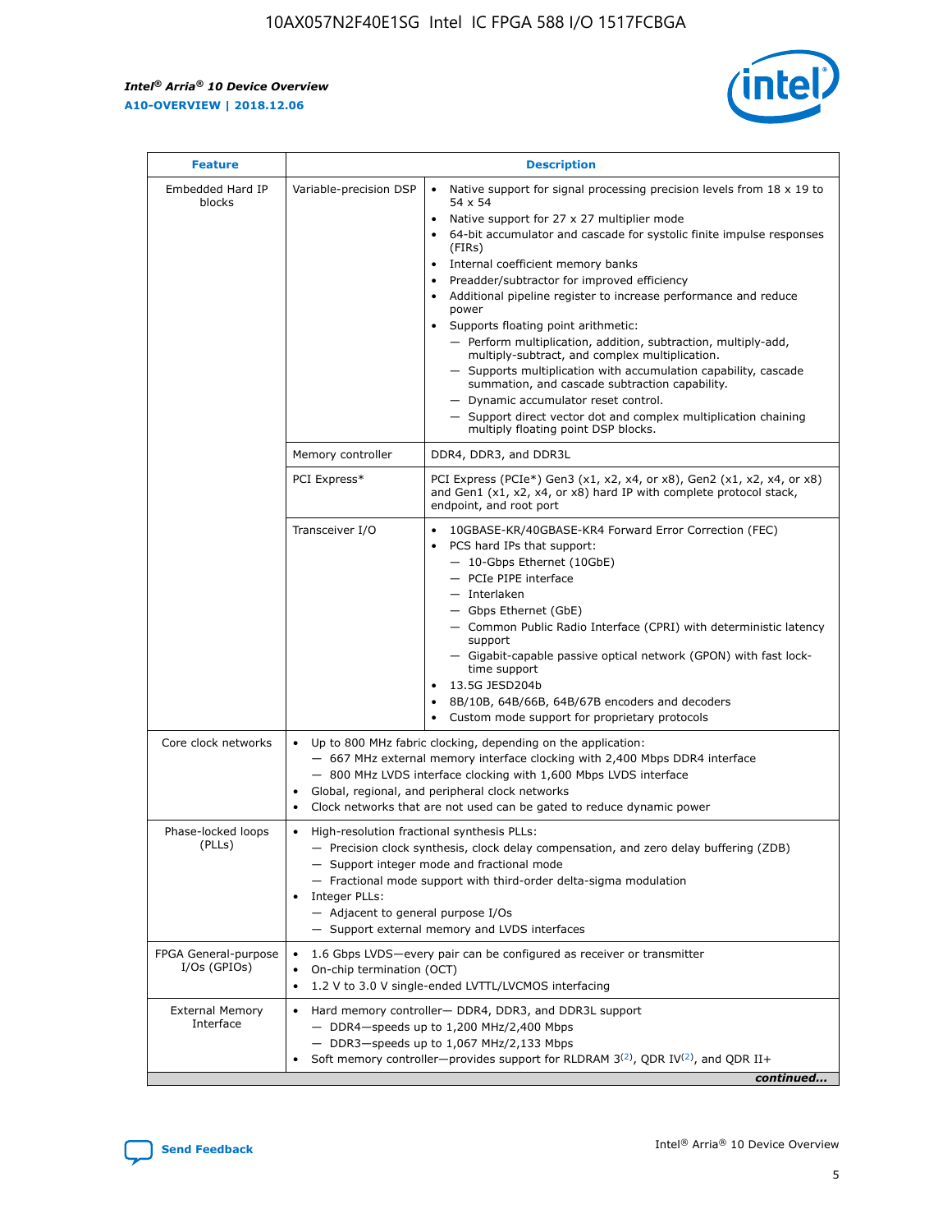| Feature | Description | |
|---|---|---|
| Embedded Hard IP blocks | Variable-precision DSP | • Native support for signal processing precision levels from 18 x 19 to 54 x 54<br>• Native support for 27 x 27 multiplier mode<br>• 64-bit accumulator and cascade for systolic finite impulse responses (FIRs)<br>• Internal coefficient memory banks<br>• Preadder/subtractor for improved efficiency<br>• Additional pipeline register to increase performance and reduce power<br>• Supports floating point arithmetic:<br>— Perform multiplication, addition, subtraction, multiply-add, multiply-subtract, and complex multiplication.<br>— Supports multiplication with accumulation capability, cascade summation, and cascade subtraction capability.<br>— Dynamic accumulator reset control.<br>— Support direct vector dot and complex multiplication chaining multiply floating point DSP blocks. |
| | Memory controller | DDR4, DDR3, and DDR3L |
| | PCI Express* | PCI Express (PCIe*) Gen3 (x1, x2, x4, or x8), Gen2 (x1, x2, x4, or x8) and Gen1 (x1, x2, x4, or x8) hard IP with complete protocol stack, endpoint, and root port |
| | Transceiver I/O | • 10GBASE-KR/40GBASE-KR4 Forward Error Correction (FEC)<br>• PCS hard IPs that support:<br>— 10-Gbps Ethernet (10GbE)<br>— PCIe PIPE interface<br>— Interlaken<br>— Gbps Ethernet (GbE)<br>— Common Public Radio Interface (CPRI) with deterministic latency support<br>— Gigabit-capable passive optical network (GPON) with fast lock-time support<br>• 13.5G JESD204b<br>• 8B/10B, 64B/66B, 64B/67B encoders and decoders<br>• Custom mode support for proprietary protocols |
| Core clock networks | • Up to 800 MHz fabric clocking, depending on the application:<br>— 667 MHz external memory interface clocking with 2,400 Mbps DDR4 interface<br>— 800 MHz LVDS interface clocking with 1,600 Mbps LVDS interface<br>• Global, regional, and peripheral clock networks<br>• Clock networks that are not used can be gated to reduce dynamic power | |
| Phase-locked loops (PLLs) | • High-resolution fractional synthesis PLLs:<br>— Precision clock synthesis, clock delay compensation, and zero delay buffering (ZDB)<br>— Support integer mode and fractional mode<br>— Fractional mode support with third-order delta-sigma modulation<br>• Integer PLLs:<br>— Adjacent to general purpose I/Os<br>— Support external memory and LVDS interfaces | |
| FPGA General-purpose I/Os (GPIOs) | • 1.6 Gbps LVDS—every pair can be configured as receiver or transmitter<br>• On-chip termination (OCT)<br>• 1.2 V to 3.0 V single-ended LVTTL/LVCMOS interfacing | |
| External Memory Interface | • Hard memory controller— DDR4, DDR3, and DDR3L support<br>— DDR4—speeds up to 1,200 MHz/2,400 Mbps<br>— DDR3—speeds up to 1,067 MHz/2,133 Mbps<br>• Soft memory controller—provides support for RLDRAM 3[(2)], QDR IV[(2)], and QDR II+ | |

*continued...*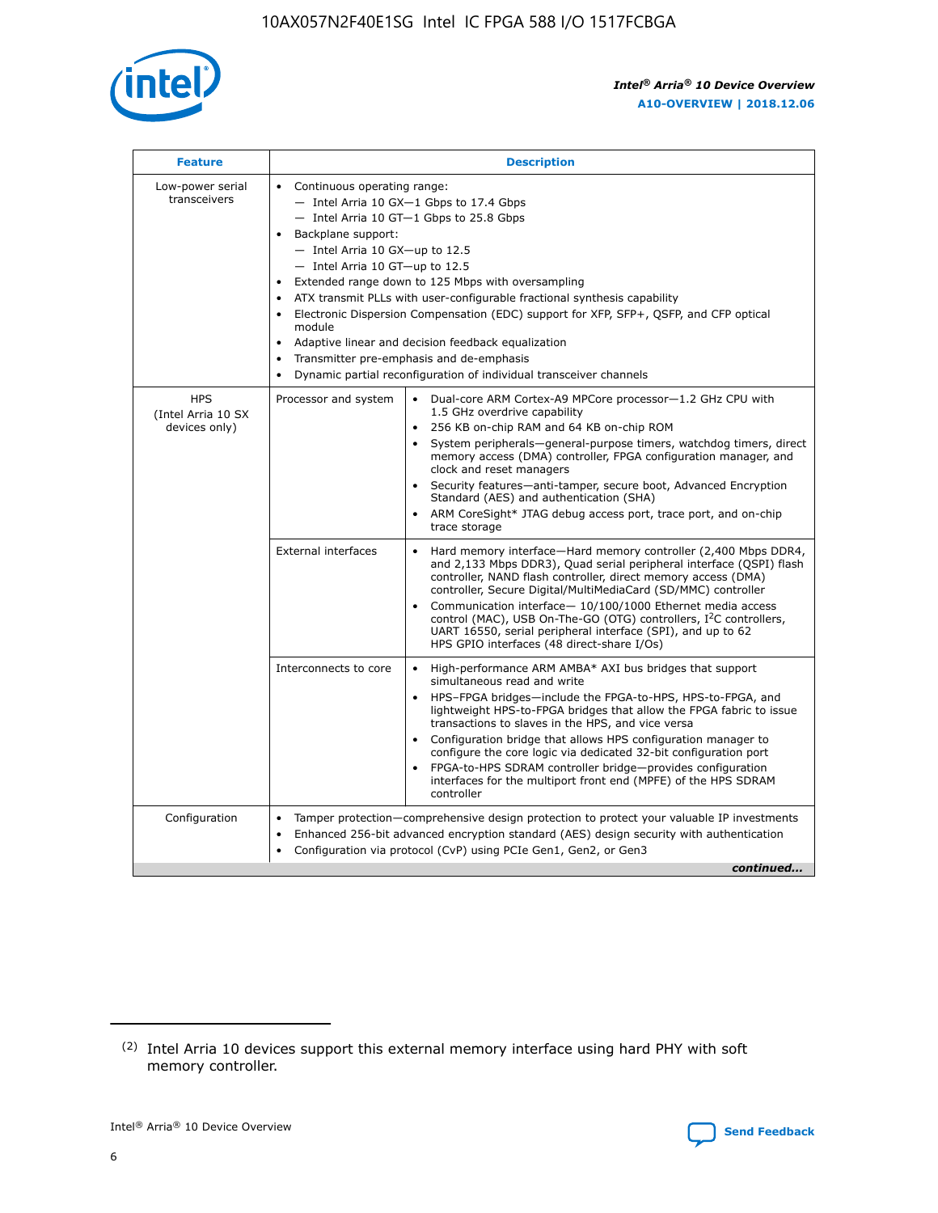| Feature | Description | |
|---|---|---|
| Low-power serial transceivers | • Continuous operating range:<br>— Intel Arria 10 GX—1 Gbps to 17.4 Gbps<br>— Intel Arria 10 GT—1 Gbps to 25.8 Gbps<br>• Backplane support:<br>— Intel Arria 10 GX—up to 12.5<br>— Intel Arria 10 GT—up to 12.5<br>• Extended range down to 125 Mbps with oversampling<br>• ATX transmit PLLs with user-configurable fractional synthesis capability<br>• Electronic Dispersion Compensation (EDC) support for XFP, SFP+, QSFP, and CFP optical module<br>• Adaptive linear and decision feedback equalization<br>• Transmitter pre-emphasis and de-emphasis<br>• Dynamic partial reconfiguration of individual transceiver channels | |
| HPS (Intel Arria 10 SX devices only) | Processor and system | • Dual-core ARM Cortex-A9 MPCore processor—1.2 GHz CPU with 1.5 GHz overdrive capability<br>• 256 KB on-chip RAM and 64 KB on-chip ROM<br>• System peripherals—general-purpose timers, watchdog timers, direct memory access (DMA) controller, FPGA configuration manager, and clock and reset managers<br>• Security features—anti-tamper, secure boot, Advanced Encryption Standard (AES) and authentication (SHA)<br>• ARM CoreSight* JTAG debug access port, trace port, and on-chip trace storage |
| | External interfaces | • Hard memory interface—Hard memory controller (2,400 Mbps DDR4, and 2,133 Mbps DDR3), Quad serial peripheral interface (QSPI) flash controller, NAND flash controller, direct memory access (DMA) controller, Secure Digital/MultiMediaCard (SD/MMC) controller<br>• Communication interface— 10/100/1000 Ethernet media access control (MAC), USB On-The-GO (OTG) controllers, I²C controllers, UART 16550, serial peripheral interface (SPI), and up to 62 HPS GPIO interfaces (48 direct-share I/Os) |
| | Interconnects to core | • High-performance ARM AMBA* AXI bus bridges that support simultaneous read and write<br>• HPS–FPGA bridges—include the FPGA-to-HPS, HPS-to-FPGA, and lightweight HPS-to-FPGA bridges that allow the FPGA fabric to issue transactions to slaves in the HPS, and vice versa<br>• Configuration bridge that allows HPS configuration manager to configure the core logic via dedicated 32-bit configuration port<br>• FPGA-to-HPS SDRAM controller bridge—provides configuration interfaces for the multiport front end (MPFE) of the HPS SDRAM controller |
| Configuration | • Tamper protection—comprehensive design protection to protect your valuable IP investments<br>• Enhanced 256-bit advanced encryption standard (AES) design security with authentication<br>• Configuration via protocol (CvP) using PCIe Gen1, Gen2, or Gen3 | |

*continued...*

(2) Intel Arria 10 devices support this external memory interface using hard PHY with soft memory controller.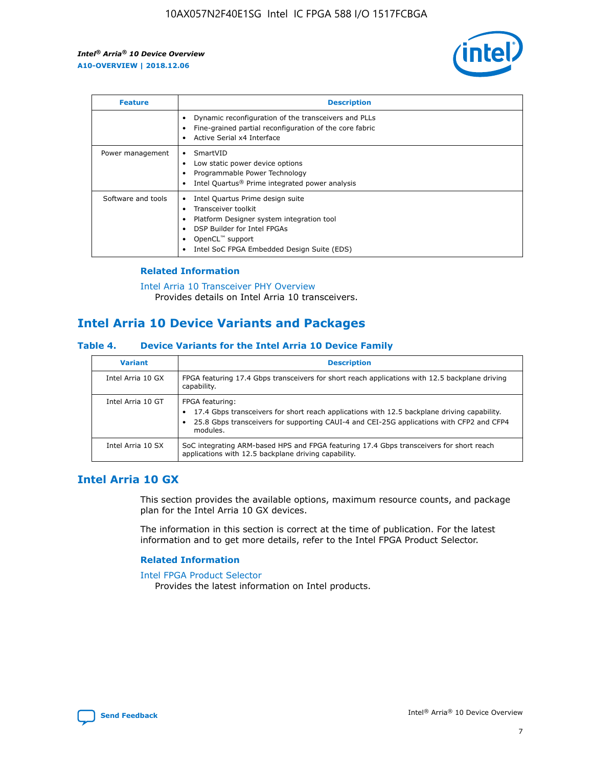| Feature | Description |
| --- | --- |
|  | • Dynamic reconfiguration of the transceivers and PLLs<br>• Fine-grained partial reconfiguration of the core fabric<br>• Active Serial x4 Interface |
| Power management | • SmartVID<br>• Low static power device options<br>• Programmable Power Technology<br>• Intel Quartus® Prime integrated power analysis |
| Software and tools | • Intel Quartus Prime design suite<br>• Transceiver toolkit<br>• Platform Designer system integration tool<br>• DSP Builder for Intel FPGAs<br>• OpenCL™ support<br>• Intel SoC FPGA Embedded Design Suite (EDS) |

### Related Information

Intel Arria 10 Transceiver PHY Overview
Provides details on Intel Arria 10 transceivers.

## Intel Arria 10 Device Variants and Packages

### Table 4. Device Variants for the Intel Arria 10 Device Family

| Variant | Description |
| --- | --- |
| Intel Arria 10 GX | FPGA featuring 17.4 Gbps transceivers for short reach applications with 12.5 backplane driving capability. |
| Intel Arria 10 GT | FPGA featuring:<br>• 17.4 Gbps transceivers for short reach applications with 12.5 backplane driving capability.<br>• 25.8 Gbps transceivers for supporting CAUI-4 and CEI-25G applications with CFP2 and CFP4 modules. |
| Intel Arria 10 SX | SoC integrating ARM-based HPS and FPGA featuring 17.4 Gbps transceivers for short reach applications with 12.5 backplane driving capability. |

## Intel Arria 10 GX

This section provides the available options, maximum resource counts, and package plan for the Intel Arria 10 GX devices.

The information in this section is correct at the time of publication. For the latest information and to get more details, refer to the Intel FPGA Product Selector.

### Related Information

Intel FPGA Product Selector
Provides the latest information on Intel products.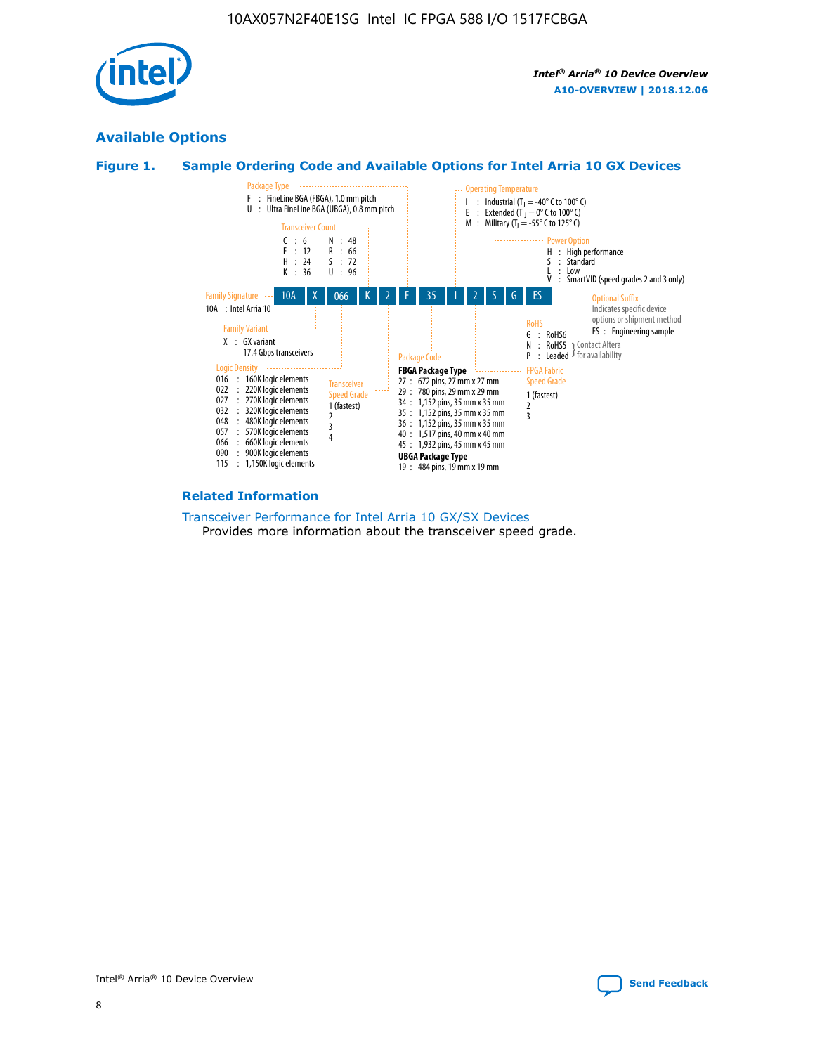## Available Options

### Figure 1. Sample Ordering Code and Available Options for Intel Arria 10 GX Devices

Sample ordering code: 10A X 066 K 2 F 35 I 2 S G ES

**Family Signature**
- 10A : Intel Arria 10

**Family Variant**
- X : GX variant 17.4 Gbps transceivers

**Logic Density**
- 016 : 160K logic elements
- 022 : 220K logic elements
- 027 : 270K logic elements
- 032 : 320K logic elements
- 048 : 480K logic elements
- 057 : 570K logic elements
- 066 : 660K logic elements
- 090 : 900K logic elements
- 115 : 1,150K logic elements

**Transceiver Count**
- C : 6
- E : 12
- H : 24
- K : 36
- N : 48
- R : 66
- S : 72
- U : 96

**Transceiver Speed Grade**
- 1 (fastest)
- 2
- 3
- 4

**Package Type**
- F : FineLine BGA (FBGA), 1.0 mm pitch
- U : Ultra FineLine BGA (UBGA), 0.8 mm pitch

**Package Code**

**FBGA Package Type**
- 27 : 672 pins, 27 mm x 27 mm
- 29 : 780 pins, 29 mm x 29 mm
- 34 : 1,152 pins, 35 mm x 35 mm
- 35 : 1,152 pins, 35 mm x 35 mm
- 36 : 1,152 pins, 35 mm x 35 mm
- 40 : 1,517 pins, 40 mm x 40 mm
- 45 : 1,932 pins, 45 mm x 45 mm

**UBGA Package Type**
- 19 : 484 pins, 19 mm x 19 mm

**Operating Temperature**
- I : Industrial ($T_J$ = -40° C to 100° C)
- E : Extended ($T_J$ = 0° C to 100° C)
- M : Military ($T_J$ = -55° C to 125° C)

**FPGA Fabric Speed Grade**
- 1 (fastest)
- 2
- 3

**Power Option**
- H : High performance
- S : Standard
- L : Low
- V : SmartVID (speed grades 2 and 3 only)

**RoHS**
- G : RoHS6
- N : RoHS5 (Contact Altera for availability)
- P : Leaded (Contact Altera for availability)

**Optional Suffix**

Indicates specific device options or shipment method
- ES : Engineering sample

### Related Information

Transceiver Performance for Intel Arria 10 GX/SX Devices

Provides more information about the transceiver speed grade.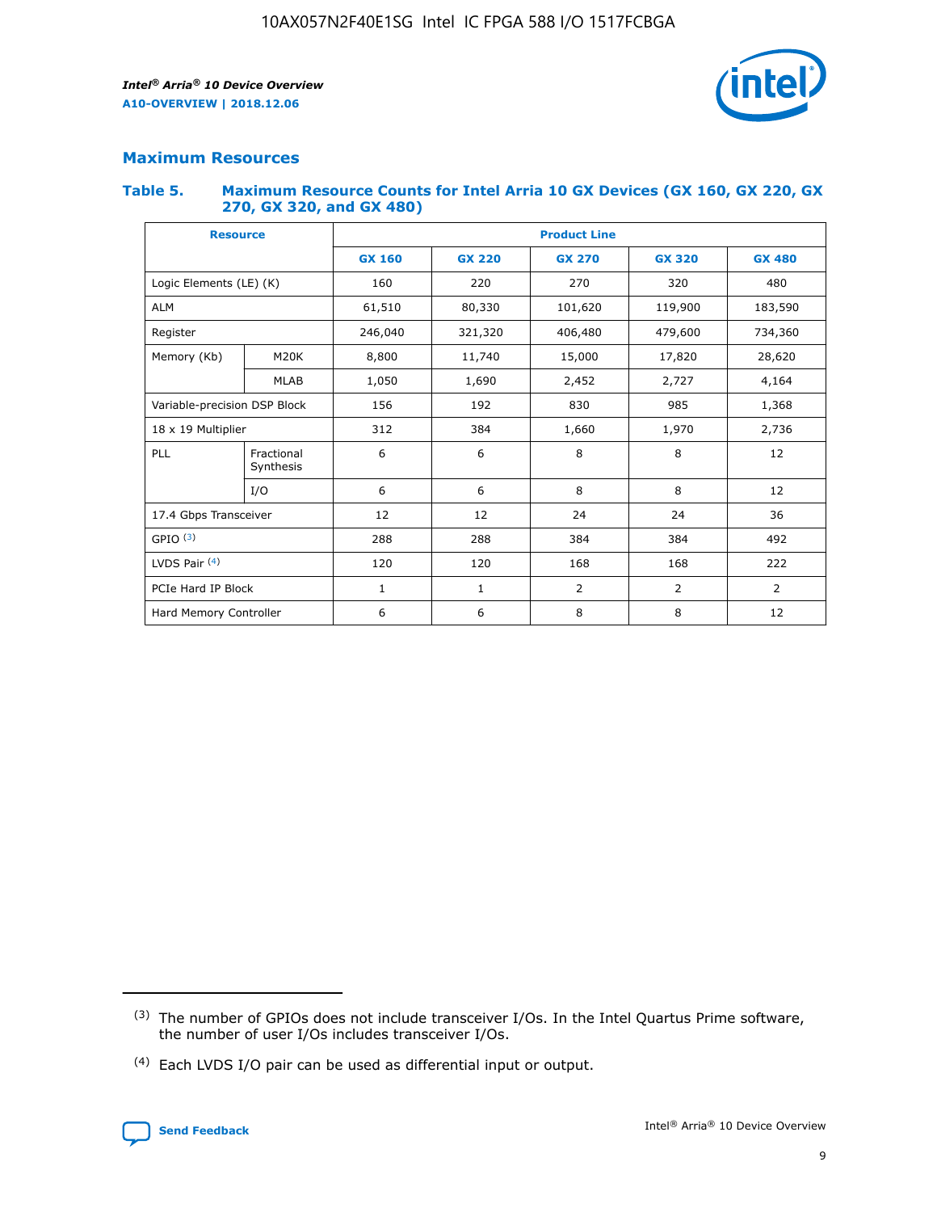## Maximum Resources

### Table 5. Maximum Resource Counts for Intel Arria 10 GX Devices (GX 160, GX 220, GX 270, GX 320, and GX 480)

| Resource | | Product Line | | | | |
|---|---|---|---|---|---|---|
| | | GX 160 | GX 220 | GX 270 | GX 320 | GX 480 |
| Logic Elements (LE) (K) | | 160 | 220 | 270 | 320 | 480 |
| ALM | | 61,510 | 80,330 | 101,620 | 119,900 | 183,590 |
| Register | | 246,040 | 321,320 | 406,480 | 479,600 | 734,360 |
| Memory (Kb) | M20K | 8,800 | 11,740 | 15,000 | 17,820 | 28,620 |
| | MLAB | 1,050 | 1,690 | 2,452 | 2,727 | 4,164 |
| Variable-precision DSP Block | | 156 | 192 | 830 | 985 | 1,368 |
| 18 x 19 Multiplier | | 312 | 384 | 1,660 | 1,970 | 2,736 |
| PLL | Fractional Synthesis | 6 | 6 | 8 | 8 | 12 |
| | I/O | 6 | 6 | 8 | 8 | 12 |
| 17.4 Gbps Transceiver | | 12 | 12 | 24 | 24 | 36 |
| GPIO [3] | | 288 | 288 | 384 | 384 | 492 |
| LVDS Pair [4] | | 120 | 120 | 168 | 168 | 222 |
| PCIe Hard IP Block | | 1 | 1 | 2 | 2 | 2 |
| Hard Memory Controller | | 6 | 6 | 8 | 8 | 12 |

(3) The number of GPIOs does not include transceiver I/Os. In the Intel Quartus Prime software, the number of user I/Os includes transceiver I/Os.

(4) Each LVDS I/O pair can be used as differential input or output.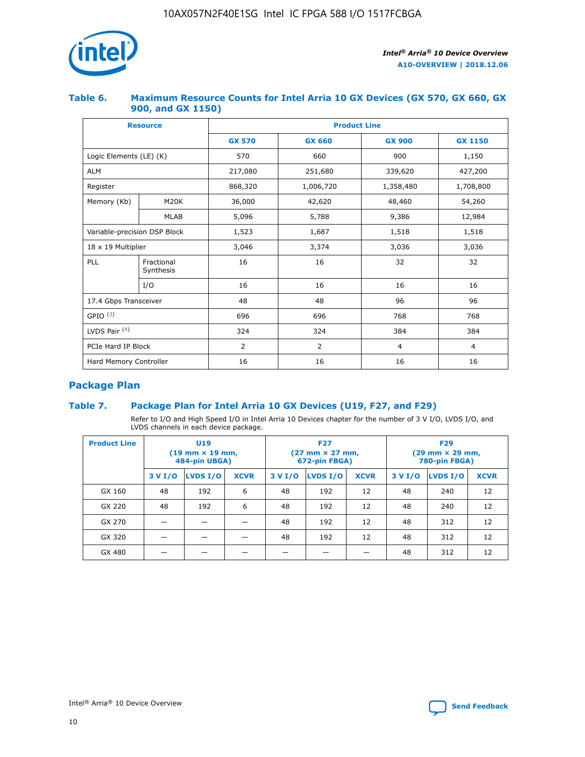### Table 6. Maximum Resource Counts for Intel Arria 10 GX Devices (GX 570, GX 660, GX 900, and GX 1150)

| Resource | | Product Line | | | |
|---|---|---|---|---|---|
| | | GX 570 | GX 660 | GX 900 | GX 1150 |
| Logic Elements (LE) (K) | | 570 | 660 | 900 | 1,150 |
| ALM | | 217,080 | 251,680 | 339,620 | 427,200 |
| Register | | 868,320 | 1,006,720 | 1,358,480 | 1,708,800 |
| Memory (Kb) | M20K | 36,000 | 42,620 | 48,460 | 54,260 |
| | MLAB | 5,096 | 5,788 | 9,386 | 12,984 |
| Variable-precision DSP Block | | 1,523 | 1,687 | 1,518 | 1,518 |
| 18 x 19 Multiplier | | 3,046 | 3,374 | 3,036 | 3,036 |
| PLL | Fractional Synthesis | 16 | 16 | 32 | 32 |
| | I/O | 16 | 16 | 16 | 16 |
| 17.4 Gbps Transceiver | | 48 | 48 | 96 | 96 |
| GPIO [(3)] | | 696 | 696 | 768 | 768 |
| LVDS Pair [(4)] | | 324 | 324 | 384 | 384 |
| PCIe Hard IP Block | | 2 | 2 | 4 | 4 |
| Hard Memory Controller | | 16 | 16 | 16 | 16 |

## Package Plan

### Table 7. Package Plan for Intel Arria 10 GX Devices (U19, F27, and F29)

Refer to I/O and High Speed I/O in Intel Arria 10 Devices chapter for the number of 3 V I/O, LVDS I/O, and LVDS channels in each device package.

| Product Line | U19 (19 mm × 19 mm, 484-pin UBGA) | | | F27 (27 mm × 27 mm, 672-pin FBGA) | | | F29 (29 mm × 29 mm, 780-pin FBGA) | | |
|---|---|---|---|---|---|---|---|---|---|
| | 3 V I/O | LVDS I/O | XCVR | 3 V I/O | LVDS I/O | XCVR | 3 V I/O | LVDS I/O | XCVR |
| GX 160 | 48 | 192 | 6 | 48 | 192 | 12 | 48 | 240 | 12 |
| GX 220 | 48 | 192 | 6 | 48 | 192 | 12 | 48 | 240 | 12 |
| GX 270 | — | — | — | 48 | 192 | 12 | 48 | 312 | 12 |
| GX 320 | — | — | — | 48 | 192 | 12 | 48 | 312 | 12 |
| GX 480 | — | — | — | — | — | — | 48 | 312 | 12 |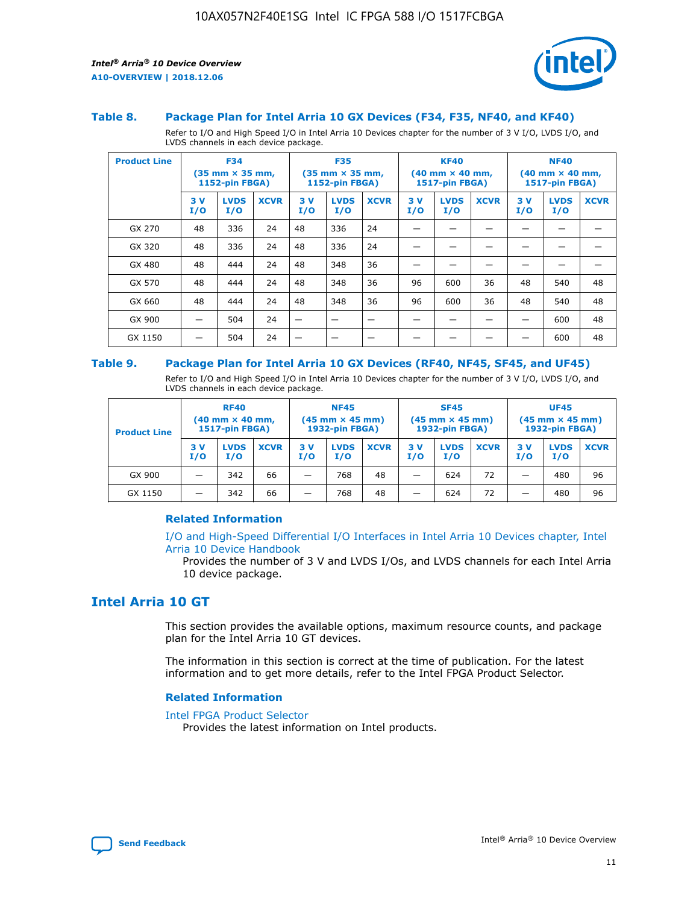### Table 8. Package Plan for Intel Arria 10 GX Devices (F34, F35, NF40, and KF40)

Refer to I/O and High Speed I/O in Intel Arria 10 Devices chapter for the number of 3 V I/O, LVDS I/O, and LVDS channels in each device package.

| Product Line | F34 (35 mm × 35 mm, 1152-pin FBGA) | | | F35 (35 mm × 35 mm, 1152-pin FBGA) | | | KF40 (40 mm × 40 mm, 1517-pin FBGA) | | | NF40 (40 mm × 40 mm, 1517-pin FBGA) | | |
|---|---|---|---|---|---|---|---|---|---|---|---|---|
| | 3 V I/O | LVDS I/O | XCVR | 3 V I/O | LVDS I/O | XCVR | 3 V I/O | LVDS I/O | XCVR | 3 V I/O | LVDS I/O | XCVR |
| GX 270 | 48 | 336 | 24 | 48 | 336 | 24 | — | — | — | — | — | — |
| GX 320 | 48 | 336 | 24 | 48 | 336 | 24 | — | — | — | — | — | — |
| GX 480 | 48 | 444 | 24 | 48 | 348 | 36 | — | — | — | — | — | — |
| GX 570 | 48 | 444 | 24 | 48 | 348 | 36 | 96 | 600 | 36 | 48 | 540 | 48 |
| GX 660 | 48 | 444 | 24 | 48 | 348 | 36 | 96 | 600 | 36 | 48 | 540 | 48 |
| GX 900 | — | 504 | 24 | — | — | — | — | — | — | — | 600 | 48 |
| GX 1150 | — | 504 | 24 | — | — | — | — | — | — | — | 600 | 48 |

### Table 9. Package Plan for Intel Arria 10 GX Devices (RF40, NF45, SF45, and UF45)

Refer to I/O and High Speed I/O in Intel Arria 10 Devices chapter for the number of 3 V I/O, LVDS I/O, and LVDS channels in each device package.

| Product Line | RF40 (40 mm × 40 mm, 1517-pin FBGA) | | | NF45 (45 mm × 45 mm) 1932-pin FBGA) | | | SF45 (45 mm × 45 mm) 1932-pin FBGA) | | | UF45 (45 mm × 45 mm) 1932-pin FBGA) | | |
|---|---|---|---|---|---|---|---|---|---|---|---|---|
| | 3 V I/O | LVDS I/O | XCVR | 3 V I/O | LVDS I/O | XCVR | 3 V I/O | LVDS I/O | XCVR | 3 V I/O | LVDS I/O | XCVR |
| GX 900 | — | 342 | 66 | — | 768 | 48 | — | 624 | 72 | — | 480 | 96 |
| GX 1150 | — | 342 | 66 | — | 768 | 48 | — | 624 | 72 | — | 480 | 96 |

#### Related Information

I/O and High-Speed Differential I/O Interfaces in Intel Arria 10 Devices chapter, Intel Arria 10 Device Handbook

Provides the number of 3 V and LVDS I/Os, and LVDS channels for each Intel Arria 10 device package.

## Intel Arria 10 GT

This section provides the available options, maximum resource counts, and package plan for the Intel Arria 10 GT devices.

The information in this section is correct at the time of publication. For the latest information and to get more details, refer to the Intel FPGA Product Selector.

#### Related Information

Intel FPGA Product Selector

Provides the latest information on Intel products.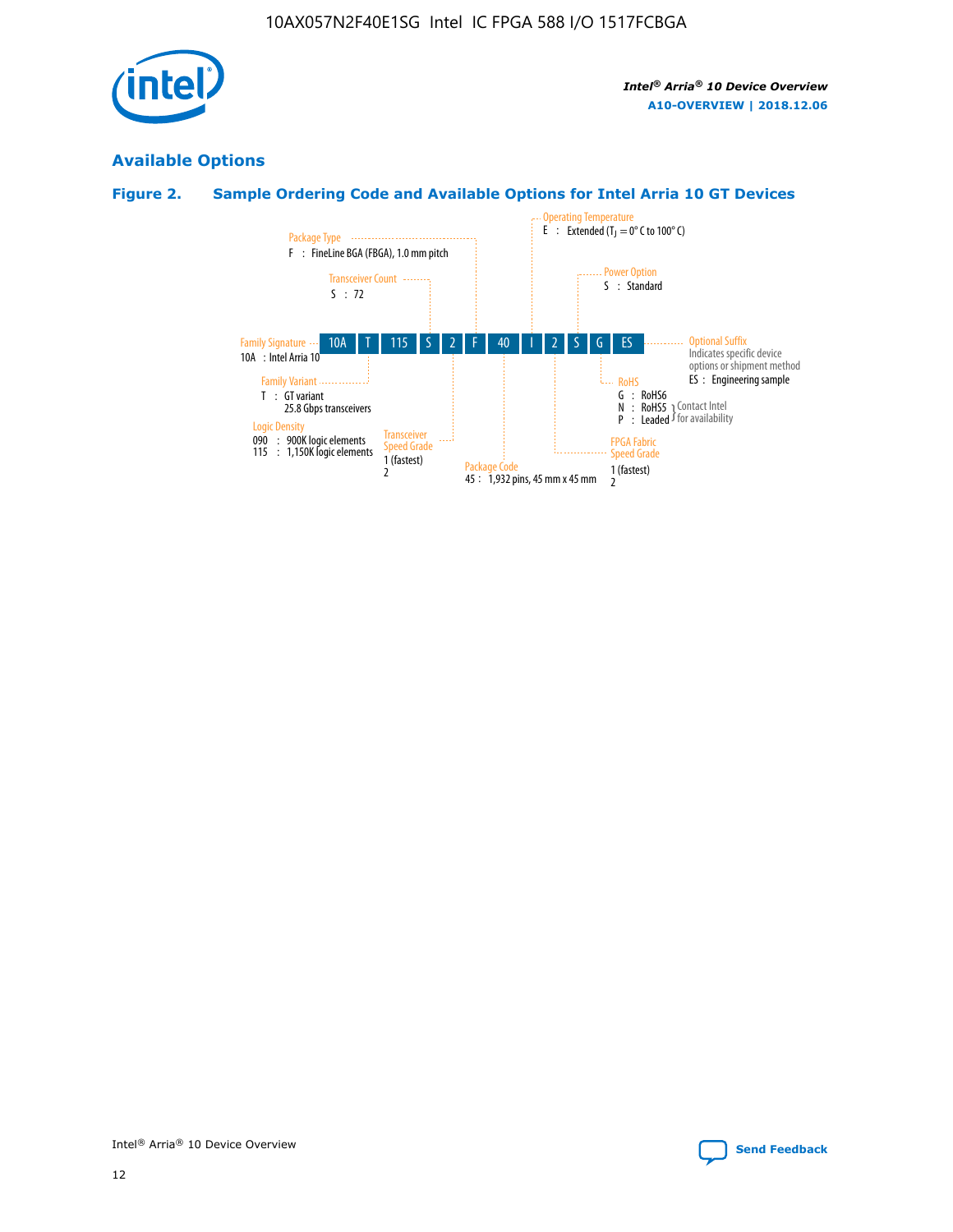## Available Options

### Figure 2. Sample Ordering Code and Available Options for Intel Arria 10 GT Devices

| 10A | T | 115 | S | 2 | F | 40 | I | 2 | S | G | ES |
|---|---|---|---|---|---|---|---|---|---|---|---|

**Family Signature**
10A : Intel Arria 10

**Family Variant**
T : GT variant
25.8 Gbps transceivers

**Logic Density**
090 : 900K logic elements
115 : 1,150K logic elements

**Transceiver Count**
S : 72

**Transceiver Speed Grade**
1 (fastest)
2

**Package Type**
F : FineLine BGA (FBGA), 1.0 mm pitch

**Package Code**
45 : 1,932 pins, 45 mm x 45 mm

**Operating Temperature**
E : Extended ($T_J$ = 0° C to 100° C)

**FPGA Fabric Speed Grade**
1 (fastest)
2

**Power Option**
S : Standard

**RoHS**
G : RoHS6
N : RoHS5 (Contact Intel for availability)
P : Leaded (Contact Intel for availability)

**Optional Suffix**
Indicates specific device options or shipment method
ES : Engineering sample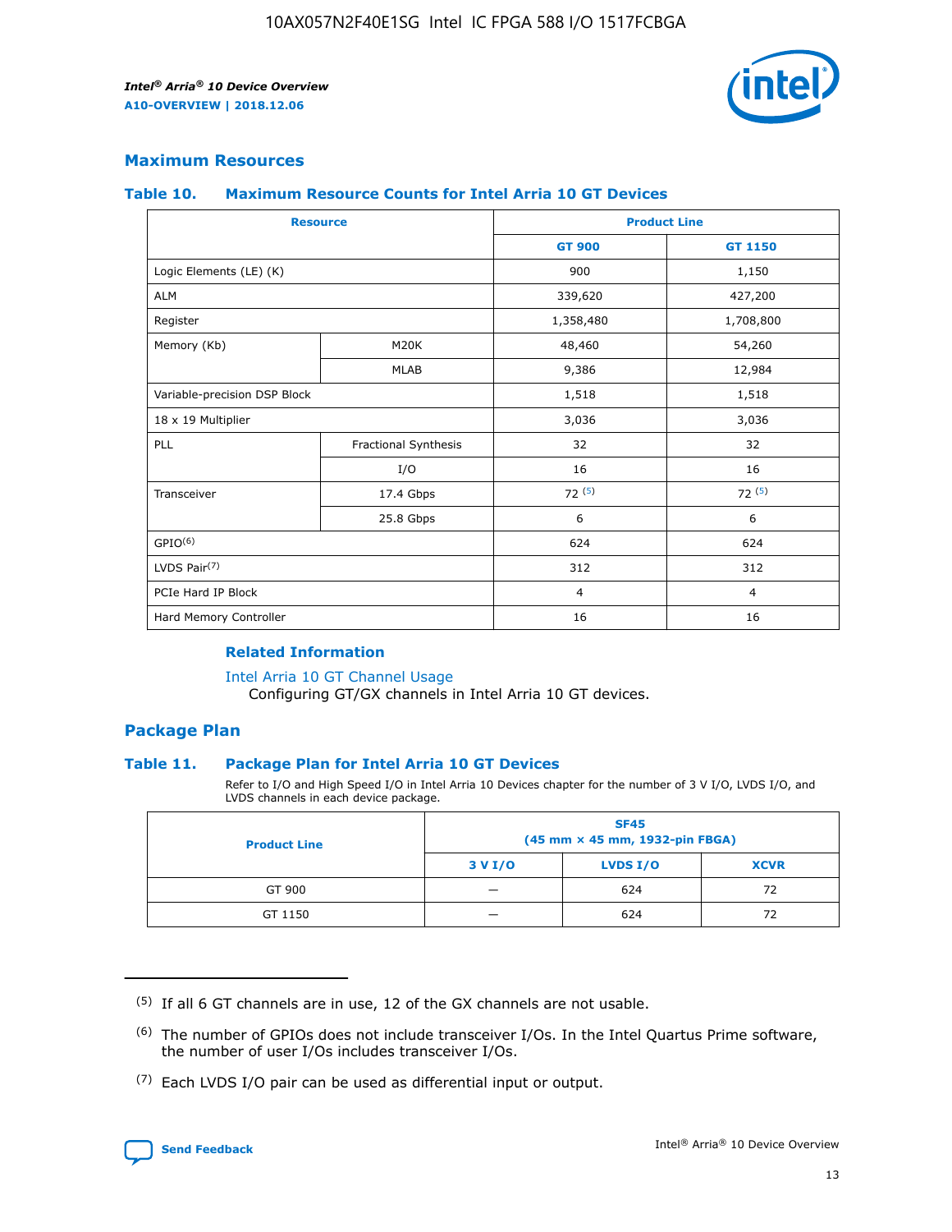## Maximum Resources

### Table 10. Maximum Resource Counts for Intel Arria 10 GT Devices

| Resource | | Product Line | |
|---|---|---|---|
| | | GT 900 | GT 1150 |
| Logic Elements (LE) (K) | | 900 | 1,150 |
| ALM | | 339,620 | 427,200 |
| Register | | 1,358,480 | 1,708,800 |
| Memory (Kb) | M20K | 48,460 | 54,260 |
| | MLAB | 9,386 | 12,984 |
| Variable-precision DSP Block | | 1,518 | 1,518 |
| 18 x 19 Multiplier | | 3,036 | 3,036 |
| PLL | Fractional Synthesis | 32 | 32 |
| | I/O | 16 | 16 |
| Transceiver | 17.4 Gbps | 72 (5) | 72 (5) |
| | 25.8 Gbps | 6 | 6 |
| GPIO(6) | | 624 | 624 |
| LVDS Pair(7) | | 312 | 312 |
| PCIe Hard IP Block | | 4 | 4 |
| Hard Memory Controller | | 16 | 16 |

#### Related Information

Intel Arria 10 GT Channel Usage
Configuring GT/GX channels in Intel Arria 10 GT devices.

## Package Plan

### Table 11. Package Plan for Intel Arria 10 GT Devices

Refer to I/O and High Speed I/O in Intel Arria 10 Devices chapter for the number of 3 V I/O, LVDS I/O, and LVDS channels in each device package.

| Product Line | SF45 (45 mm × 45 mm, 1932-pin FBGA) | | |
|---|---|---|---|
| | 3 V I/O | LVDS I/O | XCVR |
| GT 900 | — | 624 | 72 |
| GT 1150 | — | 624 | 72 |

(5) If all 6 GT channels are in use, 12 of the GX channels are not usable.

(6) The number of GPIOs does not include transceiver I/Os. In the Intel Quartus Prime software, the number of user I/Os includes transceiver I/Os.

(7) Each LVDS I/O pair can be used as differential input or output.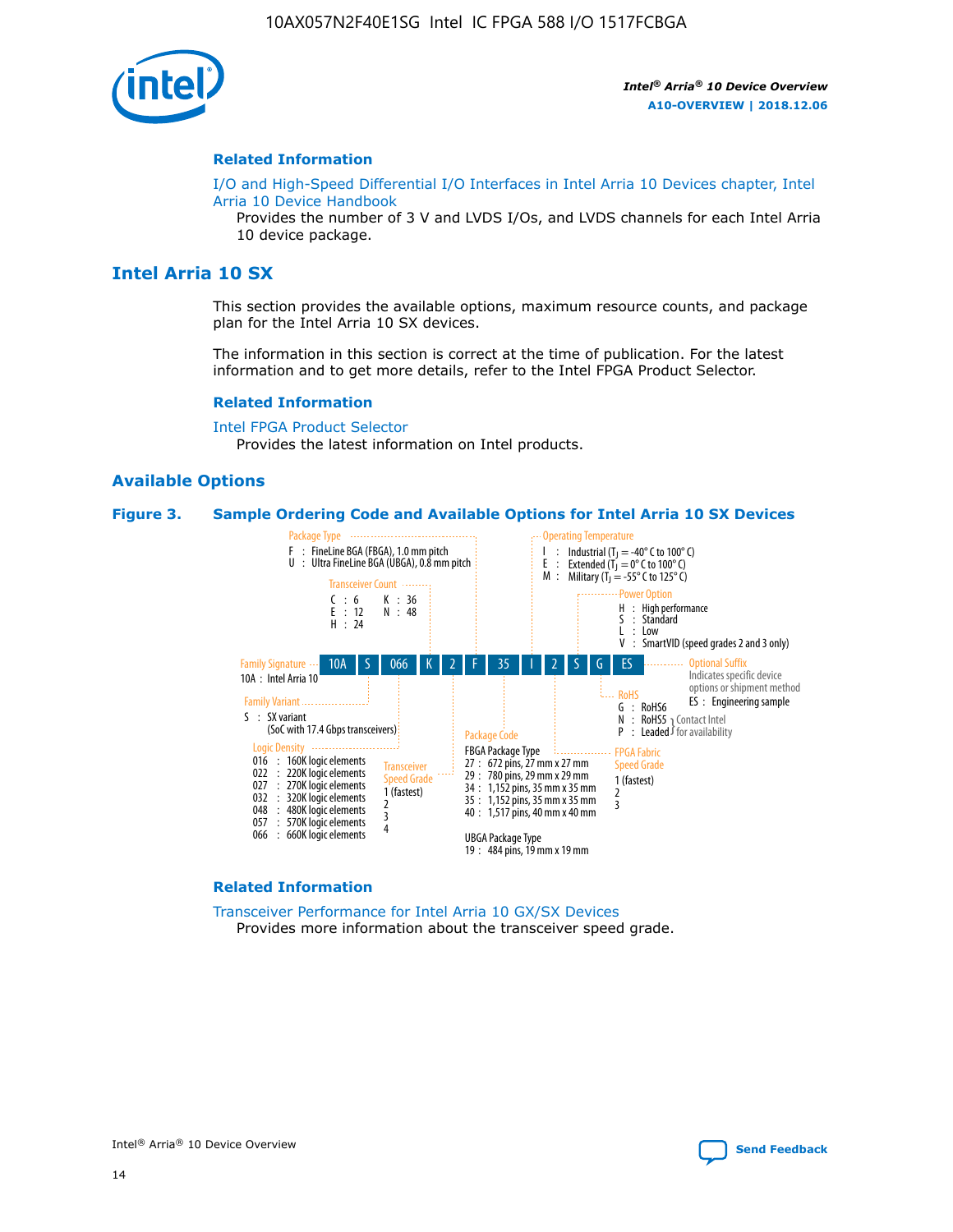## Related Information

I/O and High-Speed Differential I/O Interfaces in Intel Arria 10 Devices chapter, Intel Arria 10 Device Handbook

Provides the number of 3 V and LVDS I/Os, and LVDS channels for each Intel Arria 10 device package.

# Intel Arria 10 SX

This section provides the available options, maximum resource counts, and package plan for the Intel Arria 10 SX devices.

The information in this section is correct at the time of publication. For the latest information and to get more details, refer to the Intel FPGA Product Selector.

## Related Information

Intel FPGA Product Selector

Provides the latest information on Intel products.

## Available Options

**Figure 3. Sample Ordering Code and Available Options for Intel Arria 10 SX Devices**

Sample ordering code: 10A S 066 K 2 F 35 I 2 S G ES

- **Family Signature**
  - 10A : Intel Arria 10
- **Family Variant**
  - S : SX variant (SoC with 17.4 Gbps transceivers)
- **Logic Density**
  - 016 : 160K logic elements
  - 022 : 220K logic elements
  - 027 : 270K logic elements
  - 032 : 320K logic elements
  - 048 : 480K logic elements
  - 057 : 570K logic elements
  - 066 : 660K logic elements
- **Transceiver Count**
  - C : 6
  - E : 12
  - H : 24
  - K : 36
  - N : 48
- **Transceiver Speed Grade**
  - 1 (fastest)
  - 2
  - 3
  - 4
- **Package Type**
  - F : FineLine BGA (FBGA), 1.0 mm pitch
  - U : Ultra FineLine BGA (UBGA), 0.8 mm pitch
- **Package Code**
  - FBGA Package Type
    - 27 : 672 pins, 27 mm x 27 mm
    - 29 : 780 pins, 29 mm x 29 mm
    - 34 : 1,152 pins, 35 mm x 35 mm
    - 35 : 1,152 pins, 35 mm x 35 mm
    - 40 : 1,517 pins, 40 mm x 40 mm
  - UBGA Package Type
    - 19 : 484 pins, 19 mm x 19 mm
- **Operating Temperature**
  - I : Industrial ($T_J$ = -40° C to 100° C)
  - E : Extended ($T_J$ = 0° C to 100° C)
  - M : Military ($T_J$ = -55° C to 125° C)
- **FPGA Fabric Speed Grade**
  - 1 (fastest)
  - 2
  - 3
- **Power Option**
  - H : High performance
  - S : Standard
  - L : Low
  - V : SmartVID (speed grades 2 and 3 only)
- **RoHS**
  - G : RoHS6
  - N : RoHS5 (Contact Intel for availability)
  - P : Leaded (Contact Intel for availability)
- **Optional Suffix**
  - Indicates specific device options or shipment method
  - ES : Engineering sample

## Related Information

Transceiver Performance for Intel Arria 10 GX/SX Devices

Provides more information about the transceiver speed grade.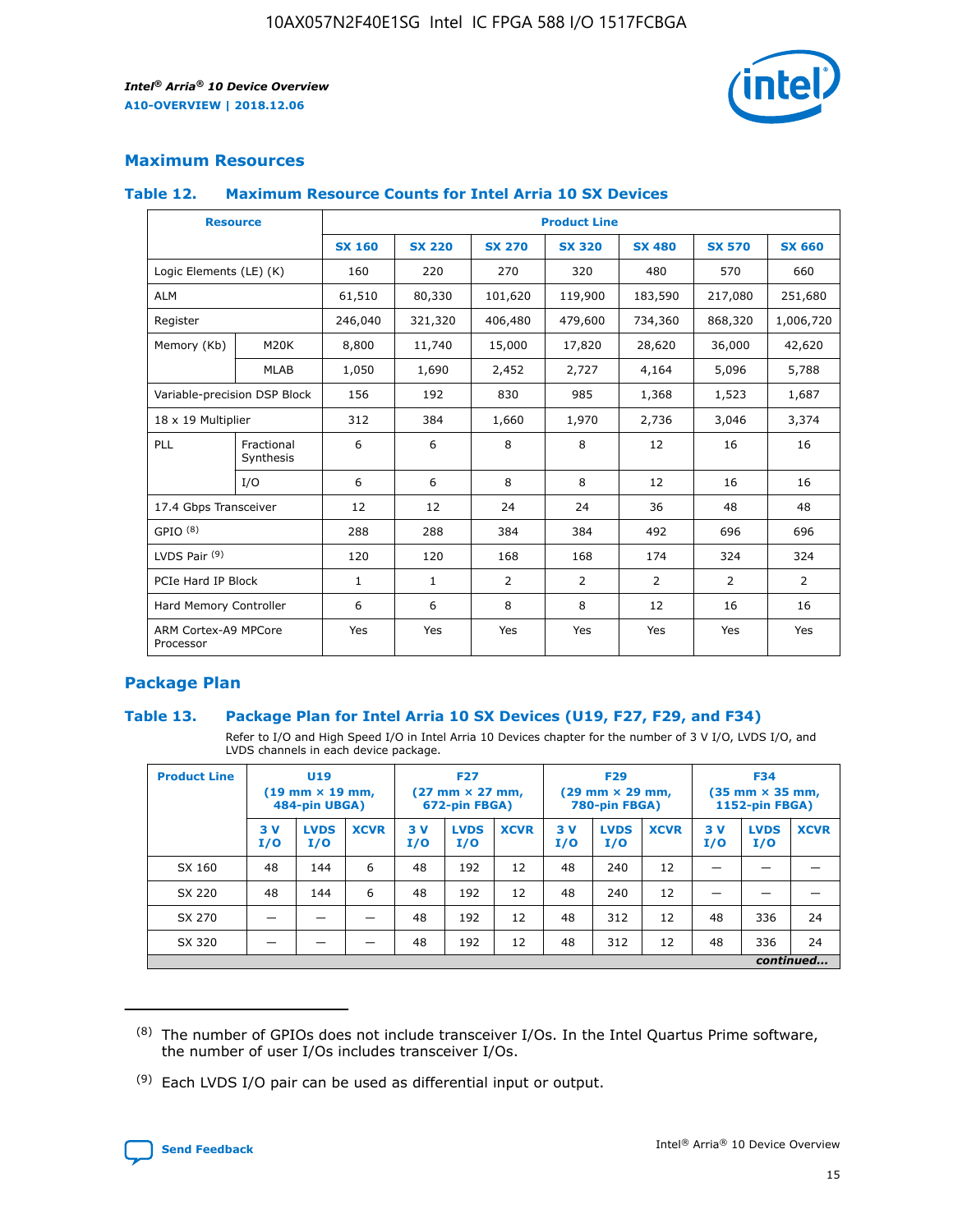## Maximum Resources

### Table 12. Maximum Resource Counts for Intel Arria 10 SX Devices

| Resource | | Product Line | | | | | | |
|---|---|---|---|---|---|---|---|---|
| | | SX 160 | SX 220 | SX 270 | SX 320 | SX 480 | SX 570 | SX 660 |
| Logic Elements (LE) (K) | | 160 | 220 | 270 | 320 | 480 | 570 | 660 |
| ALM | | 61,510 | 80,330 | 101,620 | 119,900 | 183,590 | 217,080 | 251,680 |
| Register | | 246,040 | 321,320 | 406,480 | 479,600 | 734,360 | 868,320 | 1,006,720 |
| Memory (Kb) | M20K | 8,800 | 11,740 | 15,000 | 17,820 | 28,620 | 36,000 | 42,620 |
| | MLAB | 1,050 | 1,690 | 2,452 | 2,727 | 4,164 | 5,096 | 5,788 |
| Variable-precision DSP Block | | 156 | 192 | 830 | 985 | 1,368 | 1,523 | 1,687 |
| 18 x 19 Multiplier | | 312 | 384 | 1,660 | 1,970 | 2,736 | 3,046 | 3,374 |
| PLL | Fractional Synthesis | 6 | 6 | 8 | 8 | 12 | 16 | 16 |
| | I/O | 6 | 6 | 8 | 8 | 12 | 16 | 16 |
| 17.4 Gbps Transceiver | | 12 | 12 | 24 | 24 | 36 | 48 | 48 |
| GPIO (8) | | 288 | 288 | 384 | 384 | 492 | 696 | 696 |
| LVDS Pair (9) | | 120 | 120 | 168 | 168 | 174 | 324 | 324 |
| PCIe Hard IP Block | | 1 | 1 | 2 | 2 | 2 | 2 | 2 |
| Hard Memory Controller | | 6 | 6 | 8 | 8 | 12 | 16 | 16 |
| ARM Cortex-A9 MPCore Processor | | Yes | Yes | Yes | Yes | Yes | Yes | Yes |

## Package Plan

### Table 13. Package Plan for Intel Arria 10 SX Devices (U19, F27, F29, and F34)

Refer to I/O and High Speed I/O in Intel Arria 10 Devices chapter for the number of 3 V I/O, LVDS I/O, and LVDS channels in each device package.

| Product Line | U19 (19 mm × 19 mm, 484-pin UBGA) | | | F27 (27 mm × 27 mm, 672-pin FBGA) | | | F29 (29 mm × 29 mm, 780-pin FBGA) | | | F34 (35 mm × 35 mm, 1152-pin FBGA) | | |
|---|---|---|---|---|---|---|---|---|---|---|---|---|
| | 3 V I/O | LVDS I/O | XCVR | 3 V I/O | LVDS I/O | XCVR | 3 V I/O | LVDS I/O | XCVR | 3 V I/O | LVDS I/O | XCVR |
| SX 160 | 48 | 144 | 6 | 48 | 192 | 12 | 48 | 240 | 12 | — | — | — |
| SX 220 | 48 | 144 | 6 | 48 | 192 | 12 | 48 | 240 | 12 | — | — | — |
| SX 270 | — | — | — | 48 | 192 | 12 | 48 | 312 | 12 | 48 | 336 | 24 |
| SX 320 | — | — | — | 48 | 192 | 12 | 48 | 312 | 12 | 48 | 336 | 24 |

*continued...*

(8) The number of GPIOs does not include transceiver I/Os. In the Intel Quartus Prime software, the number of user I/Os includes transceiver I/Os.

(9) Each LVDS I/O pair can be used as differential input or output.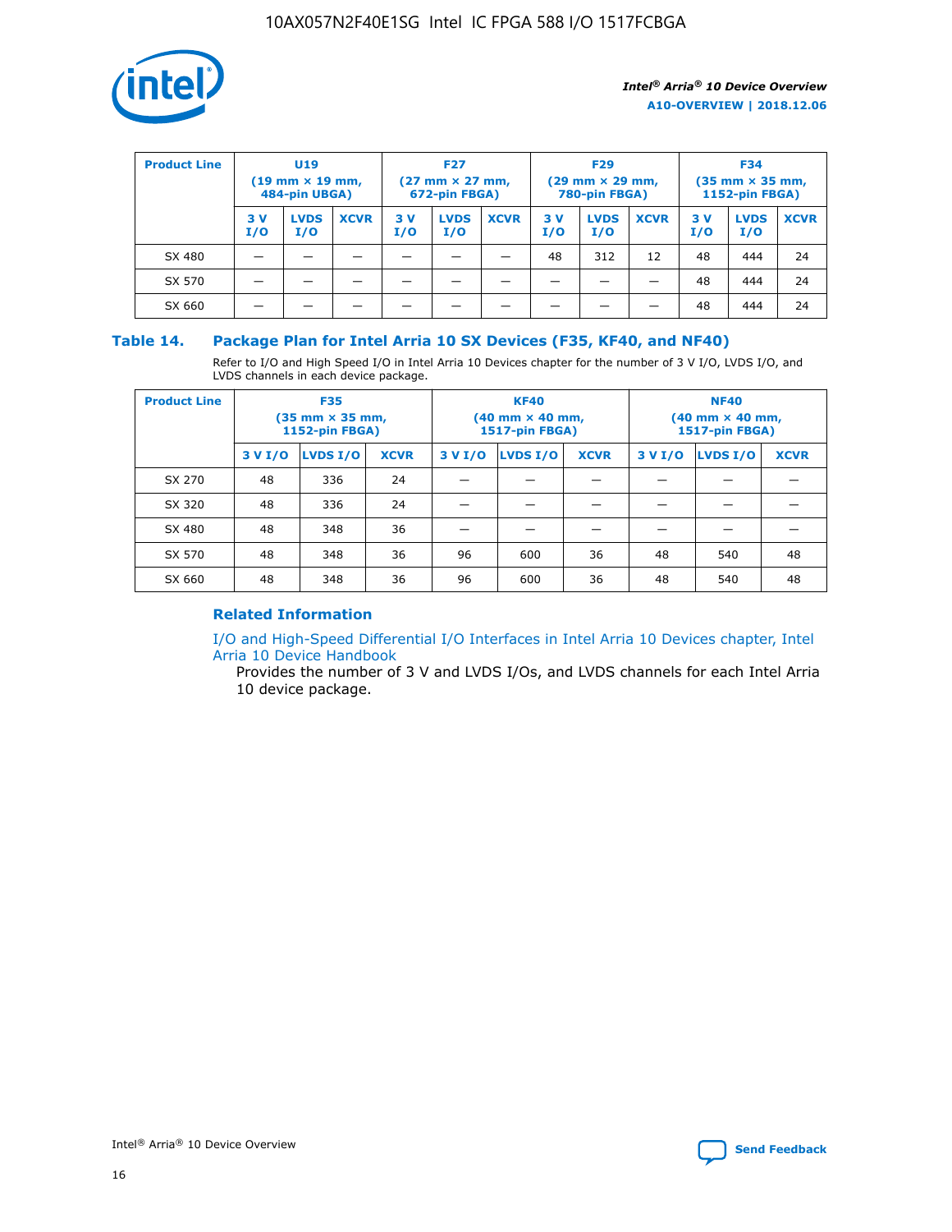| Product Line | U19 (19 mm × 19 mm, 484-pin UBGA) | | | F27 (27 mm × 27 mm, 672-pin FBGA) | | | F29 (29 mm × 29 mm, 780-pin FBGA) | | | F34 (35 mm × 35 mm, 1152-pin FBGA) | | |
|---|---|---|---|---|---|---|---|---|---|---|---|---|
| | 3 V I/O | LVDS I/O | XCVR | 3 V I/O | LVDS I/O | XCVR | 3 V I/O | LVDS I/O | XCVR | 3 V I/O | LVDS I/O | XCVR |
| SX 480 | — | — | — | — | — | — | 48 | 312 | 12 | 48 | 444 | 24 |
| SX 570 | — | — | — | — | — | — | — | — | — | 48 | 444 | 24 |
| SX 660 | — | — | — | — | — | — | — | — | — | 48 | 444 | 24 |

### Table 14. Package Plan for Intel Arria 10 SX Devices (F35, KF40, and NF40)

Refer to I/O and High Speed I/O in Intel Arria 10 Devices chapter for the number of 3 V I/O, LVDS I/O, and LVDS channels in each device package.

| Product Line | F35 (35 mm × 35 mm, 1152-pin FBGA) | | | KF40 (40 mm × 40 mm, 1517-pin FBGA) | | | NF40 (40 mm × 40 mm, 1517-pin FBGA) | | |
|---|---|---|---|---|---|---|---|---|---|
| | 3 V I/O | LVDS I/O | XCVR | 3 V I/O | LVDS I/O | XCVR | 3 V I/O | LVDS I/O | XCVR |
| SX 270 | 48 | 336 | 24 | — | — | — | — | — | — |
| SX 320 | 48 | 336 | 24 | — | — | — | — | — | — |
| SX 480 | 48 | 348 | 36 | — | — | — | — | — | — |
| SX 570 | 48 | 348 | 36 | 96 | 600 | 36 | 48 | 540 | 48 |
| SX 660 | 48 | 348 | 36 | 96 | 600 | 36 | 48 | 540 | 48 |

#### Related Information

I/O and High-Speed Differential I/O Interfaces in Intel Arria 10 Devices chapter, Intel Arria 10 Device Handbook

Provides the number of 3 V and LVDS I/Os, and LVDS channels for each Intel Arria 10 device package.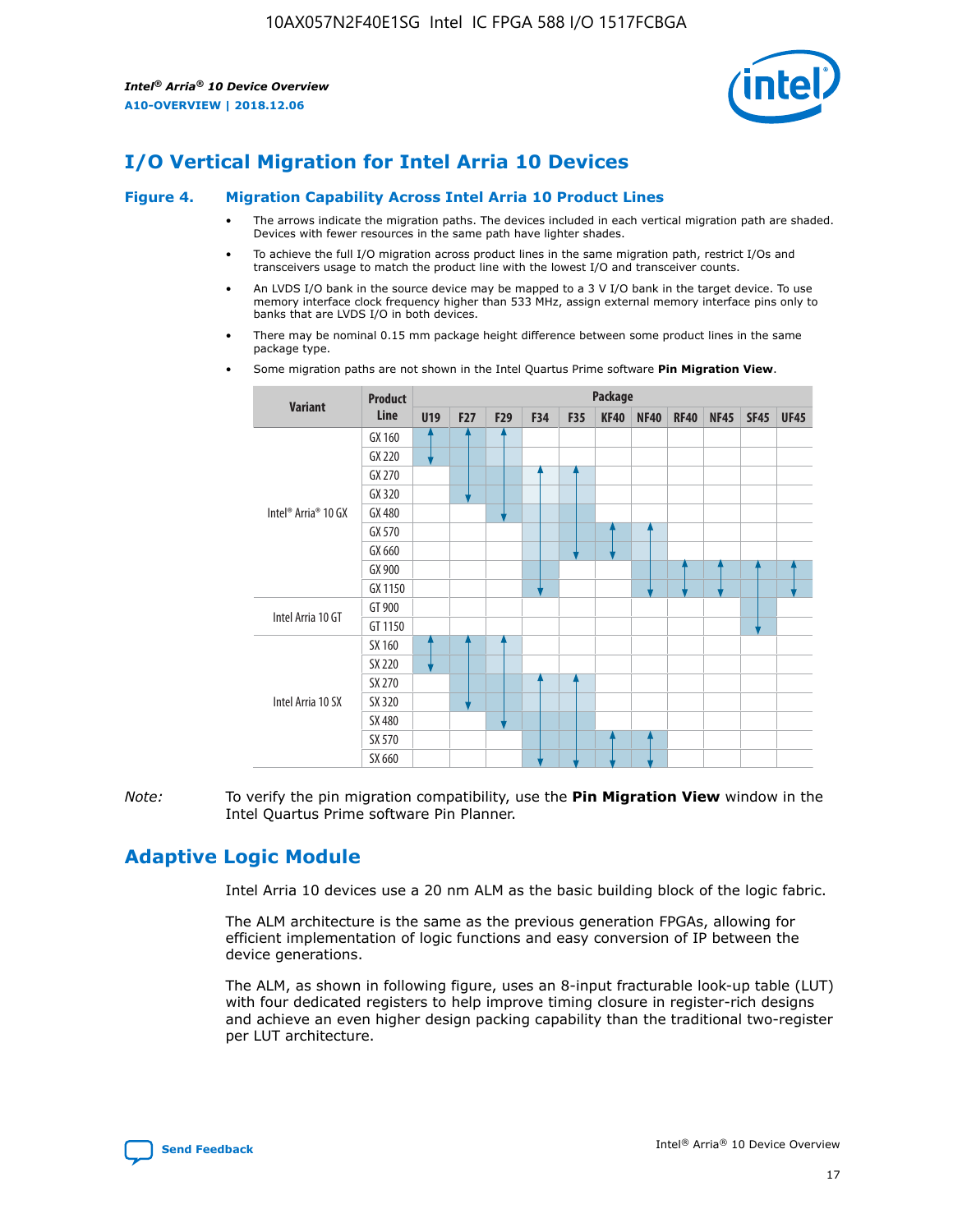# I/O Vertical Migration for Intel Arria 10 Devices

**Figure 4. Migration Capability Across Intel Arria 10 Product Lines**

- The arrows indicate the migration paths. The devices included in each vertical migration path are shaded. Devices with fewer resources in the same path have lighter shades.
- To achieve the full I/O migration across product lines in the same migration path, restrict I/Os and transceivers usage to match the product line with the lowest I/O and transceiver counts.
- An LVDS I/O bank in the source device may be mapped to a 3 V I/O bank in the target device. To use memory interface clock frequency higher than 533 MHz, assign external memory interface pins only to banks that are LVDS I/O in both devices.
- There may be nominal 0.15 mm package height difference between some product lines in the same package type.
- Some migration paths are not shown in the Intel Quartus Prime software **Pin Migration View**.

| Variant | Product Line | Package | | | | | | | | | | |
|---|---|---|---|---|---|---|---|---|---|---|---|---|
| | | U19 | F27 | F29 | F34 | F35 | KF40 | NF40 | RF40 | NF45 | SF45 | UF45 |
| Intel® Arria® 10 GX | GX 160 | | | | | | | | | | | |
| | GX 220 | | | | | | | | | | | |
| | GX 270 | | | | | | | | | | | |
| | GX 320 | | | | | | | | | | | |
| | GX 480 | | | | | | | | | | | |
| | GX 570 | | | | | | | | | | | |
| | GX 660 | | | | | | | | | | | |
| | GX 900 | | | | | | | | | | | |
| | GX 1150 | | | | | | | | | | | |
| Intel Arria 10 GT | GT 900 | | | | | | | | | | | |
| | GT 1150 | | | | | | | | | | | |
| Intel Arria 10 SX | SX 160 | | | | | | | | | | | |
| | SX 220 | | | | | | | | | | | |
| | SX 270 | | | | | | | | | | | |
| | SX 320 | | | | | | | | | | | |
| | SX 480 | | | | | | | | | | | |
| | SX 570 | | | | | | | | | | | |
| | SX 660 | | | | | | | | | | | |

*Note:* To verify the pin migration compatibility, use the **Pin Migration View** window in the Intel Quartus Prime software Pin Planner.

# Adaptive Logic Module

Intel Arria 10 devices use a 20 nm ALM as the basic building block of the logic fabric.

The ALM architecture is the same as the previous generation FPGAs, allowing for efficient implementation of logic functions and easy conversion of IP between the device generations.

The ALM, as shown in following figure, uses an 8-input fracturable look-up table (LUT) with four dedicated registers to help improve timing closure in register-rich designs and achieve an even higher design packing capability than the traditional two-register per LUT architecture.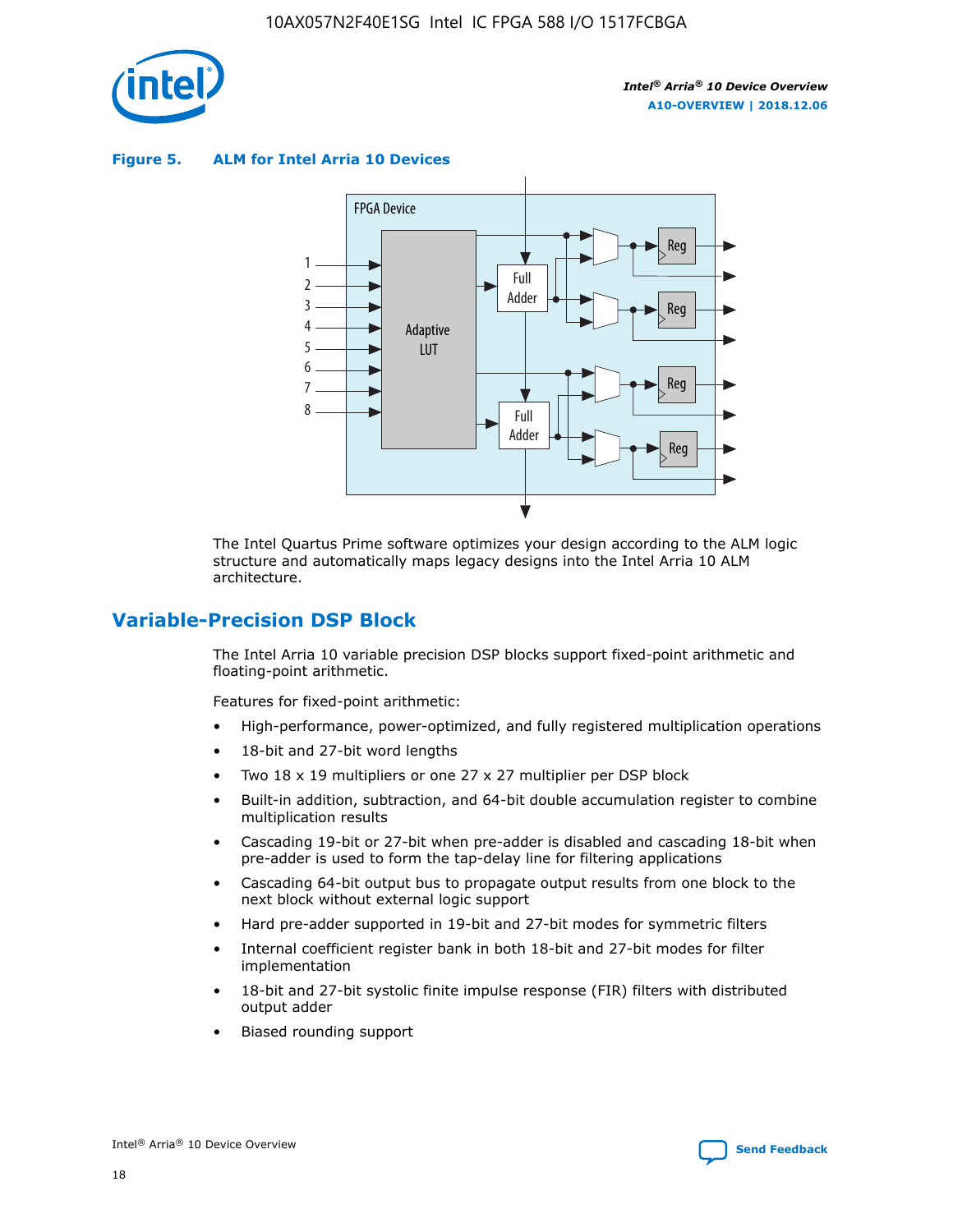**Figure 5. ALM for Intel Arria 10 Devices**

The Intel Quartus Prime software optimizes your design according to the ALM logic structure and automatically maps legacy designs into the Intel Arria 10 ALM architecture.

## Variable-Precision DSP Block

The Intel Arria 10 variable precision DSP blocks support fixed-point arithmetic and floating-point arithmetic.

Features for fixed-point arithmetic:

- High-performance, power-optimized, and fully registered multiplication operations
- 18-bit and 27-bit word lengths
- Two 18 x 19 multipliers or one 27 x 27 multiplier per DSP block
- Built-in addition, subtraction, and 64-bit double accumulation register to combine multiplication results
- Cascading 19-bit or 27-bit when pre-adder is disabled and cascading 18-bit when pre-adder is used to form the tap-delay line for filtering applications
- Cascading 64-bit output bus to propagate output results from one block to the next block without external logic support
- Hard pre-adder supported in 19-bit and 27-bit modes for symmetric filters
- Internal coefficient register bank in both 18-bit and 27-bit modes for filter implementation
- 18-bit and 27-bit systolic finite impulse response (FIR) filters with distributed output adder
- Biased rounding support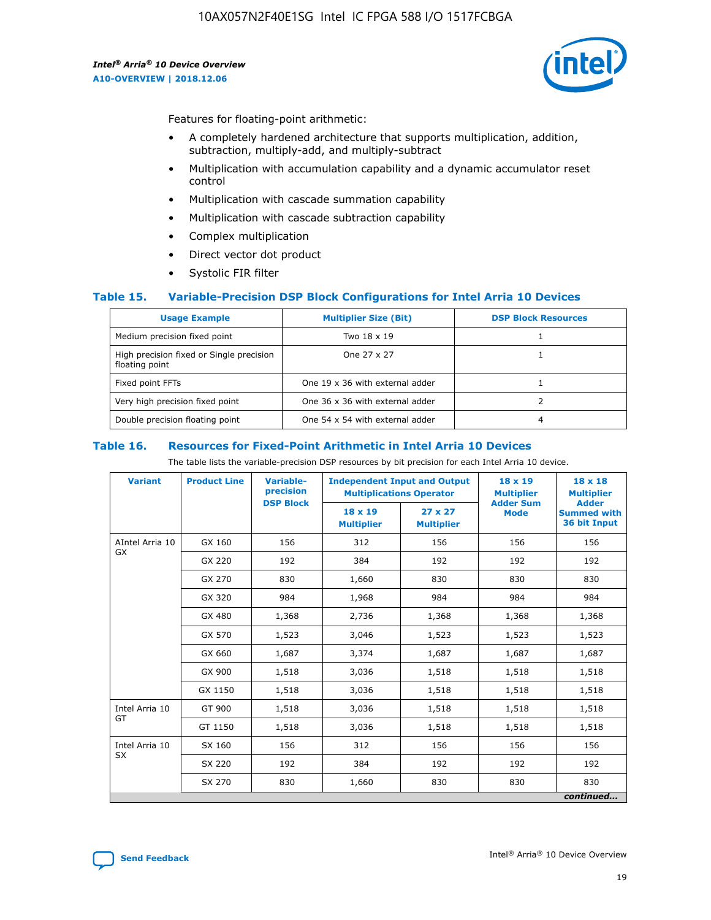Features for floating-point arithmetic:

- A completely hardened architecture that supports multiplication, addition, subtraction, multiply-add, and multiply-subtract
- Multiplication with accumulation capability and a dynamic accumulator reset control
- Multiplication with cascade summation capability
- Multiplication with cascade subtraction capability
- Complex multiplication
- Direct vector dot product
- Systolic FIR filter

## Table 15. Variable-Precision DSP Block Configurations for Intel Arria 10 Devices

| Usage Example | Multiplier Size (Bit) | DSP Block Resources |
|---|---|---|
| Medium precision fixed point | Two 18 x 19 | 1 |
| High precision fixed or Single precision floating point | One 27 x 27 | 1 |
| Fixed point FFTs | One 19 x 36 with external adder | 1 |
| Very high precision fixed point | One 36 x 36 with external adder | 2 |
| Double precision floating point | One 54 x 54 with external adder | 4 |

## Table 16. Resources for Fixed-Point Arithmetic in Intel Arria 10 Devices

The table lists the variable-precision DSP resources by bit precision for each Intel Arria 10 device.

| Variant | Product Line | Variable-precision DSP Block | Independent Input and Output Multiplications Operator | | 18 x 19 Multiplier Adder Sum Mode | 18 x 18 Multiplier Adder Summed with 36 bit Input |
|---|---|---|---|---|---|---|
| | | | 18 x 19 Multiplier | 27 x 27 Multiplier | | |
| AIntel Arria 10 GX | GX 160 | 156 | 312 | 156 | 156 | 156 |
| | GX 220 | 192 | 384 | 192 | 192 | 192 |
| | GX 270 | 830 | 1,660 | 830 | 830 | 830 |
| | GX 320 | 984 | 1,968 | 984 | 984 | 984 |
| | GX 480 | 1,368 | 2,736 | 1,368 | 1,368 | 1,368 |
| | GX 570 | 1,523 | 3,046 | 1,523 | 1,523 | 1,523 |
| | GX 660 | 1,687 | 3,374 | 1,687 | 1,687 | 1,687 |
| | GX 900 | 1,518 | 3,036 | 1,518 | 1,518 | 1,518 |
| | GX 1150 | 1,518 | 3,036 | 1,518 | 1,518 | 1,518 |
| Intel Arria 10 GT | GT 900 | 1,518 | 3,036 | 1,518 | 1,518 | 1,518 |
| | GT 1150 | 1,518 | 3,036 | 1,518 | 1,518 | 1,518 |
| Intel Arria 10 SX | SX 160 | 156 | 312 | 156 | 156 | 156 |
| | SX 220 | 192 | 384 | 192 | 192 | 192 |
| | SX 270 | 830 | 1,660 | 830 | 830 | 830 |

*continued...*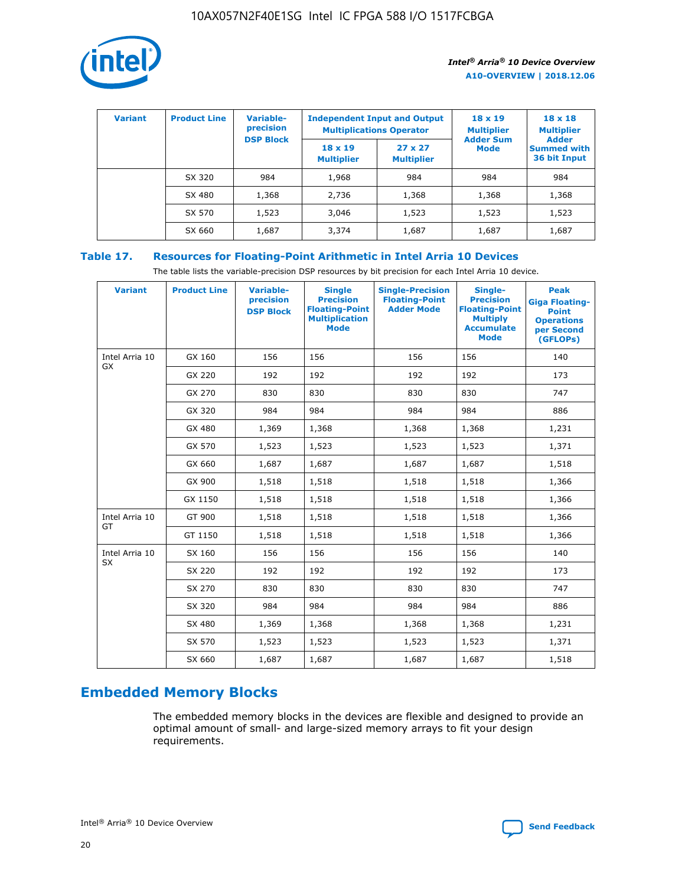| Variant | Product Line | Variable-precision DSP Block | Independent Input and Output Multiplications Operator | | 18 x 19 Multiplier Adder Sum Mode | 18 x 18 Multiplier Adder Summed with 36 bit Input |
|---|---|---|---|---|---|---|
| | | | 18 x 19 Multiplier | 27 x 27 Multiplier | | |
| | SX 320 | 984 | 1,968 | 984 | 984 | 984 |
| | SX 480 | 1,368 | 2,736 | 1,368 | 1,368 | 1,368 |
| | SX 570 | 1,523 | 3,046 | 1,523 | 1,523 | 1,523 |
| | SX 660 | 1,687 | 3,374 | 1,687 | 1,687 | 1,687 |

**Table 17. Resources for Floating-Point Arithmetic in Intel Arria 10 Devices**

The table lists the variable-precision DSP resources by bit precision for each Intel Arria 10 device.

| Variant | Product Line | Variable-precision DSP Block | Single Precision Floating-Point Multiplication Mode | Single-Precision Floating-Point Adder Mode | Single-Precision Floating-Point Multiply Accumulate Mode | Peak Giga Floating-Point Operations per Second (GFLOPs) |
|---|---|---|---|---|---|---|
| Intel Arria 10 GX | GX 160 | 156 | 156 | 156 | 156 | 140 |
| | GX 220 | 192 | 192 | 192 | 192 | 173 |
| | GX 270 | 830 | 830 | 830 | 830 | 747 |
| | GX 320 | 984 | 984 | 984 | 984 | 886 |
| | GX 480 | 1,369 | 1,368 | 1,368 | 1,368 | 1,231 |
| | GX 570 | 1,523 | 1,523 | 1,523 | 1,523 | 1,371 |
| | GX 660 | 1,687 | 1,687 | 1,687 | 1,687 | 1,518 |
| | GX 900 | 1,518 | 1,518 | 1,518 | 1,518 | 1,366 |
| | GX 1150 | 1,518 | 1,518 | 1,518 | 1,518 | 1,366 |
| Intel Arria 10 GT | GT 900 | 1,518 | 1,518 | 1,518 | 1,518 | 1,366 |
| | GT 1150 | 1,518 | 1,518 | 1,518 | 1,518 | 1,366 |
| Intel Arria 10 SX | SX 160 | 156 | 156 | 156 | 156 | 140 |
| | SX 220 | 192 | 192 | 192 | 192 | 173 |
| | SX 270 | 830 | 830 | 830 | 830 | 747 |
| | SX 320 | 984 | 984 | 984 | 984 | 886 |
| | SX 480 | 1,369 | 1,368 | 1,368 | 1,368 | 1,231 |
| | SX 570 | 1,523 | 1,523 | 1,523 | 1,523 | 1,371 |
| | SX 660 | 1,687 | 1,687 | 1,687 | 1,687 | 1,518 |

## Embedded Memory Blocks

The embedded memory blocks in the devices are flexible and designed to provide an optimal amount of small- and large-sized memory arrays to fit your design requirements.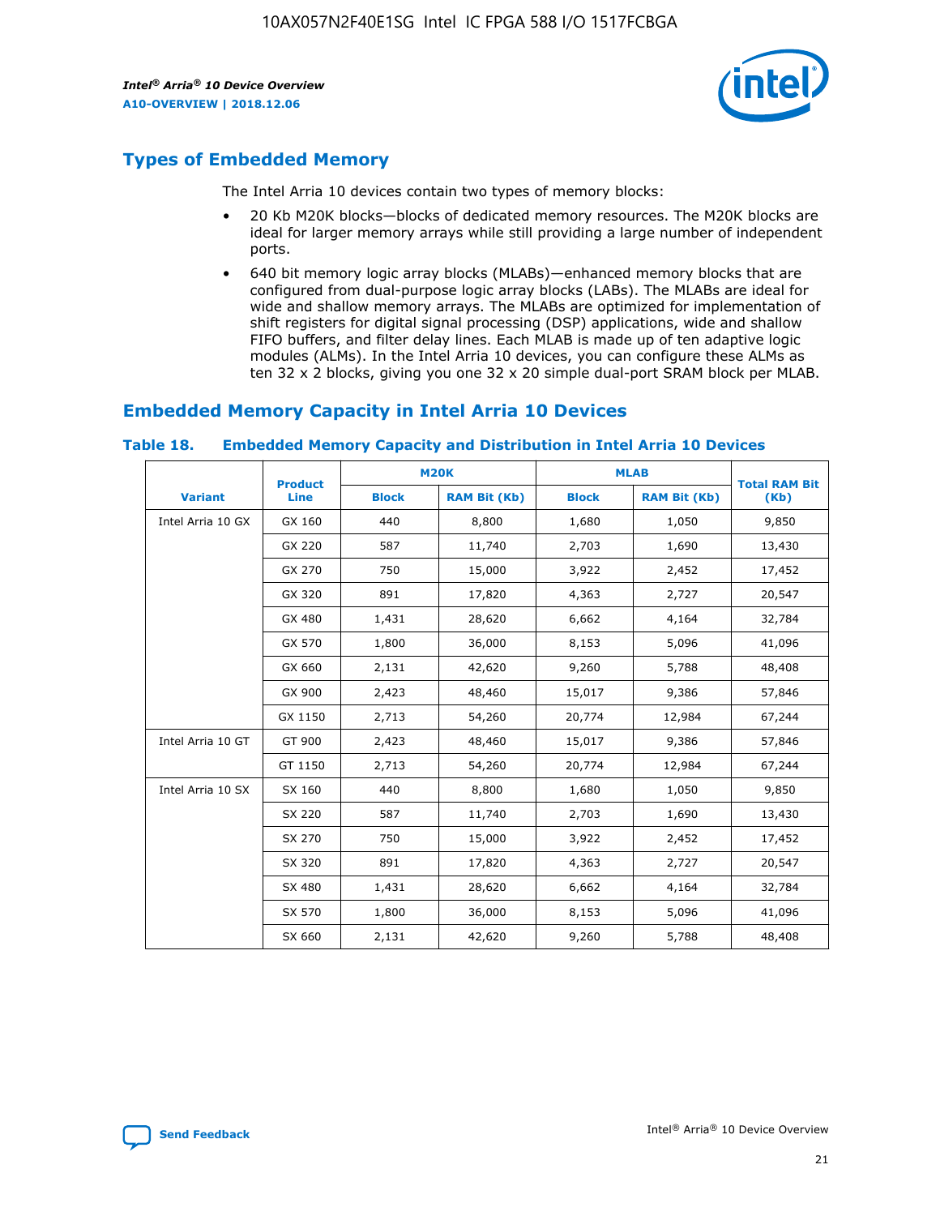## Types of Embedded Memory

The Intel Arria 10 devices contain two types of memory blocks:

- 20 Kb M20K blocks—blocks of dedicated memory resources. The M20K blocks are ideal for larger memory arrays while still providing a large number of independent ports.
- 640 bit memory logic array blocks (MLABs)—enhanced memory blocks that are configured from dual-purpose logic array blocks (LABs). The MLABs are ideal for wide and shallow memory arrays. The MLABs are optimized for implementation of shift registers for digital signal processing (DSP) applications, wide and shallow FIFO buffers, and filter delay lines. Each MLAB is made up of ten adaptive logic modules (ALMs). In the Intel Arria 10 devices, you can configure these ALMs as ten 32 x 2 blocks, giving you one 32 x 20 simple dual-port SRAM block per MLAB.

## Embedded Memory Capacity in Intel Arria 10 Devices

### Table 18. Embedded Memory Capacity and Distribution in Intel Arria 10 Devices

| Variant | Product Line | M20K | | MLAB | | Total RAM Bit (Kb) |
|---|---|---|---|---|---|---|
| | | Block | RAM Bit (Kb) | Block | RAM Bit (Kb) | |
| Intel Arria 10 GX | GX 160 | 440 | 8,800 | 1,680 | 1,050 | 9,850 |
| | GX 220 | 587 | 11,740 | 2,703 | 1,690 | 13,430 |
| | GX 270 | 750 | 15,000 | 3,922 | 2,452 | 17,452 |
| | GX 320 | 891 | 17,820 | 4,363 | 2,727 | 20,547 |
| | GX 480 | 1,431 | 28,620 | 6,662 | 4,164 | 32,784 |
| | GX 570 | 1,800 | 36,000 | 8,153 | 5,096 | 41,096 |
| | GX 660 | 2,131 | 42,620 | 9,260 | 5,788 | 48,408 |
| | GX 900 | 2,423 | 48,460 | 15,017 | 9,386 | 57,846 |
| | GX 1150 | 2,713 | 54,260 | 20,774 | 12,984 | 67,244 |
| Intel Arria 10 GT | GT 900 | 2,423 | 48,460 | 15,017 | 9,386 | 57,846 |
| | GT 1150 | 2,713 | 54,260 | 20,774 | 12,984 | 67,244 |
| Intel Arria 10 SX | SX 160 | 440 | 8,800 | 1,680 | 1,050 | 9,850 |
| | SX 220 | 587 | 11,740 | 2,703 | 1,690 | 13,430 |
| | SX 270 | 750 | 15,000 | 3,922 | 2,452 | 17,452 |
| | SX 320 | 891 | 17,820 | 4,363 | 2,727 | 20,547 |
| | SX 480 | 1,431 | 28,620 | 6,662 | 4,164 | 32,784 |
| | SX 570 | 1,800 | 36,000 | 8,153 | 5,096 | 41,096 |
| | SX 660 | 2,131 | 42,620 | 9,260 | 5,788 | 48,408 |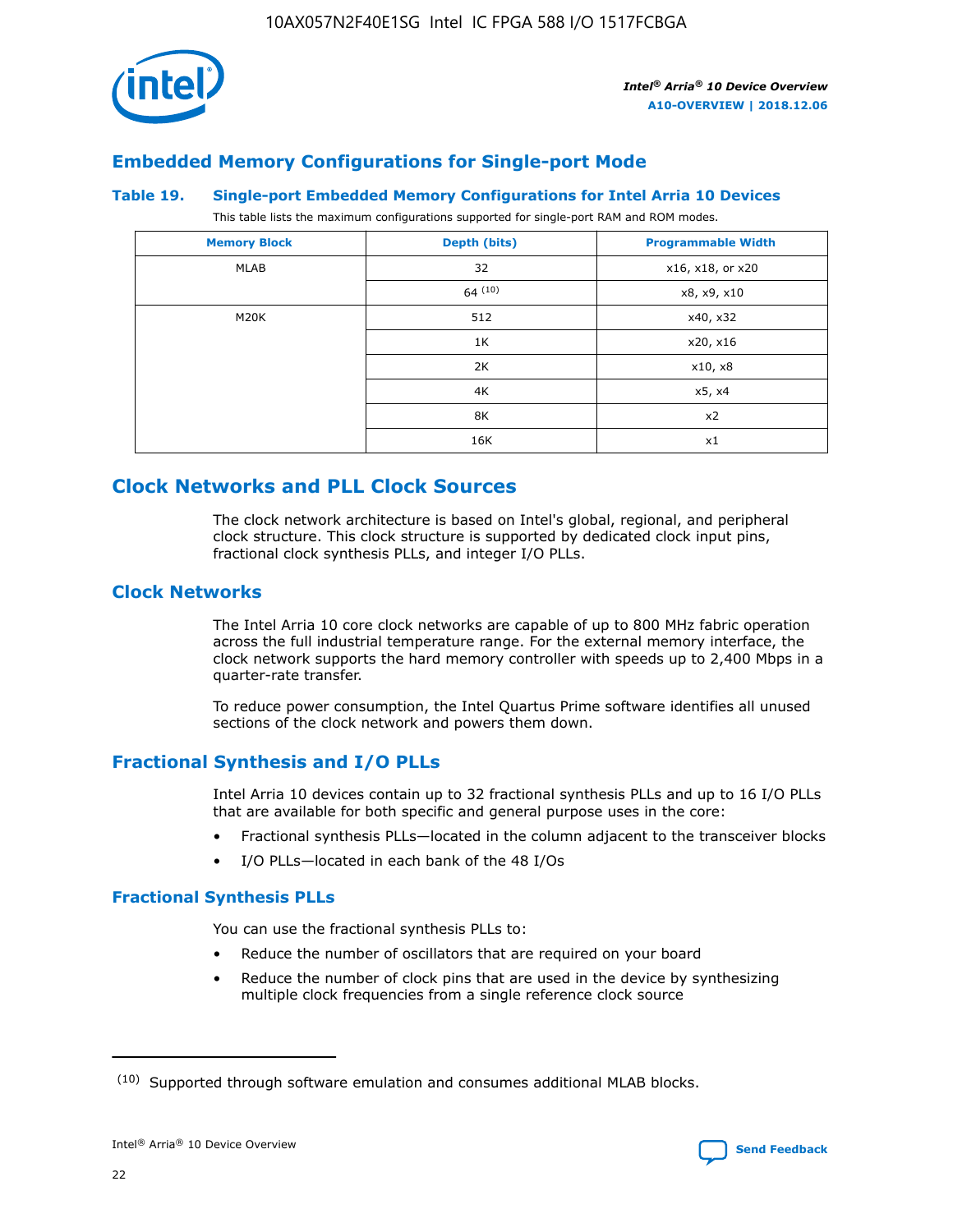## Embedded Memory Configurations for Single-port Mode

**Table 19. Single-port Embedded Memory Configurations for Intel Arria 10 Devices**

This table lists the maximum configurations supported for single-port RAM and ROM modes.

| Memory Block | Depth (bits) | Programmable Width |
|---|---|---|
| MLAB | 32 | x16, x18, or x20 |
| | 64 [10] | x8, x9, x10 |
| M20K | 512 | x40, x32 |
| | 1K | x20, x16 |
| | 2K | x10, x8 |
| | 4K | x5, x4 |
| | 8K | x2 |
| | 16K | x1 |

# Clock Networks and PLL Clock Sources

The clock network architecture is based on Intel's global, regional, and peripheral clock structure. This clock structure is supported by dedicated clock input pins, fractional clock synthesis PLLs, and integer I/O PLLs.

## Clock Networks

The Intel Arria 10 core clock networks are capable of up to 800 MHz fabric operation across the full industrial temperature range. For the external memory interface, the clock network supports the hard memory controller with speeds up to 2,400 Mbps in a quarter-rate transfer.

To reduce power consumption, the Intel Quartus Prime software identifies all unused sections of the clock network and powers them down.

## Fractional Synthesis and I/O PLLs

Intel Arria 10 devices contain up to 32 fractional synthesis PLLs and up to 16 I/O PLLs that are available for both specific and general purpose uses in the core:

- Fractional synthesis PLLs—located in the column adjacent to the transceiver blocks
- I/O PLLs—located in each bank of the 48 I/Os

### Fractional Synthesis PLLs

You can use the fractional synthesis PLLs to:

- Reduce the number of oscillators that are required on your board
- Reduce the number of clock pins that are used in the device by synthesizing multiple clock frequencies from a single reference clock source

(10) Supported through software emulation and consumes additional MLAB blocks.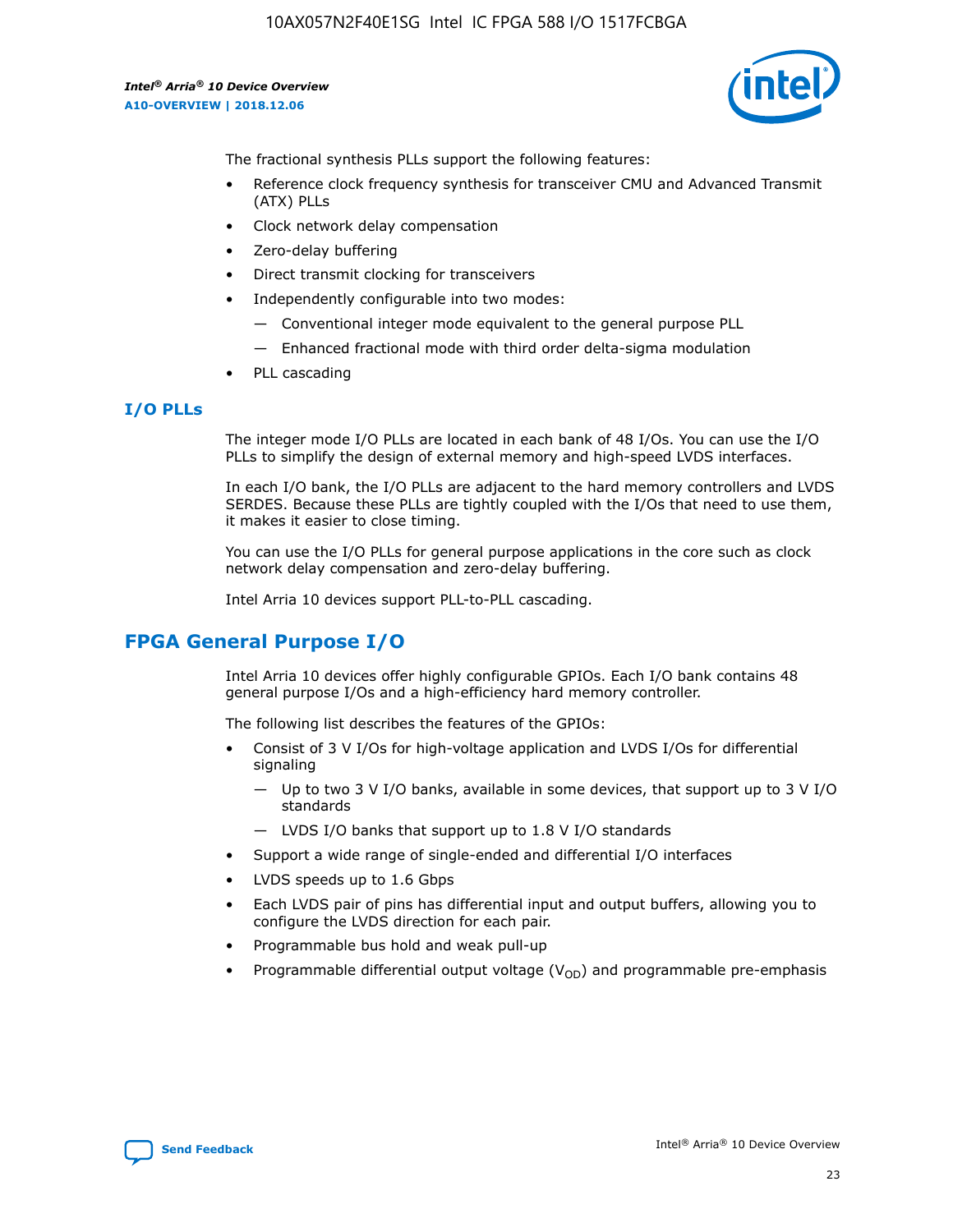The fractional synthesis PLLs support the following features:

- Reference clock frequency synthesis for transceiver CMU and Advanced Transmit (ATX) PLLs
- Clock network delay compensation
- Zero-delay buffering
- Direct transmit clocking for transceivers
- Independently configurable into two modes:
  - — Conventional integer mode equivalent to the general purpose PLL
  - — Enhanced fractional mode with third order delta-sigma modulation
- PLL cascading

### I/O PLLs

The integer mode I/O PLLs are located in each bank of 48 I/Os. You can use the I/O PLLs to simplify the design of external memory and high-speed LVDS interfaces.

In each I/O bank, the I/O PLLs are adjacent to the hard memory controllers and LVDS SERDES. Because these PLLs are tightly coupled with the I/Os that need to use them, it makes it easier to close timing.

You can use the I/O PLLs for general purpose applications in the core such as clock network delay compensation and zero-delay buffering.

Intel Arria 10 devices support PLL-to-PLL cascading.

## FPGA General Purpose I/O

Intel Arria 10 devices offer highly configurable GPIOs. Each I/O bank contains 48 general purpose I/Os and a high-efficiency hard memory controller.

The following list describes the features of the GPIOs:

- Consist of 3 V I/Os for high-voltage application and LVDS I/Os for differential signaling
  - — Up to two 3 V I/O banks, available in some devices, that support up to 3 V I/O standards
  - — LVDS I/O banks that support up to 1.8 V I/O standards
- Support a wide range of single-ended and differential I/O interfaces
- LVDS speeds up to 1.6 Gbps
- Each LVDS pair of pins has differential input and output buffers, allowing you to configure the LVDS direction for each pair.
- Programmable bus hold and weak pull-up
- Programmable differential output voltage ($V_{OD}$) and programmable pre-emphasis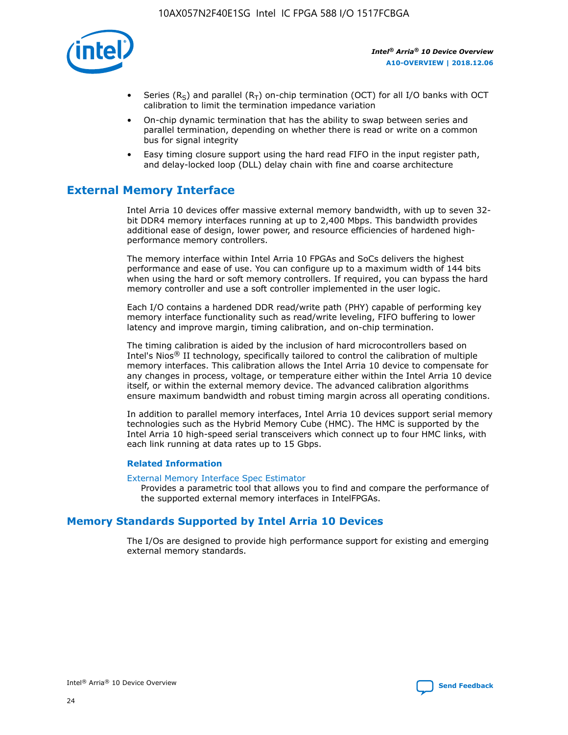- Series ($R_S$) and parallel ($R_T$) on-chip termination (OCT) for all I/O banks with OCT calibration to limit the termination impedance variation
- On-chip dynamic termination that has the ability to swap between series and parallel termination, depending on whether there is read or write on a common bus for signal integrity
- Easy timing closure support using the hard read FIFO in the input register path, and delay-locked loop (DLL) delay chain with fine and coarse architecture

## External Memory Interface

Intel Arria 10 devices offer massive external memory bandwidth, with up to seven 32-bit DDR4 memory interfaces running at up to 2,400 Mbps. This bandwidth provides additional ease of design, lower power, and resource efficiencies of hardened high-performance memory controllers.

The memory interface within Intel Arria 10 FPGAs and SoCs delivers the highest performance and ease of use. You can configure up to a maximum width of 144 bits when using the hard or soft memory controllers. If required, you can bypass the hard memory controller and use a soft controller implemented in the user logic.

Each I/O contains a hardened DDR read/write path (PHY) capable of performing key memory interface functionality such as read/write leveling, FIFO buffering to lower latency and improve margin, timing calibration, and on-chip termination.

The timing calibration is aided by the inclusion of hard microcontrollers based on Intel's Nios® II technology, specifically tailored to control the calibration of multiple memory interfaces. This calibration allows the Intel Arria 10 device to compensate for any changes in process, voltage, or temperature either within the Intel Arria 10 device itself, or within the external memory device. The advanced calibration algorithms ensure maximum bandwidth and robust timing margin across all operating conditions.

In addition to parallel memory interfaces, Intel Arria 10 devices support serial memory technologies such as the Hybrid Memory Cube (HMC). The HMC is supported by the Intel Arria 10 high-speed serial transceivers which connect up to four HMC links, with each link running at data rates up to 15 Gbps.

### Related Information

External Memory Interface Spec Estimator
Provides a parametric tool that allows you to find and compare the performance of the supported external memory interfaces in IntelFPGAs.

## Memory Standards Supported by Intel Arria 10 Devices

The I/Os are designed to provide high performance support for existing and emerging external memory standards.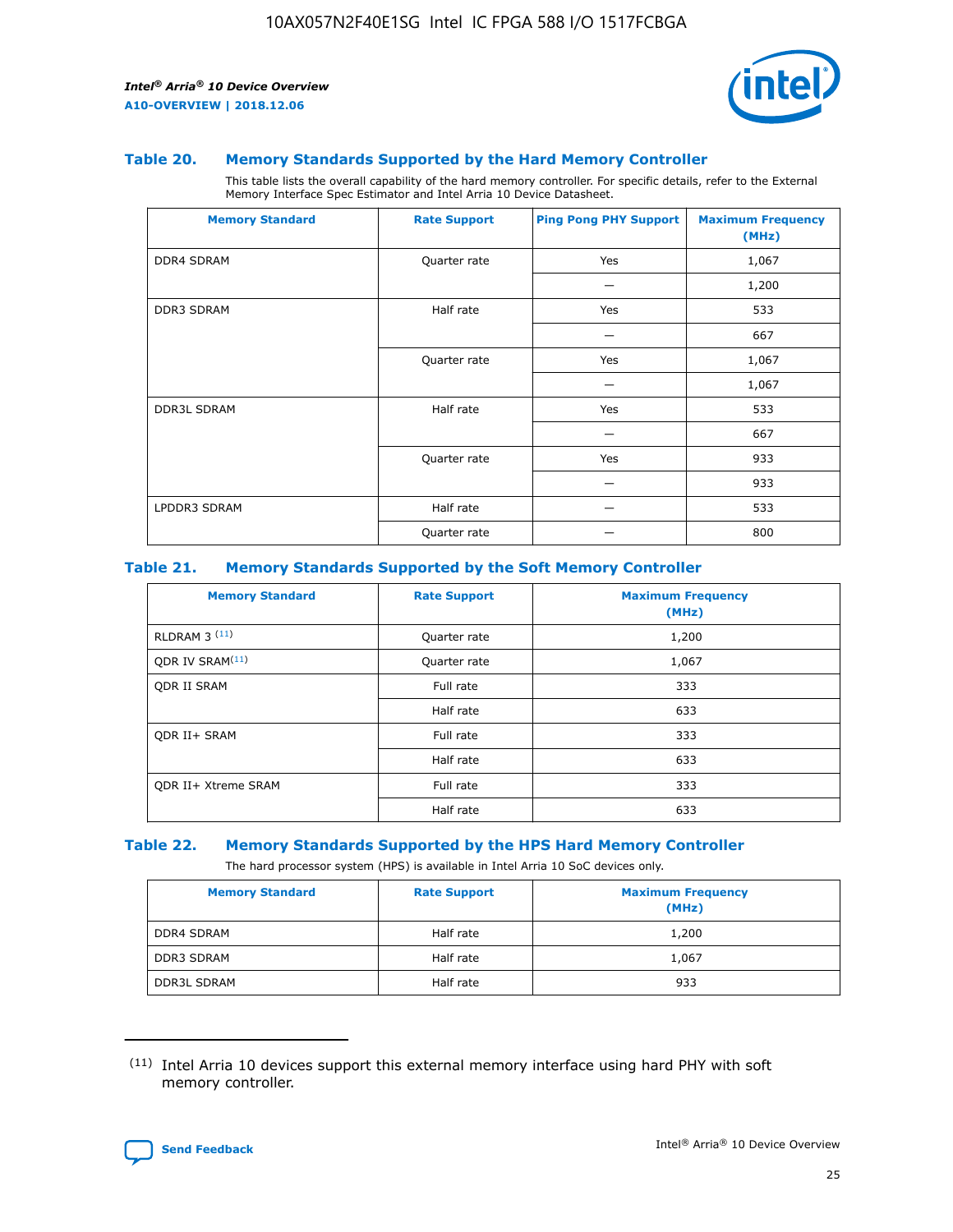### Table 20. Memory Standards Supported by the Hard Memory Controller

This table lists the overall capability of the hard memory controller. For specific details, refer to the External Memory Interface Spec Estimator and Intel Arria 10 Device Datasheet.

| Memory Standard | Rate Support | Ping Pong PHY Support | Maximum Frequency (MHz) |
|---|---|---|---|
| DDR4 SDRAM | Quarter rate | Yes | 1,067 |
| | | — | 1,200 |
| DDR3 SDRAM | Half rate | Yes | 533 |
| | | — | 667 |
| | Quarter rate | Yes | 1,067 |
| | | — | 1,067 |
| DDR3L SDRAM | Half rate | Yes | 533 |
| | | — | 667 |
| | Quarter rate | Yes | 933 |
| | | — | 933 |
| LPDDR3 SDRAM | Half rate | — | 533 |
| | Quarter rate | — | 800 |

### Table 21. Memory Standards Supported by the Soft Memory Controller

| Memory Standard | Rate Support | Maximum Frequency (MHz) |
|---|---|---|
| RLDRAM 3 [11] | Quarter rate | 1,200 |
| QDR IV SRAM[11] | Quarter rate | 1,067 |
| QDR II SRAM | Full rate | 333 |
| | Half rate | 633 |
| QDR II+ SRAM | Full rate | 333 |
| | Half rate | 633 |
| QDR II+ Xtreme SRAM | Full rate | 333 |
| | Half rate | 633 |

### Table 22. Memory Standards Supported by the HPS Hard Memory Controller

The hard processor system (HPS) is available in Intel Arria 10 SoC devices only.

| Memory Standard | Rate Support | Maximum Frequency (MHz) |
|---|---|---|
| DDR4 SDRAM | Half rate | 1,200 |
| DDR3 SDRAM | Half rate | 1,067 |
| DDR3L SDRAM | Half rate | 933 |

(11) Intel Arria 10 devices support this external memory interface using hard PHY with soft memory controller.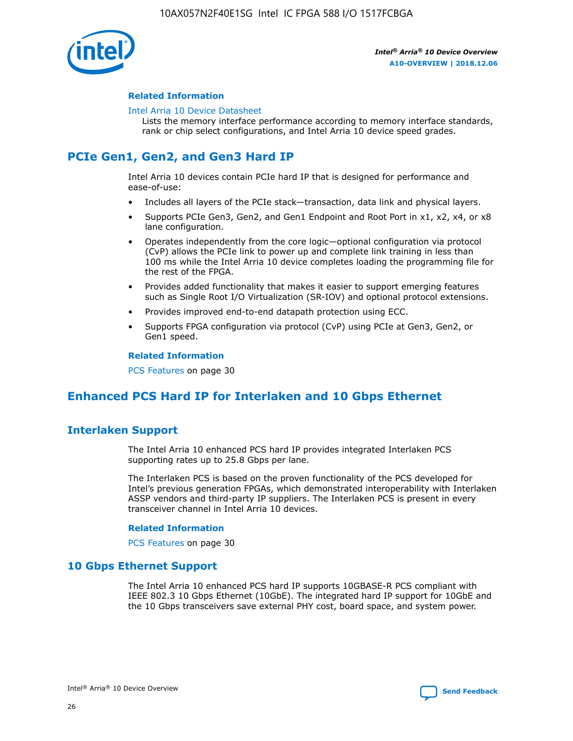### Related Information

Intel Arria 10 Device Datasheet

Lists the memory interface performance according to memory interface standards, rank or chip select configurations, and Intel Arria 10 device speed grades.

## PCIe Gen1, Gen2, and Gen3 Hard IP

Intel Arria 10 devices contain PCIe hard IP that is designed for performance and ease-of-use:

- Includes all layers of the PCIe stack—transaction, data link and physical layers.
- Supports PCIe Gen3, Gen2, and Gen1 Endpoint and Root Port in x1, x2, x4, or x8 lane configuration.
- Operates independently from the core logic—optional configuration via protocol (CvP) allows the PCIe link to power up and complete link training in less than 100 ms while the Intel Arria 10 device completes loading the programming file for the rest of the FPGA.
- Provides added functionality that makes it easier to support emerging features such as Single Root I/O Virtualization (SR-IOV) and optional protocol extensions.
- Provides improved end-to-end datapath protection using ECC.
- Supports FPGA configuration via protocol (CvP) using PCIe at Gen3, Gen2, or Gen1 speed.

### Related Information

PCS Features on page 30

## Enhanced PCS Hard IP for Interlaken and 10 Gbps Ethernet

### Interlaken Support

The Intel Arria 10 enhanced PCS hard IP provides integrated Interlaken PCS supporting rates up to 25.8 Gbps per lane.

The Interlaken PCS is based on the proven functionality of the PCS developed for Intel's previous generation FPGAs, which demonstrated interoperability with Interlaken ASSP vendors and third-party IP suppliers. The Interlaken PCS is present in every transceiver channel in Intel Arria 10 devices.

#### Related Information

PCS Features on page 30

### 10 Gbps Ethernet Support

The Intel Arria 10 enhanced PCS hard IP supports 10GBASE-R PCS compliant with IEEE 802.3 10 Gbps Ethernet (10GbE). The integrated hard IP support for 10GbE and the 10 Gbps transceivers save external PHY cost, board space, and system power.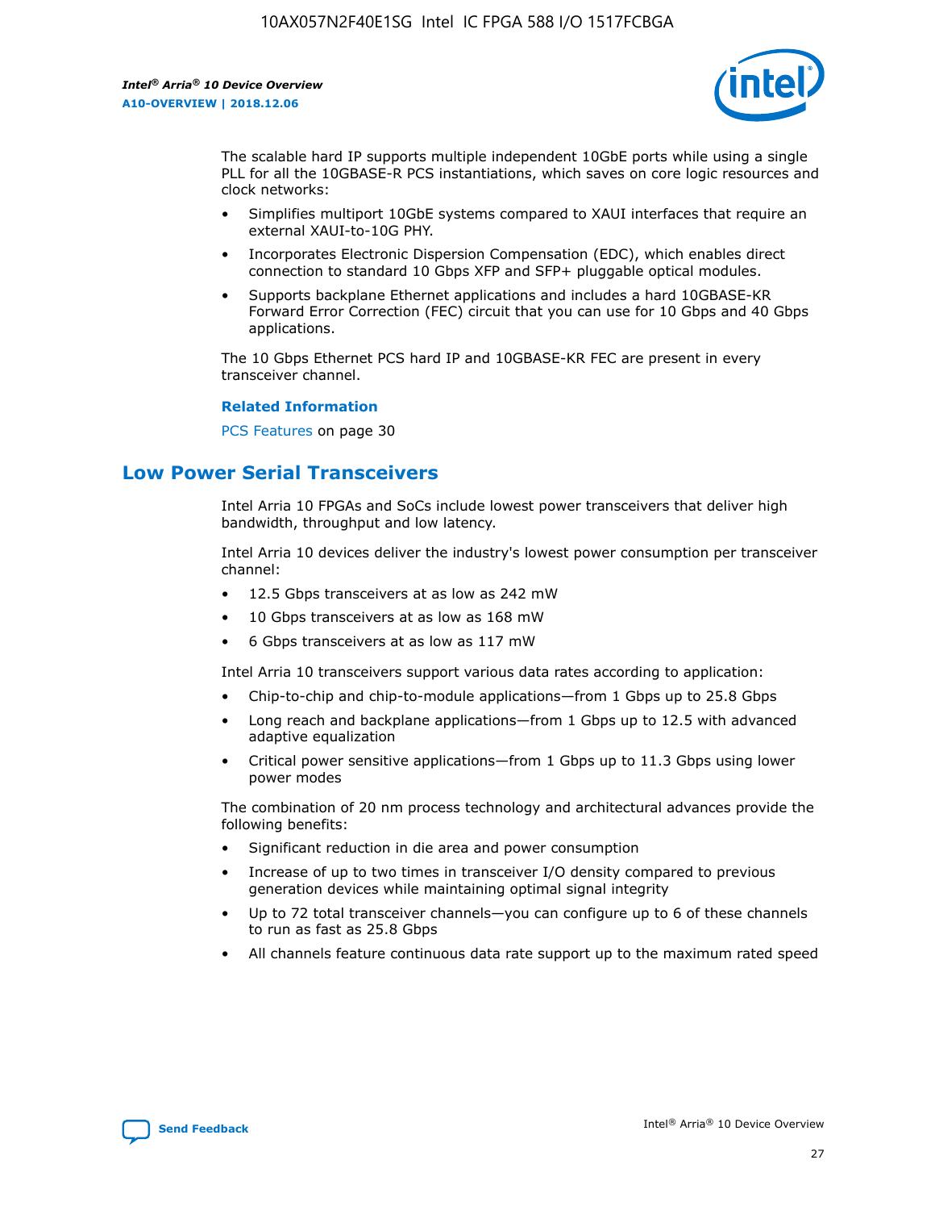The scalable hard IP supports multiple independent 10GbE ports while using a single PLL for all the 10GBASE-R PCS instantiations, which saves on core logic resources and clock networks:

- Simplifies multiport 10GbE systems compared to XAUI interfaces that require an external XAUI-to-10G PHY.
- Incorporates Electronic Dispersion Compensation (EDC), which enables direct connection to standard 10 Gbps XFP and SFP+ pluggable optical modules.
- Supports backplane Ethernet applications and includes a hard 10GBASE-KR Forward Error Correction (FEC) circuit that you can use for 10 Gbps and 40 Gbps applications.

The 10 Gbps Ethernet PCS hard IP and 10GBASE-KR FEC are present in every transceiver channel.

**Related Information**

PCS Features on page 30

## Low Power Serial Transceivers

Intel Arria 10 FPGAs and SoCs include lowest power transceivers that deliver high bandwidth, throughput and low latency.

Intel Arria 10 devices deliver the industry's lowest power consumption per transceiver channel:

- 12.5 Gbps transceivers at as low as 242 mW
- 10 Gbps transceivers at as low as 168 mW
- 6 Gbps transceivers at as low as 117 mW

Intel Arria 10 transceivers support various data rates according to application:

- Chip-to-chip and chip-to-module applications—from 1 Gbps up to 25.8 Gbps
- Long reach and backplane applications—from 1 Gbps up to 12.5 with advanced adaptive equalization
- Critical power sensitive applications—from 1 Gbps up to 11.3 Gbps using lower power modes

The combination of 20 nm process technology and architectural advances provide the following benefits:

- Significant reduction in die area and power consumption
- Increase of up to two times in transceiver I/O density compared to previous generation devices while maintaining optimal signal integrity
- Up to 72 total transceiver channels—you can configure up to 6 of these channels to run as fast as 25.8 Gbps
- All channels feature continuous data rate support up to the maximum rated speed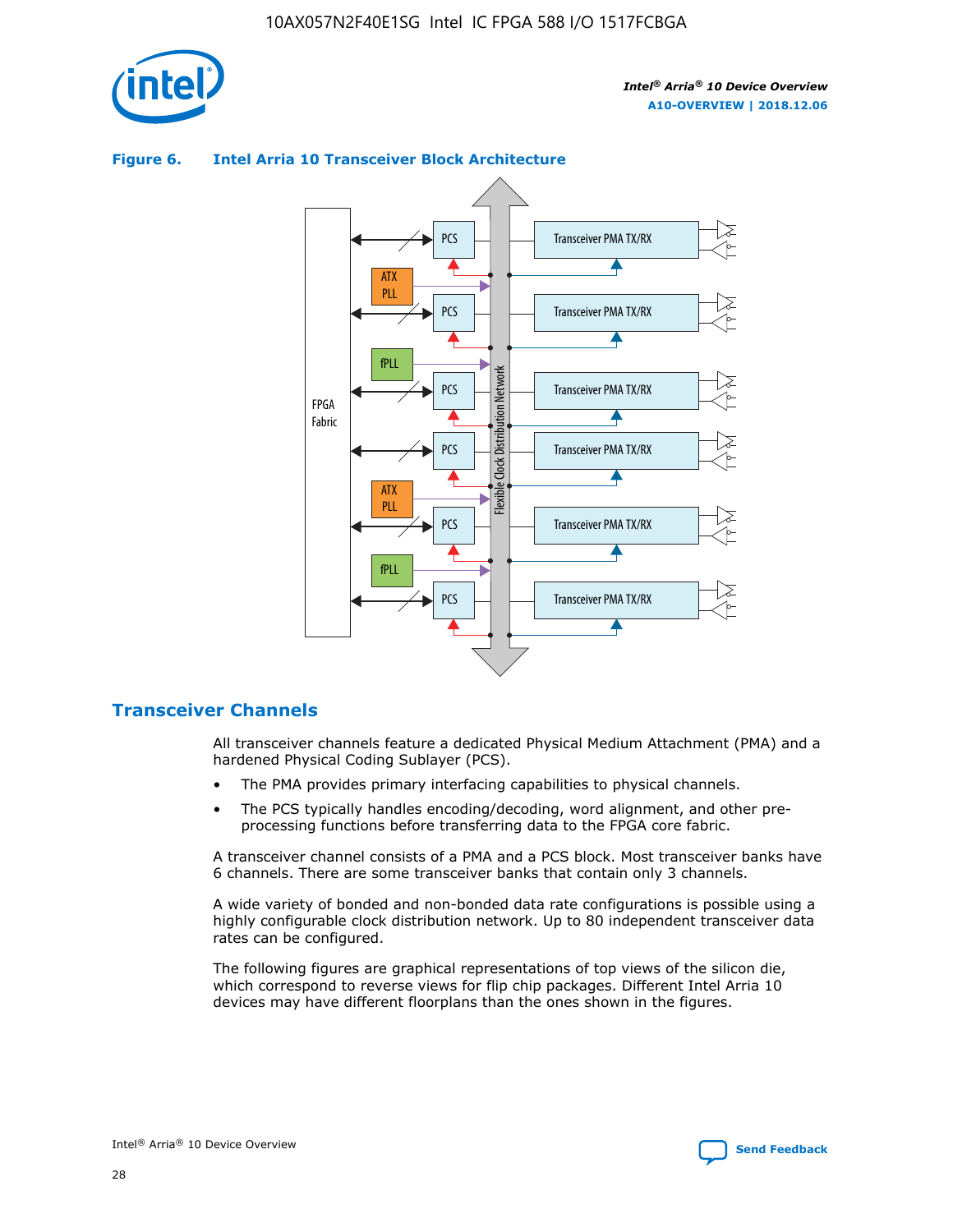**Figure 6. Intel Arria 10 Transceiver Block Architecture**

## Transceiver Channels

All transceiver channels feature a dedicated Physical Medium Attachment (PMA) and a hardened Physical Coding Sublayer (PCS).

- The PMA provides primary interfacing capabilities to physical channels.
- The PCS typically handles encoding/decoding, word alignment, and other pre-processing functions before transferring data to the FPGA core fabric.

A transceiver channel consists of a PMA and a PCS block. Most transceiver banks have 6 channels. There are some transceiver banks that contain only 3 channels.

A wide variety of bonded and non-bonded data rate configurations is possible using a highly configurable clock distribution network. Up to 80 independent transceiver data rates can be configured.

The following figures are graphical representations of top views of the silicon die, which correspond to reverse views for flip chip packages. Different Intel Arria 10 devices may have different floorplans than the ones shown in the figures.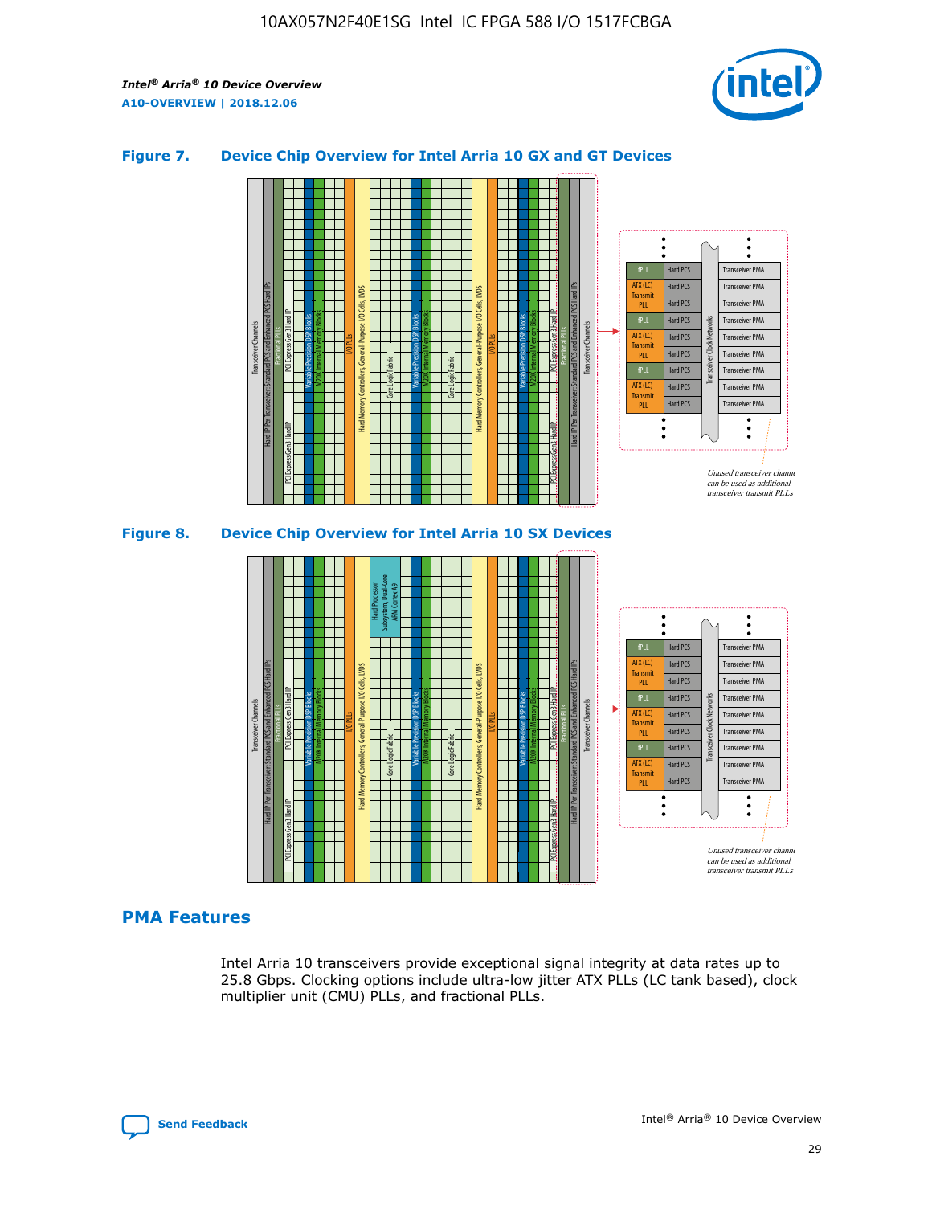### Figure 7. Device Chip Overview for Intel Arria 10 GX and GT Devices

### Figure 8. Device Chip Overview for Intel Arria 10 SX Devices

## PMA Features

Intel Arria 10 transceivers provide exceptional signal integrity at data rates up to 25.8 Gbps. Clocking options include ultra-low jitter ATX PLLs (LC tank based), clock multiplier unit (CMU) PLLs, and fractional PLLs.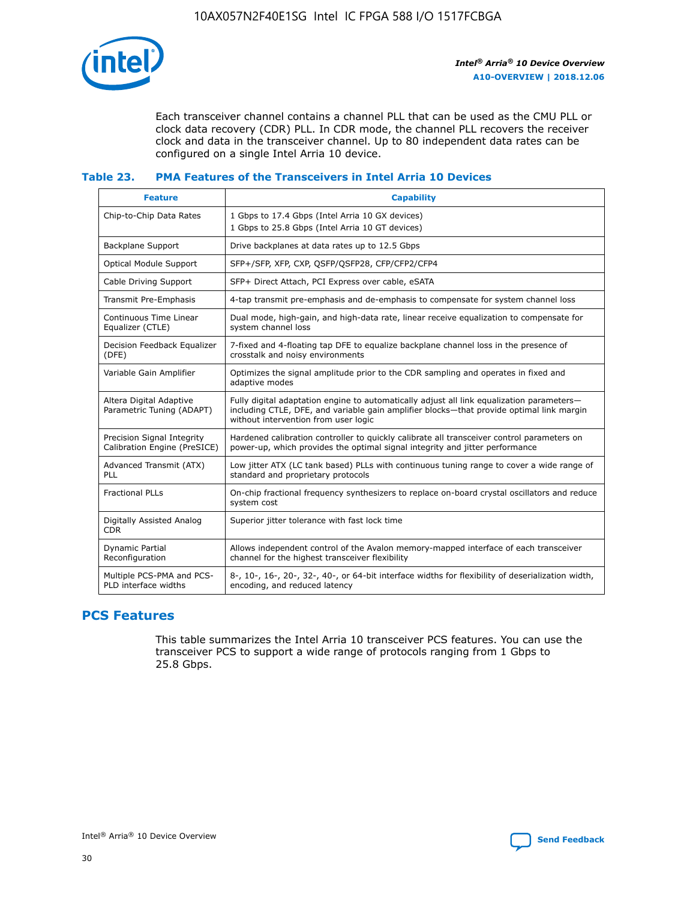Each transceiver channel contains a channel PLL that can be used as the CMU PLL or clock data recovery (CDR) PLL. In CDR mode, the channel PLL recovers the receiver clock and data in the transceiver channel. Up to 80 independent data rates can be configured on a single Intel Arria 10 device.

### Table 23. PMA Features of the Transceivers in Intel Arria 10 Devices

| Feature | Capability |
| --- | --- |
| Chip-to-Chip Data Rates | 1 Gbps to 17.4 Gbps (Intel Arria 10 GX devices)<br>1 Gbps to 25.8 Gbps (Intel Arria 10 GT devices) |
| Backplane Support | Drive backplanes at data rates up to 12.5 Gbps |
| Optical Module Support | SFP+/SFP, XFP, CXP, QSFP/QSFP28, CFP/CFP2/CFP4 |
| Cable Driving Support | SFP+ Direct Attach, PCI Express over cable, eSATA |
| Transmit Pre-Emphasis | 4-tap transmit pre-emphasis and de-emphasis to compensate for system channel loss |
| Continuous Time Linear Equalizer (CTLE) | Dual mode, high-gain, and high-data rate, linear receive equalization to compensate for system channel loss |
| Decision Feedback Equalizer (DFE) | 7-fixed and 4-floating tap DFE to equalize backplane channel loss in the presence of crosstalk and noisy environments |
| Variable Gain Amplifier | Optimizes the signal amplitude prior to the CDR sampling and operates in fixed and adaptive modes |
| Altera Digital Adaptive Parametric Tuning (ADAPT) | Fully digital adaptation engine to automatically adjust all link equalization parameters—including CTLE, DFE, and variable gain amplifier blocks—that provide optimal link margin without intervention from user logic |
| Precision Signal Integrity Calibration Engine (PreSICE) | Hardened calibration controller to quickly calibrate all transceiver control parameters on power-up, which provides the optimal signal integrity and jitter performance |
| Advanced Transmit (ATX) PLL | Low jitter ATX (LC tank based) PLLs with continuous tuning range to cover a wide range of standard and proprietary protocols |
| Fractional PLLs | On-chip fractional frequency synthesizers to replace on-board crystal oscillators and reduce system cost |
| Digitally Assisted Analog CDR | Superior jitter tolerance with fast lock time |
| Dynamic Partial Reconfiguration | Allows independent control of the Avalon memory-mapped interface of each transceiver channel for the highest transceiver flexibility |
| Multiple PCS-PMA and PCS-PLD interface widths | 8-, 10-, 16-, 20-, 32-, 40-, or 64-bit interface widths for flexibility of deserialization width, encoding, and reduced latency |

## PCS Features

This table summarizes the Intel Arria 10 transceiver PCS features. You can use the transceiver PCS to support a wide range of protocols ranging from 1 Gbps to 25.8 Gbps.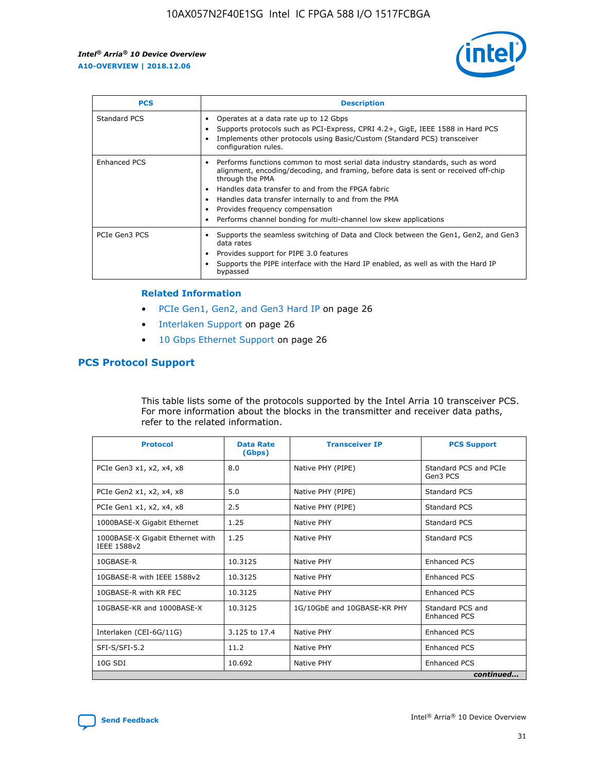| PCS | Description |
| --- | --- |
| Standard PCS | • Operates at a data rate up to 12 Gbps<br>• Supports protocols such as PCI-Express, CPRI 4.2+, GigE, IEEE 1588 in Hard PCS<br>• Implements other protocols using Basic/Custom (Standard PCS) transceiver configuration rules. |
| Enhanced PCS | • Performs functions common to most serial data industry standards, such as word alignment, encoding/decoding, and framing, before data is sent or received off-chip through the PMA<br>• Handles data transfer to and from the FPGA fabric<br>• Handles data transfer internally to and from the PMA<br>• Provides frequency compensation<br>• Performs channel bonding for multi-channel low skew applications |
| PCIe Gen3 PCS | • Supports the seamless switching of Data and Clock between the Gen1, Gen2, and Gen3 data rates<br>• Provides support for PIPE 3.0 features<br>• Supports the PIPE interface with the Hard IP enabled, as well as with the Hard IP bypassed |

**Related Information**

- PCIe Gen1, Gen2, and Gen3 Hard IP on page 26
- Interlaken Support on page 26
- 10 Gbps Ethernet Support on page 26

## PCS Protocol Support

This table lists some of the protocols supported by the Intel Arria 10 transceiver PCS. For more information about the blocks in the transmitter and receiver data paths, refer to the related information.

| Protocol | Data Rate (Gbps) | Transceiver IP | PCS Support |
| --- | --- | --- | --- |
| PCIe Gen3 x1, x2, x4, x8 | 8.0 | Native PHY (PIPE) | Standard PCS and PCIe Gen3 PCS |
| PCIe Gen2 x1, x2, x4, x8 | 5.0 | Native PHY (PIPE) | Standard PCS |
| PCIe Gen1 x1, x2, x4, x8 | 2.5 | Native PHY (PIPE) | Standard PCS |
| 1000BASE-X Gigabit Ethernet | 1.25 | Native PHY | Standard PCS |
| 1000BASE-X Gigabit Ethernet with IEEE 1588v2 | 1.25 | Native PHY | Standard PCS |
| 10GBASE-R | 10.3125 | Native PHY | Enhanced PCS |
| 10GBASE-R with IEEE 1588v2 | 10.3125 | Native PHY | Enhanced PCS |
| 10GBASE-R with KR FEC | 10.3125 | Native PHY | Enhanced PCS |
| 10GBASE-KR and 1000BASE-X | 10.3125 | 1G/10GbE and 10GBASE-KR PHY | Standard PCS and Enhanced PCS |
| Interlaken (CEI-6G/11G) | 3.125 to 17.4 | Native PHY | Enhanced PCS |
| SFI-S/SFI-5.2 | 11.2 | Native PHY | Enhanced PCS |
| 10G SDI | 10.692 | Native PHY | Enhanced PCS |

*continued...*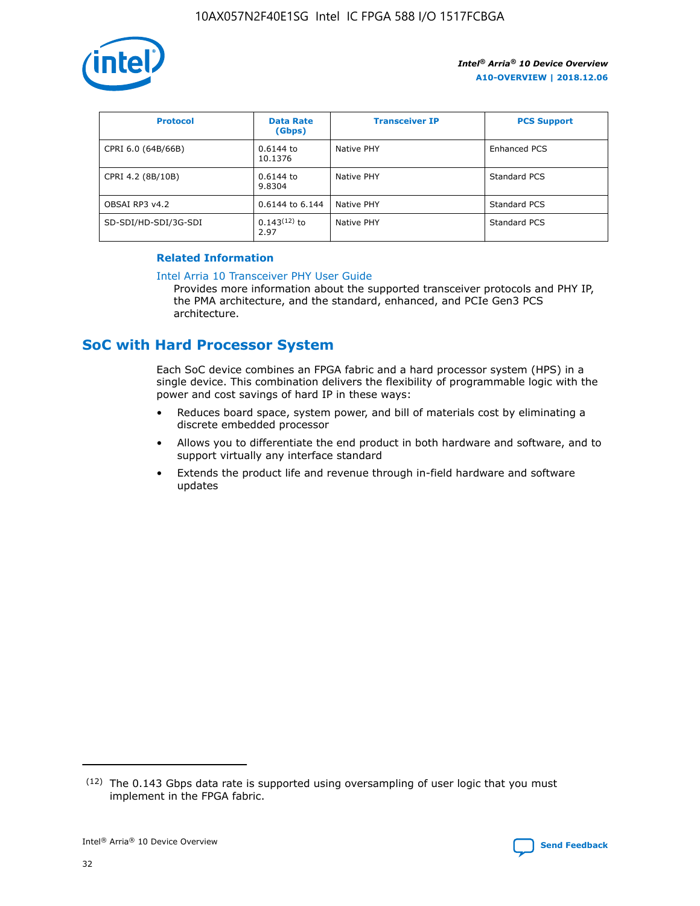| Protocol | Data Rate (Gbps) | Transceiver IP | PCS Support |
| --- | --- | --- | --- |
| CPRI 6.0 (64B/66B) | 0.6144 to 10.1376 | Native PHY | Enhanced PCS |
| CPRI 4.2 (8B/10B) | 0.6144 to 9.8304 | Native PHY | Standard PCS |
| OBSAI RP3 v4.2 | 0.6144 to 6.144 | Native PHY | Standard PCS |
| SD-SDI/HD-SDI/3G-SDI | 0.143[12] to 2.97 | Native PHY | Standard PCS |

**Related Information**

Intel Arria 10 Transceiver PHY User Guide

Provides more information about the supported transceiver protocols and PHY IP, the PMA architecture, and the standard, enhanced, and PCIe Gen3 PCS architecture.

## SoC with Hard Processor System

Each SoC device combines an FPGA fabric and a hard processor system (HPS) in a single device. This combination delivers the flexibility of programmable logic with the power and cost savings of hard IP in these ways:

- Reduces board space, system power, and bill of materials cost by eliminating a discrete embedded processor
- Allows you to differentiate the end product in both hardware and software, and to support virtually any interface standard
- Extends the product life and revenue through in-field hardware and software updates

(12) The 0.143 Gbps data rate is supported using oversampling of user logic that you must implement in the FPGA fabric.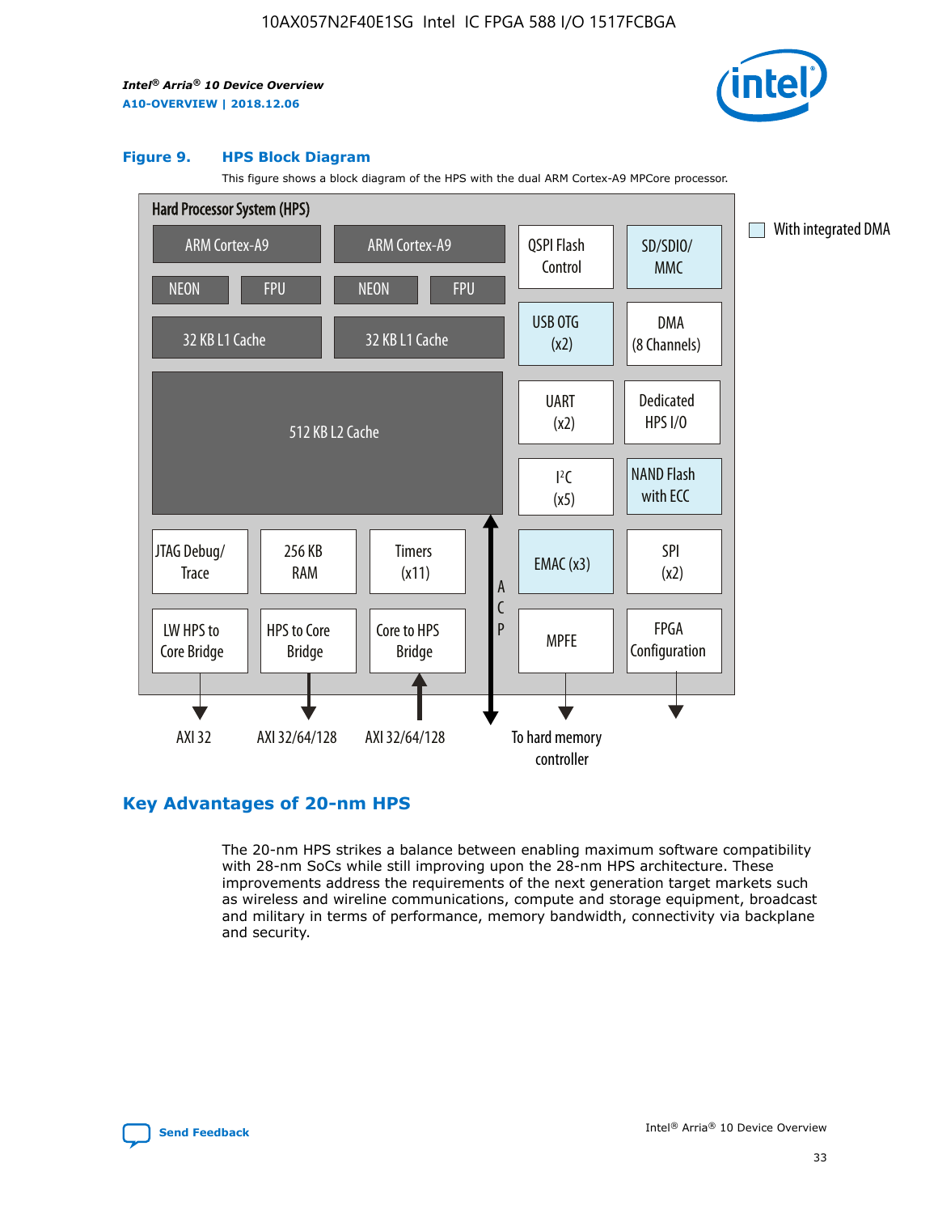**Figure 9. HPS Block Diagram**

This figure shows a block diagram of the HPS with the dual ARM Cortex-A9 MPCore processor.

Hard Processor System (HPS)

ARM Cortex-A9 | ARM Cortex-A9
NEON | FPU | NEON | FPU
32 KB L1 Cache | 32 KB L1 Cache
512 KB L2 Cache

QSPI Flash Control
SD/SDIO/MMC
USB OTG (x2)
DMA (8 Channels)
UART (x2)
Dedicated HPS I/O
I²C (x5)
NAND Flash with ECC
JTAG Debug/Trace
256 KB RAM
Timers (x11)
EMAC (x3)
SPI (x2)
LW HPS to Core Bridge
HPS to Core Bridge
Core to HPS Bridge
ACP
MPFE
FPGA Configuration

AXI 32 | AXI 32/64/128 | AXI 32/64/128 | To hard memory controller

With integrated DMA

## Key Advantages of 20-nm HPS

The 20-nm HPS strikes a balance between enabling maximum software compatibility with 28-nm SoCs while still improving upon the 28-nm HPS architecture. These improvements address the requirements of the next generation target markets such as wireless and wireline communications, compute and storage equipment, broadcast and military in terms of performance, memory bandwidth, connectivity via backplane and security.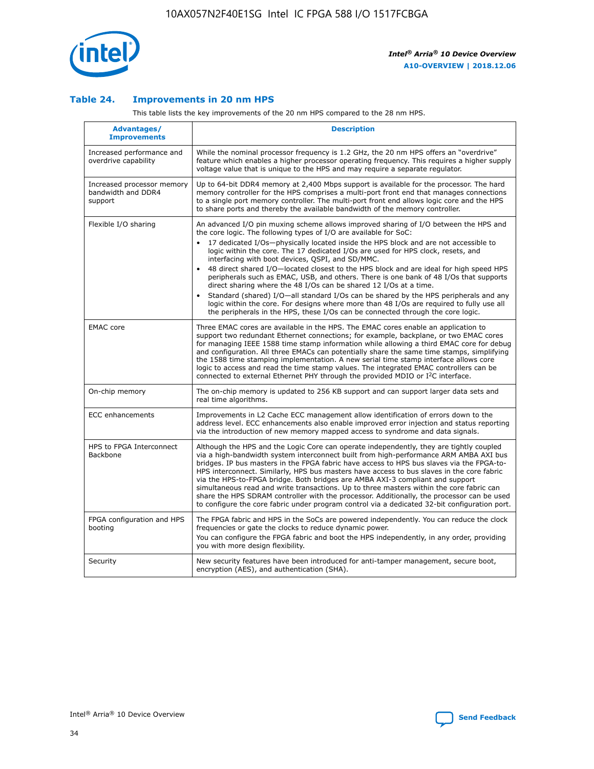## Table 24. Improvements in 20 nm HPS

This table lists the key improvements of the 20 nm HPS compared to the 28 nm HPS.

| Advantages/ Improvements | Description |
|---|---|
| Increased performance and overdrive capability | While the nominal processor frequency is 1.2 GHz, the 20 nm HPS offers an "overdrive" feature which enables a higher processor operating frequency. This requires a higher supply voltage value that is unique to the HPS and may require a separate regulator. |
| Increased processor memory bandwidth and DDR4 support | Up to 64-bit DDR4 memory at 2,400 Mbps support is available for the processor. The hard memory controller for the HPS comprises a multi-port front end that manages connections to a single port memory controller. The multi-port front end allows logic core and the HPS to share ports and thereby the available bandwidth of the memory controller. |
| Flexible I/O sharing | An advanced I/O pin muxing scheme allows improved sharing of I/O between the HPS and the core logic. The following types of I/O are available for SoC:<br>• 17 dedicated I/Os—physically located inside the HPS block and are not accessible to logic within the core. The 17 dedicated I/Os are used for HPS clock, resets, and interfacing with boot devices, QSPI, and SD/MMC.<br>• 48 direct shared I/O—located closest to the HPS block and are ideal for high speed HPS peripherals such as EMAC, USB, and others. There is one bank of 48 I/Os that supports direct sharing where the 48 I/Os can be shared 12 I/Os at a time.<br>• Standard (shared) I/O—all standard I/Os can be shared by the HPS peripherals and any logic within the core. For designs where more than 48 I/Os are required to fully use all the peripherals in the HPS, these I/Os can be connected through the core logic. |
| EMAC core | Three EMAC cores are available in the HPS. The EMAC cores enable an application to support two redundant Ethernet connections; for example, backplane, or two EMAC cores for managing IEEE 1588 time stamp information while allowing a third EMAC core for debug and configuration. All three EMACs can potentially share the same time stamps, simplifying the 1588 time stamping implementation. A new serial time stamp interface allows core logic to access and read the time stamp values. The integrated EMAC controllers can be connected to external Ethernet PHY through the provided MDIO or I²C interface. |
| On-chip memory | The on-chip memory is updated to 256 KB support and can support larger data sets and real time algorithms. |
| ECC enhancements | Improvements in L2 Cache ECC management allow identification of errors down to the address level. ECC enhancements also enable improved error injection and status reporting via the introduction of new memory mapped access to syndrome and data signals. |
| HPS to FPGA Interconnect Backbone | Although the HPS and the Logic Core can operate independently, they are tightly coupled via a high-bandwidth system interconnect built from high-performance ARM AMBA AXI bus bridges. IP bus masters in the FPGA fabric have access to HPS bus slaves via the FPGA-to-HPS interconnect. Similarly, HPS bus masters have access to bus slaves in the core fabric via the HPS-to-FPGA bridge. Both bridges are AMBA AXI-3 compliant and support simultaneous read and write transactions. Up to three masters within the core fabric can share the HPS SDRAM controller with the processor. Additionally, the processor can be used to configure the core fabric under program control via a dedicated 32-bit configuration port. |
| FPGA configuration and HPS booting | The FPGA fabric and HPS in the SoCs are powered independently. You can reduce the clock frequencies or gate the clocks to reduce dynamic power.<br>You can configure the FPGA fabric and boot the HPS independently, in any order, providing you with more design flexibility. |
| Security | New security features have been introduced for anti-tamper management, secure boot, encryption (AES), and authentication (SHA). |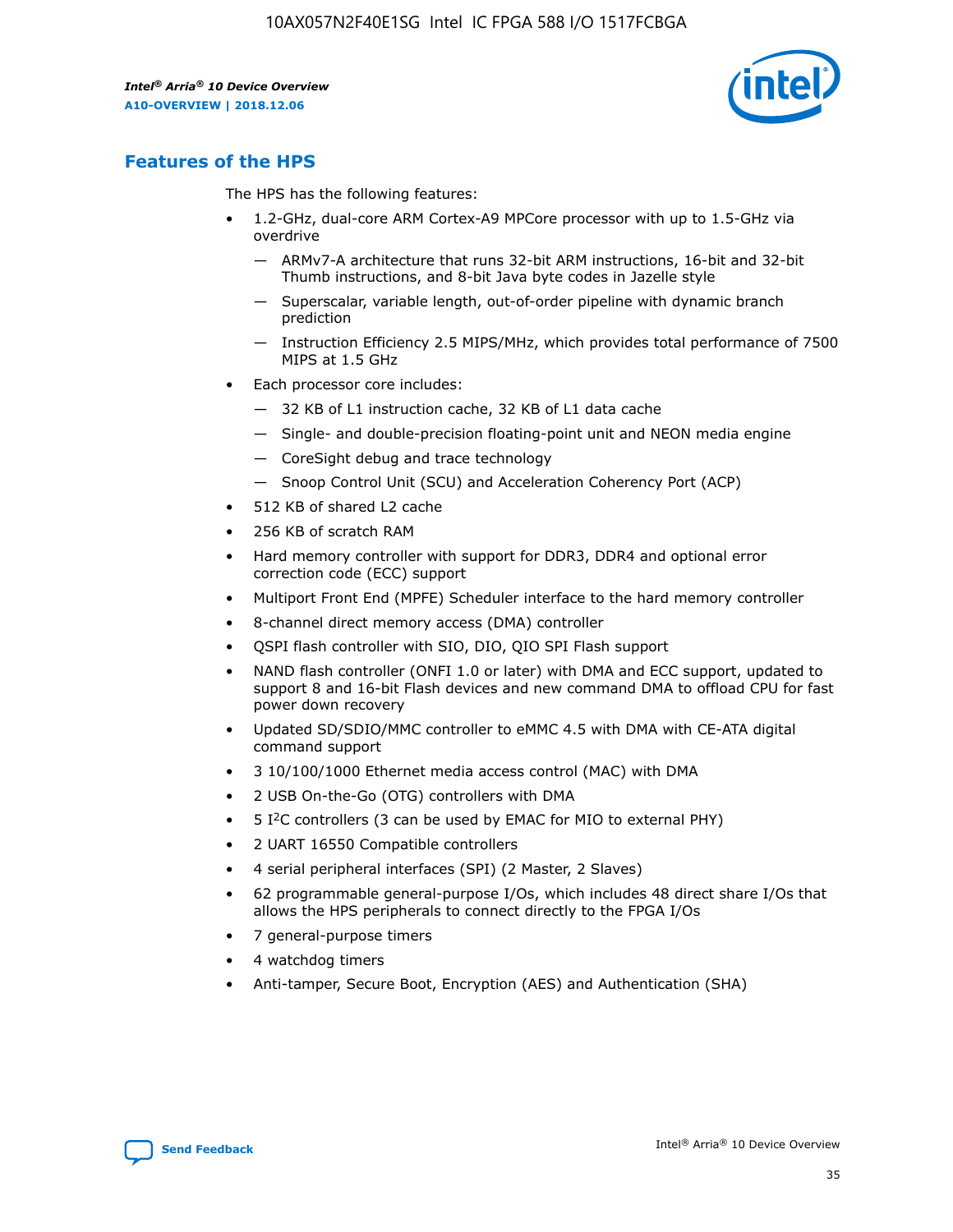## Features of the HPS

The HPS has the following features:

- 1.2-GHz, dual-core ARM Cortex-A9 MPCore processor with up to 1.5-GHz via overdrive
  - — ARMv7-A architecture that runs 32-bit ARM instructions, 16-bit and 32-bit Thumb instructions, and 8-bit Java byte codes in Jazelle style
  - — Superscalar, variable length, out-of-order pipeline with dynamic branch prediction
  - — Instruction Efficiency 2.5 MIPS/MHz, which provides total performance of 7500 MIPS at 1.5 GHz
- Each processor core includes:
  - — 32 KB of L1 instruction cache, 32 KB of L1 data cache
  - — Single- and double-precision floating-point unit and NEON media engine
  - — CoreSight debug and trace technology
  - — Snoop Control Unit (SCU) and Acceleration Coherency Port (ACP)
- 512 KB of shared L2 cache
- 256 KB of scratch RAM
- Hard memory controller with support for DDR3, DDR4 and optional error correction code (ECC) support
- Multiport Front End (MPFE) Scheduler interface to the hard memory controller
- 8-channel direct memory access (DMA) controller
- QSPI flash controller with SIO, DIO, QIO SPI Flash support
- NAND flash controller (ONFI 1.0 or later) with DMA and ECC support, updated to support 8 and 16-bit Flash devices and new command DMA to offload CPU for fast power down recovery
- Updated SD/SDIO/MMC controller to eMMC 4.5 with DMA with CE-ATA digital command support
- 3 10/100/1000 Ethernet media access control (MAC) with DMA
- 2 USB On-the-Go (OTG) controllers with DMA
- 5 I²C controllers (3 can be used by EMAC for MIO to external PHY)
- 2 UART 16550 Compatible controllers
- 4 serial peripheral interfaces (SPI) (2 Master, 2 Slaves)
- 62 programmable general-purpose I/Os, which includes 48 direct share I/Os that allows the HPS peripherals to connect directly to the FPGA I/Os
- 7 general-purpose timers
- 4 watchdog timers
- Anti-tamper, Secure Boot, Encryption (AES) and Authentication (SHA)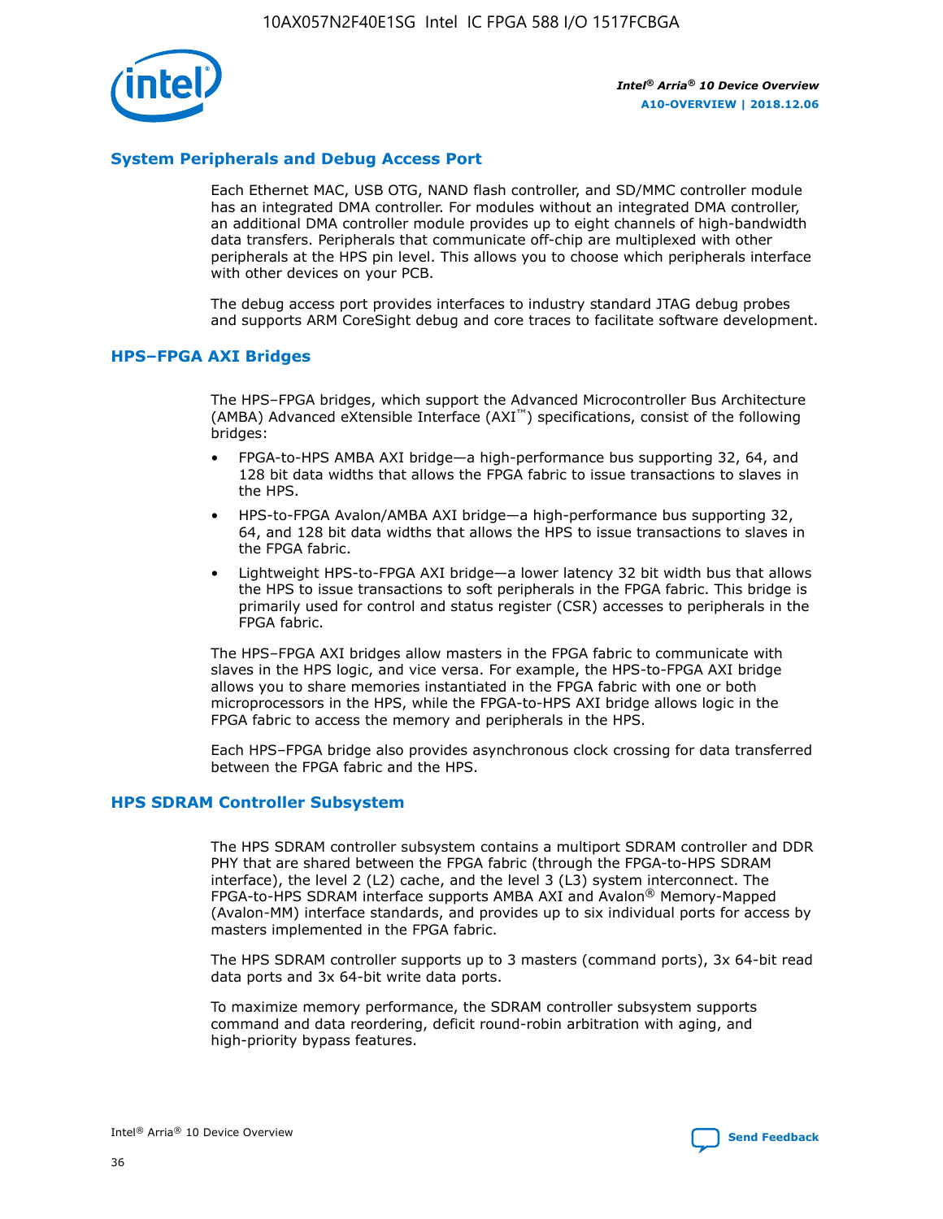## System Peripherals and Debug Access Port

Each Ethernet MAC, USB OTG, NAND flash controller, and SD/MMC controller module has an integrated DMA controller. For modules without an integrated DMA controller, an additional DMA controller module provides up to eight channels of high-bandwidth data transfers. Peripherals that communicate off-chip are multiplexed with other peripherals at the HPS pin level. This allows you to choose which peripherals interface with other devices on your PCB.

The debug access port provides interfaces to industry standard JTAG debug probes and supports ARM CoreSight debug and core traces to facilitate software development.

## HPS–FPGA AXI Bridges

The HPS–FPGA bridges, which support the Advanced Microcontroller Bus Architecture (AMBA) Advanced eXtensible Interface (AXI™) specifications, consist of the following bridges:

- FPGA-to-HPS AMBA AXI bridge—a high-performance bus supporting 32, 64, and 128 bit data widths that allows the FPGA fabric to issue transactions to slaves in the HPS.
- HPS-to-FPGA Avalon/AMBA AXI bridge—a high-performance bus supporting 32, 64, and 128 bit data widths that allows the HPS to issue transactions to slaves in the FPGA fabric.
- Lightweight HPS-to-FPGA AXI bridge—a lower latency 32 bit width bus that allows the HPS to issue transactions to soft peripherals in the FPGA fabric. This bridge is primarily used for control and status register (CSR) accesses to peripherals in the FPGA fabric.

The HPS–FPGA AXI bridges allow masters in the FPGA fabric to communicate with slaves in the HPS logic, and vice versa. For example, the HPS-to-FPGA AXI bridge allows you to share memories instantiated in the FPGA fabric with one or both microprocessors in the HPS, while the FPGA-to-HPS AXI bridge allows logic in the FPGA fabric to access the memory and peripherals in the HPS.

Each HPS–FPGA bridge also provides asynchronous clock crossing for data transferred between the FPGA fabric and the HPS.

## HPS SDRAM Controller Subsystem

The HPS SDRAM controller subsystem contains a multiport SDRAM controller and DDR PHY that are shared between the FPGA fabric (through the FPGA-to-HPS SDRAM interface), the level 2 (L2) cache, and the level 3 (L3) system interconnect. The FPGA-to-HPS SDRAM interface supports AMBA AXI and Avalon® Memory-Mapped (Avalon-MM) interface standards, and provides up to six individual ports for access by masters implemented in the FPGA fabric.

The HPS SDRAM controller supports up to 3 masters (command ports), 3x 64-bit read data ports and 3x 64-bit write data ports.

To maximize memory performance, the SDRAM controller subsystem supports command and data reordering, deficit round-robin arbitration with aging, and high-priority bypass features.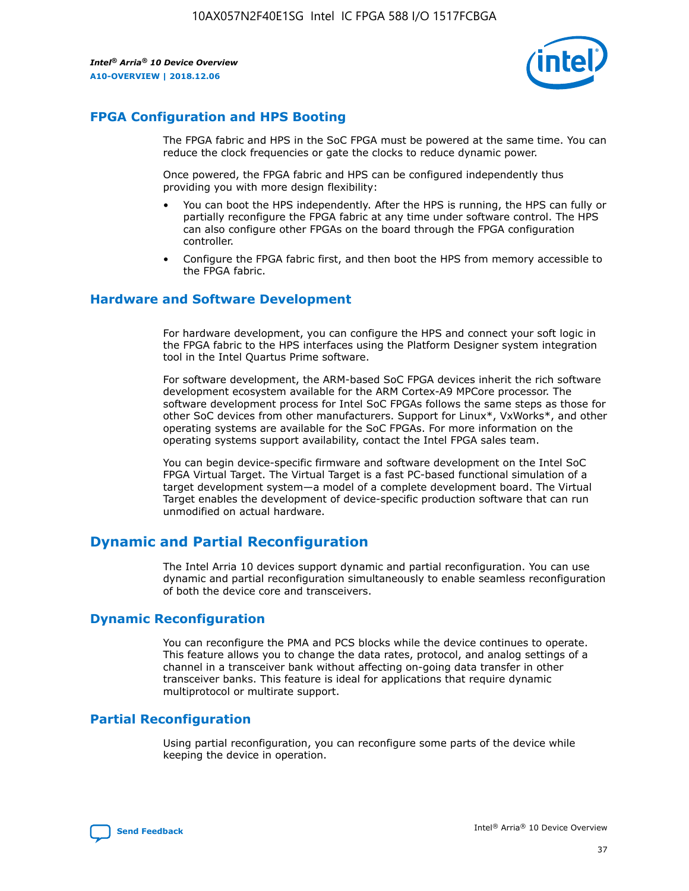## FPGA Configuration and HPS Booting

The FPGA fabric and HPS in the SoC FPGA must be powered at the same time. You can reduce the clock frequencies or gate the clocks to reduce dynamic power.

Once powered, the FPGA fabric and HPS can be configured independently thus providing you with more design flexibility:

- You can boot the HPS independently. After the HPS is running, the HPS can fully or partially reconfigure the FPGA fabric at any time under software control. The HPS can also configure other FPGAs on the board through the FPGA configuration controller.
- Configure the FPGA fabric first, and then boot the HPS from memory accessible to the FPGA fabric.

## Hardware and Software Development

For hardware development, you can configure the HPS and connect your soft logic in the FPGA fabric to the HPS interfaces using the Platform Designer system integration tool in the Intel Quartus Prime software.

For software development, the ARM-based SoC FPGA devices inherit the rich software development ecosystem available for the ARM Cortex-A9 MPCore processor. The software development process for Intel SoC FPGAs follows the same steps as those for other SoC devices from other manufacturers. Support for Linux*, VxWorks*, and other operating systems are available for the SoC FPGAs. For more information on the operating systems support availability, contact the Intel FPGA sales team.

You can begin device-specific firmware and software development on the Intel SoC FPGA Virtual Target. The Virtual Target is a fast PC-based functional simulation of a target development system—a model of a complete development board. The Virtual Target enables the development of device-specific production software that can run unmodified on actual hardware.

## Dynamic and Partial Reconfiguration

The Intel Arria 10 devices support dynamic and partial reconfiguration. You can use dynamic and partial reconfiguration simultaneously to enable seamless reconfiguration of both the device core and transceivers.

## Dynamic Reconfiguration

You can reconfigure the PMA and PCS blocks while the device continues to operate. This feature allows you to change the data rates, protocol, and analog settings of a channel in a transceiver bank without affecting on-going data transfer in other transceiver banks. This feature is ideal for applications that require dynamic multiprotocol or multirate support.

## Partial Reconfiguration

Using partial reconfiguration, you can reconfigure some parts of the device while keeping the device in operation.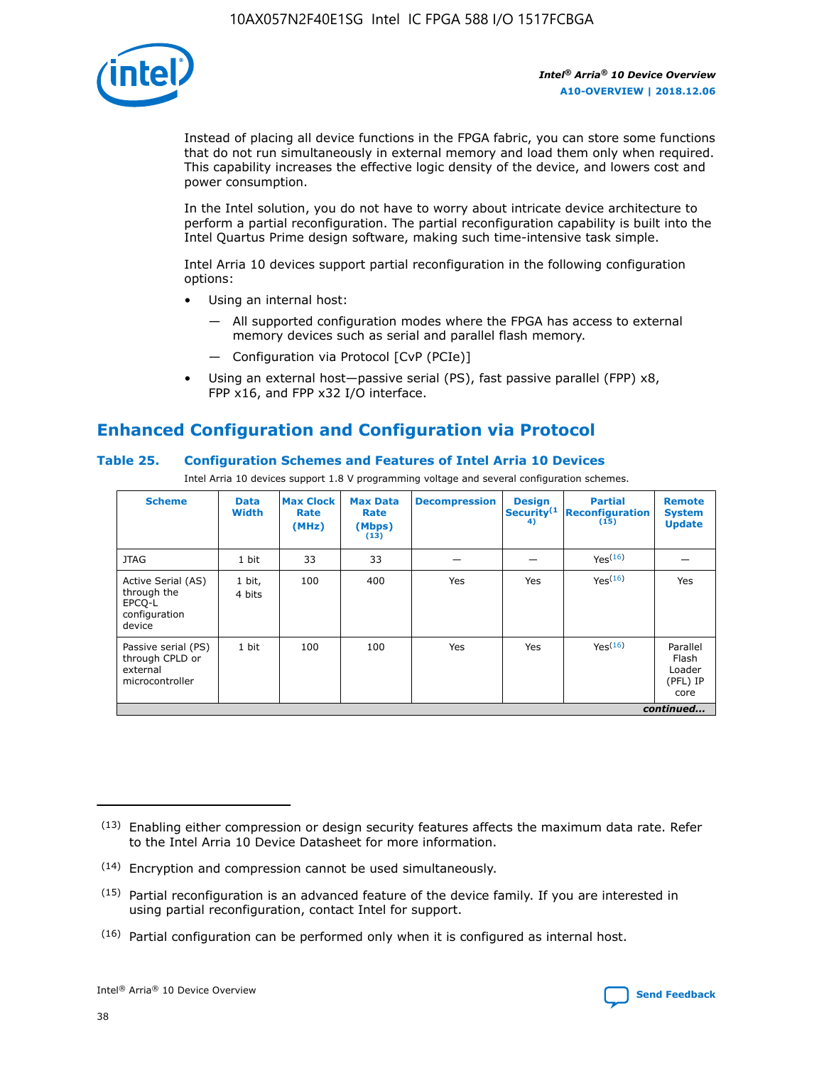Instead of placing all device functions in the FPGA fabric, you can store some functions that do not run simultaneously in external memory and load them only when required. This capability increases the effective logic density of the device, and lowers cost and power consumption.

In the Intel solution, you do not have to worry about intricate device architecture to perform a partial reconfiguration. The partial reconfiguration capability is built into the Intel Quartus Prime design software, making such time-intensive task simple.

Intel Arria 10 devices support partial reconfiguration in the following configuration options:

- Using an internal host:
  — All supported configuration modes where the FPGA has access to external memory devices such as serial and parallel flash memory.
  — Configuration via Protocol [CvP (PCIe)]
- Using an external host—passive serial (PS), fast passive parallel (FPP) x8, FPP x16, and FPP x32 I/O interface.

## Enhanced Configuration and Configuration via Protocol

### Table 25. Configuration Schemes and Features of Intel Arria 10 Devices

Intel Arria 10 devices support 1.8 V programming voltage and several configuration schemes.

| Scheme | Data Width | Max Clock Rate (MHz) | Max Data Rate (Mbps) (13) | Decompression | Design Security (14) | Partial Reconfiguration (15) | Remote System Update |
|---|---|---|---|---|---|---|---|
| JTAG | 1 bit | 33 | 33 | — | — | Yes (16) | — |
| Active Serial (AS) through the EPCQ-L configuration device | 1 bit, 4 bits | 100 | 400 | Yes | Yes | Yes (16) | Yes |
| Passive serial (PS) through CPLD or external microcontroller | 1 bit | 100 | 100 | Yes | Yes | Yes (16) | Parallel Flash Loader (PFL) IP core |

*continued...*

(13) Enabling either compression or design security features affects the maximum data rate. Refer to the Intel Arria 10 Device Datasheet for more information.

(14) Encryption and compression cannot be used simultaneously.

(15) Partial reconfiguration is an advanced feature of the device family. If you are interested in using partial reconfiguration, contact Intel for support.

(16) Partial configuration can be performed only when it is configured as internal host.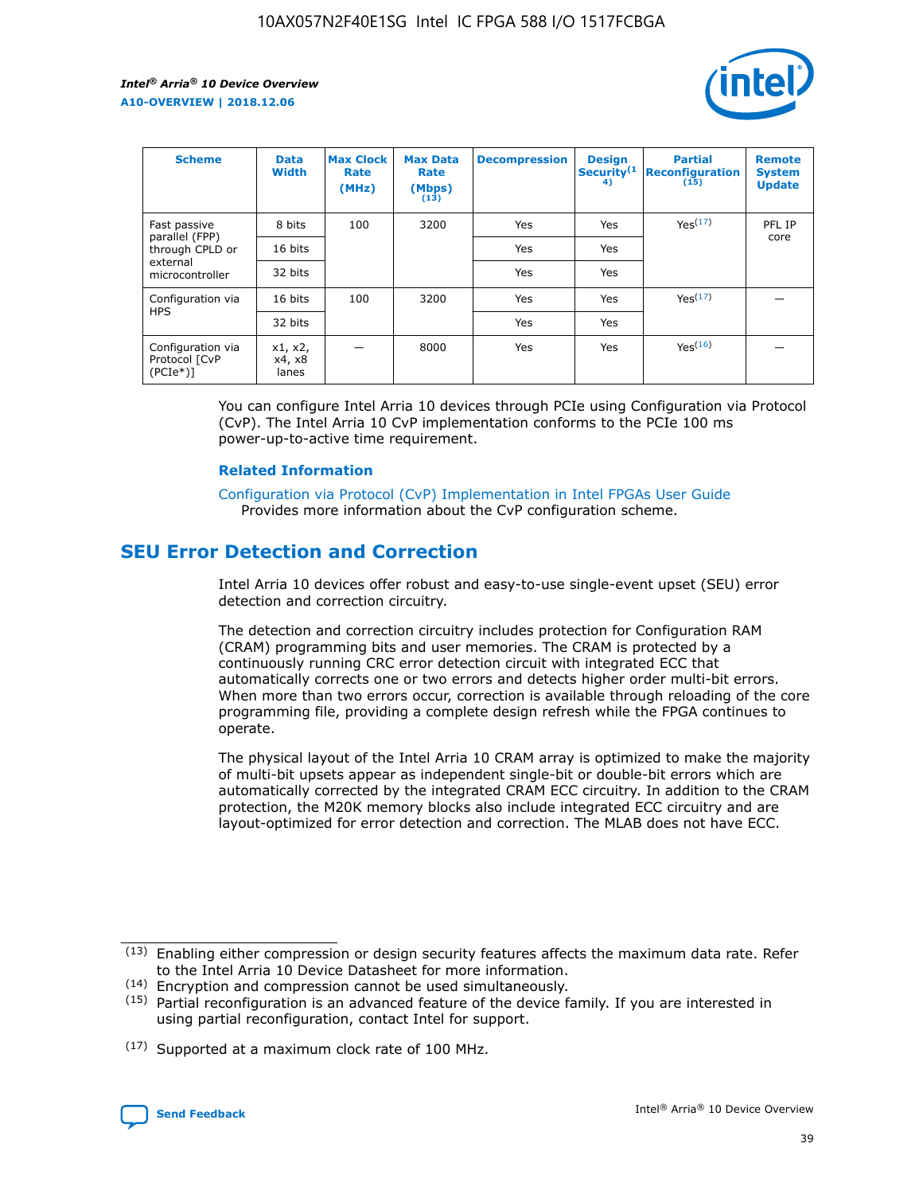| Scheme | Data Width | Max Clock Rate (MHz) | Max Data Rate (Mbps) (13) | Decompression | Design Security(14) | Partial Reconfiguration (15) | Remote System Update |
|---|---|---|---|---|---|---|---|
| Fast passive parallel (FPP) through CPLD or external microcontroller | 8 bits | 100 | 3200 | Yes | Yes | Yes(17) | PFL IP core |
| | 16 bits | | | Yes | Yes | | |
| | 32 bits | | | Yes | Yes | | |
| Configuration via HPS | 16 bits | 100 | 3200 | Yes | Yes | Yes(17) | — |
| | 32 bits | | | Yes | Yes | | |
| Configuration via Protocol [CvP (PCIe*)] | x1, x2, x4, x8 lanes | — | 8000 | Yes | Yes | Yes(16) | — |

You can configure Intel Arria 10 devices through PCIe using Configuration via Protocol (CvP). The Intel Arria 10 CvP implementation conforms to the PCIe 100 ms power-up-to-active time requirement.

### Related Information

Configuration via Protocol (CvP) Implementation in Intel FPGAs User Guide
Provides more information about the CvP configuration scheme.

## SEU Error Detection and Correction

Intel Arria 10 devices offer robust and easy-to-use single-event upset (SEU) error detection and correction circuitry.

The detection and correction circuitry includes protection for Configuration RAM (CRAM) programming bits and user memories. The CRAM is protected by a continuously running CRC error detection circuit with integrated ECC that automatically corrects one or two errors and detects higher order multi-bit errors. When more than two errors occur, correction is available through reloading of the core programming file, providing a complete design refresh while the FPGA continues to operate.

The physical layout of the Intel Arria 10 CRAM array is optimized to make the majority of multi-bit upsets appear as independent single-bit or double-bit errors which are automatically corrected by the integrated CRAM ECC circuitry. In addition to the CRAM protection, the M20K memory blocks also include integrated ECC circuitry and are layout-optimized for error detection and correction. The MLAB does not have ECC.

(13) Enabling either compression or design security features affects the maximum data rate. Refer to the Intel Arria 10 Device Datasheet for more information.

(14) Encryption and compression cannot be used simultaneously.

(15) Partial reconfiguration is an advanced feature of the device family. If you are interested in using partial reconfiguration, contact Intel for support.

(17) Supported at a maximum clock rate of 100 MHz.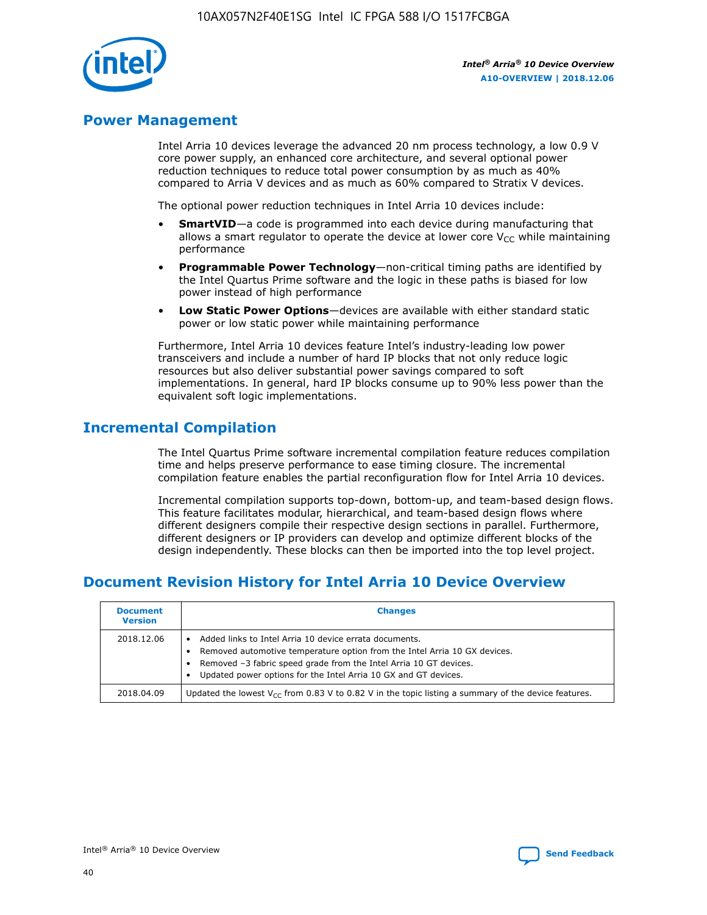## Power Management

Intel Arria 10 devices leverage the advanced 20 nm process technology, a low 0.9 V core power supply, an enhanced core architecture, and several optional power reduction techniques to reduce total power consumption by as much as 40% compared to Arria V devices and as much as 60% compared to Stratix V devices.

The optional power reduction techniques in Intel Arria 10 devices include:

- **SmartVID**—a code is programmed into each device during manufacturing that allows a smart regulator to operate the device at lower core $V_{CC}$ while maintaining performance
- **Programmable Power Technology**—non-critical timing paths are identified by the Intel Quartus Prime software and the logic in these paths is biased for low power instead of high performance
- **Low Static Power Options**—devices are available with either standard static power or low static power while maintaining performance

Furthermore, Intel Arria 10 devices feature Intel's industry-leading low power transceivers and include a number of hard IP blocks that not only reduce logic resources but also deliver substantial power savings compared to soft implementations. In general, hard IP blocks consume up to 90% less power than the equivalent soft logic implementations.

## Incremental Compilation

The Intel Quartus Prime software incremental compilation feature reduces compilation time and helps preserve performance to ease timing closure. The incremental compilation feature enables the partial reconfiguration flow for Intel Arria 10 devices.

Incremental compilation supports top-down, bottom-up, and team-based design flows. This feature facilitates modular, hierarchical, and team-based design flows where different designers compile their respective design sections in parallel. Furthermore, different designers or IP providers can develop and optimize different blocks of the design independently. These blocks can then be imported into the top level project.

## Document Revision History for Intel Arria 10 Device Overview

| Document Version | Changes |
|---|---|
| 2018.12.06 | • Added links to Intel Arria 10 device errata documents.<br>• Removed automotive temperature option from the Intel Arria 10 GX devices.<br>• Removed –3 fabric speed grade from the Intel Arria 10 GT devices.<br>• Updated power options for the Intel Arria 10 GX and GT devices. |
| 2018.04.09 | Updated the lowest $V_{CC}$ from 0.83 V to 0.82 V in the topic listing a summary of the device features. |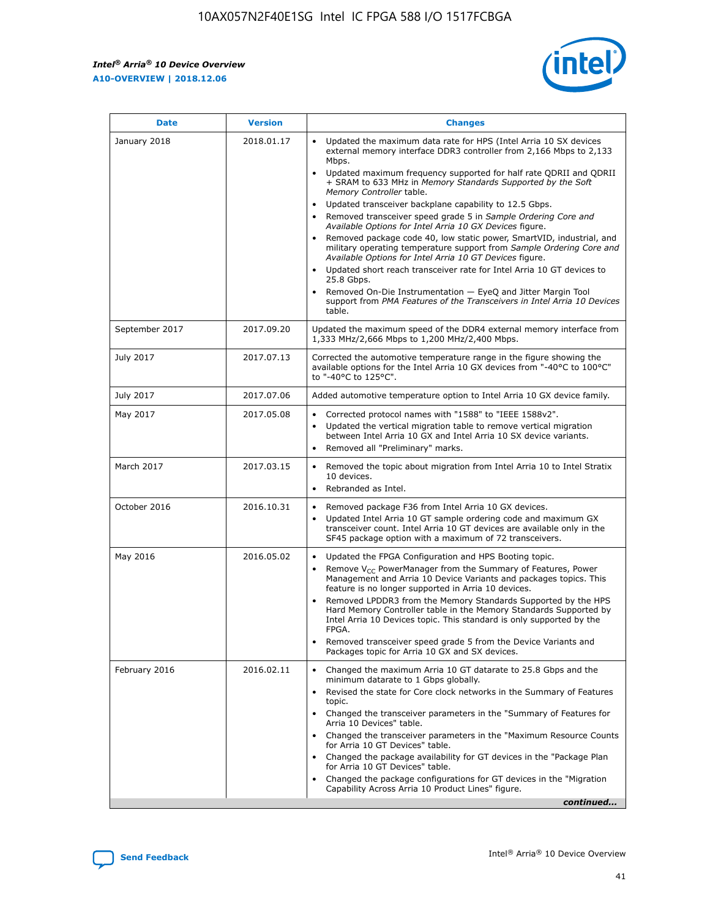| Date | Version | Changes |
| --- | --- | --- |
| January 2018 | 2018.01.17 | • Updated the maximum data rate for HPS (Intel Arria 10 SX devices external memory interface DDR3 controller from 2,166 Mbps to 2,133 Mbps.<br>• Updated maximum frequency supported for half rate QDRII and QDRII + SRAM to 633 MHz in *Memory Standards Supported by the Soft Memory Controller* table.<br>• Updated transceiver backplane capability to 12.5 Gbps.<br>• Removed transceiver speed grade 5 in *Sample Ordering Core and Available Options for Intel Arria 10 GX Devices* figure.<br>• Removed package code 40, low static power, SmartVID, industrial, and military operating temperature support from *Sample Ordering Core and Available Options for Intel Arria 10 GT Devices* figure.<br>• Updated short reach transceiver rate for Intel Arria 10 GT devices to 25.8 Gbps.<br>• Removed On-Die Instrumentation — EyeQ and Jitter Margin Tool support from *PMA Features of the Transceivers in Intel Arria 10 Devices* table. |
| September 2017 | 2017.09.20 | Updated the maximum speed of the DDR4 external memory interface from 1,333 MHz/2,666 Mbps to 1,200 MHz/2,400 Mbps. |
| July 2017 | 2017.07.13 | Corrected the automotive temperature range in the figure showing the available options for the Intel Arria 10 GX devices from "-40°C to 100°C" to "-40°C to 125°C". |
| July 2017 | 2017.07.06 | Added automotive temperature option to Intel Arria 10 GX device family. |
| May 2017 | 2017.05.08 | • Corrected protocol names with "1588" to "IEEE 1588v2".<br>• Updated the vertical migration table to remove vertical migration between Intel Arria 10 GX and Intel Arria 10 SX device variants.<br>• Removed all "Preliminary" marks. |
| March 2017 | 2017.03.15 | • Removed the topic about migration from Intel Arria 10 to Intel Stratix 10 devices.<br>• Rebranded as Intel. |
| October 2016 | 2016.10.31 | • Removed package F36 from Intel Arria 10 GX devices.<br>• Updated Intel Arria 10 GT sample ordering code and maximum GX transceiver count. Intel Arria 10 GT devices are available only in the SF45 package option with a maximum of 72 transceivers. |
| May 2016 | 2016.05.02 | • Updated the FPGA Configuration and HPS Booting topic.<br>• Remove $V_{CC}$ PowerManager from the Summary of Features, Power Management and Arria 10 Device Variants and packages topics. This feature is no longer supported in Arria 10 devices.<br>• Removed LPDDR3 from the Memory Standards Supported by the HPS Hard Memory Controller table in the Memory Standards Supported by Intel Arria 10 Devices topic. This standard is only supported by the FPGA.<br>• Removed transceiver speed grade 5 from the Device Variants and Packages topic for Arria 10 GX and SX devices. |
| February 2016 | 2016.02.11 | • Changed the maximum Arria 10 GT datarate to 25.8 Gbps and the minimum datarate to 1 Gbps globally.<br>• Revised the state for Core clock networks in the Summary of Features topic.<br>• Changed the transceiver parameters in the "Summary of Features for Arria 10 Devices" table.<br>• Changed the transceiver parameters in the "Maximum Resource Counts for Arria 10 GT Devices" table.<br>• Changed the package availability for GT devices in the "Package Plan for Arria 10 GT Devices" table.<br>• Changed the package configurations for GT devices in the "Migration Capability Across Arria 10 Product Lines" figure. |

*continued...*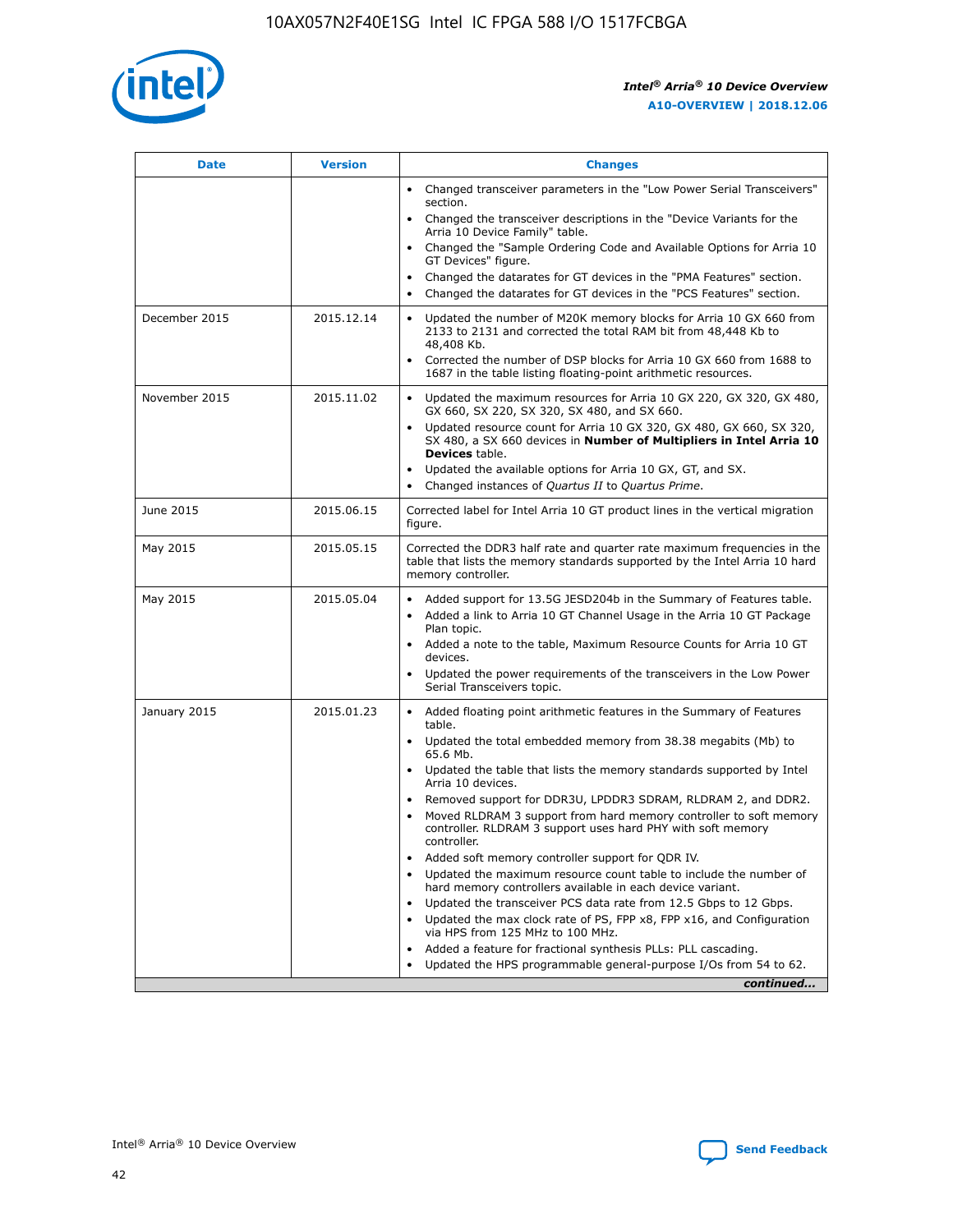| Date | Version | Changes |
| --- | --- | --- |
| | | • Changed transceiver parameters in the "Low Power Serial Transceivers" section.<br>• Changed the transceiver descriptions in the "Device Variants for the Arria 10 Device Family" table.<br>• Changed the "Sample Ordering Code and Available Options for Arria 10 GT Devices" figure.<br>• Changed the datarates for GT devices in the "PMA Features" section.<br>• Changed the datarates for GT devices in the "PCS Features" section. |
| December 2015 | 2015.12.14 | • Updated the number of M20K memory blocks for Arria 10 GX 660 from 2133 to 2131 and corrected the total RAM bit from 48,448 Kb to 48,408 Kb.<br>• Corrected the number of DSP blocks for Arria 10 GX 660 from 1688 to 1687 in the table listing floating-point arithmetic resources. |
| November 2015 | 2015.11.02 | • Updated the maximum resources for Arria 10 GX 220, GX 320, GX 480, GX 660, SX 220, SX 320, SX 480, and SX 660.<br>• Updated resource count for Arria 10 GX 320, GX 480, GX 660, SX 320, SX 480, a SX 660 devices in **Number of Multipliers in Intel Arria 10 Devices** table.<br>• Updated the available options for Arria 10 GX, GT, and SX.<br>• Changed instances of *Quartus II* to *Quartus Prime*. |
| June 2015 | 2015.06.15 | Corrected label for Intel Arria 10 GT product lines in the vertical migration figure. |
| May 2015 | 2015.05.15 | Corrected the DDR3 half rate and quarter rate maximum frequencies in the table that lists the memory standards supported by the Intel Arria 10 hard memory controller. |
| May 2015 | 2015.05.04 | • Added support for 13.5G JESD204b in the Summary of Features table.<br>• Added a link to Arria 10 GT Channel Usage in the Arria 10 GT Package Plan topic.<br>• Added a note to the table, Maximum Resource Counts for Arria 10 GT devices.<br>• Updated the power requirements of the transceivers in the Low Power Serial Transceivers topic. |
| January 2015 | 2015.01.23 | • Added floating point arithmetic features in the Summary of Features table.<br>• Updated the total embedded memory from 38.38 megabits (Mb) to 65.6 Mb.<br>• Updated the table that lists the memory standards supported by Intel Arria 10 devices.<br>• Removed support for DDR3U, LPDDR3 SDRAM, RLDRAM 2, and DDR2.<br>• Moved RLDRAM 3 support from hard memory controller to soft memory controller. RLDRAM 3 support uses hard PHY with soft memory controller.<br>• Added soft memory controller support for QDR IV.<br>• Updated the maximum resource count table to include the number of hard memory controllers available in each device variant.<br>• Updated the transceiver PCS data rate from 12.5 Gbps to 12 Gbps.<br>• Updated the max clock rate of PS, FPP x8, FPP x16, and Configuration via HPS from 125 MHz to 100 MHz.<br>• Added a feature for fractional synthesis PLLs: PLL cascading.<br>• Updated the HPS programmable general-purpose I/Os from 54 to 62. |

*continued...*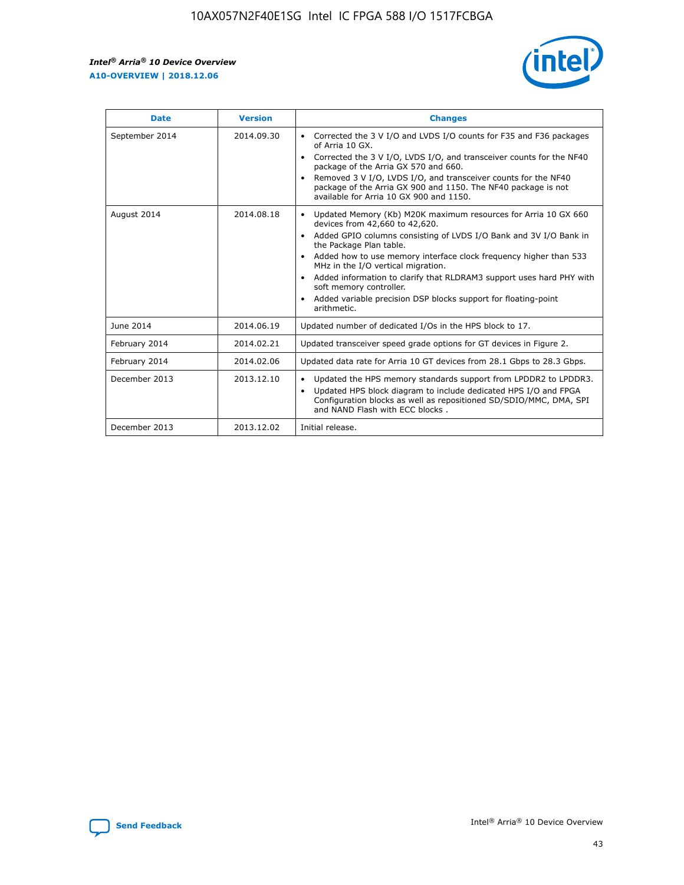| Date | Version | Changes |
| --- | --- | --- |
| September 2014 | 2014.09.30 | • Corrected the 3 V I/O and LVDS I/O counts for F35 and F36 packages of Arria 10 GX.<br>• Corrected the 3 V I/O, LVDS I/O, and transceiver counts for the NF40 package of the Arria GX 570 and 660.<br>• Removed 3 V I/O, LVDS I/O, and transceiver counts for the NF40 package of the Arria GX 900 and 1150. The NF40 package is not available for Arria 10 GX 900 and 1150. |
| August 2014 | 2014.08.18 | • Updated Memory (Kb) M20K maximum resources for Arria 10 GX 660 devices from 42,660 to 42,620.<br>• Added GPIO columns consisting of LVDS I/O Bank and 3V I/O Bank in the Package Plan table.<br>• Added how to use memory interface clock frequency higher than 533 MHz in the I/O vertical migration.<br>• Added information to clarify that RLDRAM3 support uses hard PHY with soft memory controller.<br>• Added variable precision DSP blocks support for floating-point arithmetic. |
| June 2014 | 2014.06.19 | Updated number of dedicated I/Os in the HPS block to 17. |
| February 2014 | 2014.02.21 | Updated transceiver speed grade options for GT devices in Figure 2. |
| February 2014 | 2014.02.06 | Updated data rate for Arria 10 GT devices from 28.1 Gbps to 28.3 Gbps. |
| December 2013 | 2013.12.10 | • Updated the HPS memory standards support from LPDDR2 to LPDDR3.<br>• Updated HPS block diagram to include dedicated HPS I/O and FPGA Configuration blocks as well as repositioned SD/SDIO/MMC, DMA, SPI and NAND Flash with ECC blocks . |
| December 2013 | 2013.12.02 | Initial release. |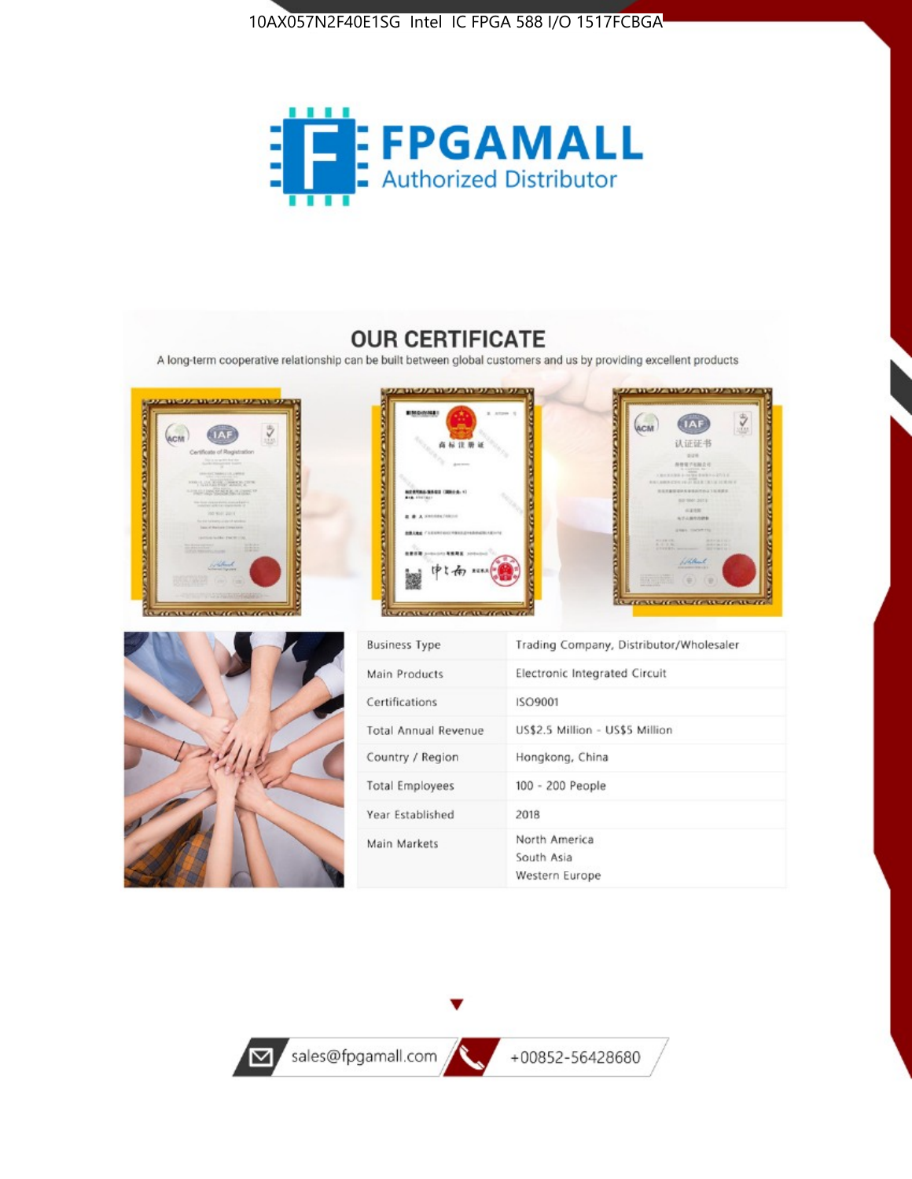FPGAMALL
Authorized Distributor

## OUR CERTIFICATE

A long-term cooperative relationship can be built between global customers and us by providing excellent products

| | |
|---|---|
| Business Type | Trading Company, Distributor/Wholesaler |
| Main Products | Electronic Integrated Circuit |
| Certifications | ISO9001 |
| Total Annual Revenue | US$2.5 Million - US$5 Million |
| Country / Region | Hongkong, China |
| Total Employees | 100 - 200 People |
| Year Established | 2018 |
| Main Markets | North America<br>South Asia<br>Western Europe |

sales@fpgamall.com +00852-56428680